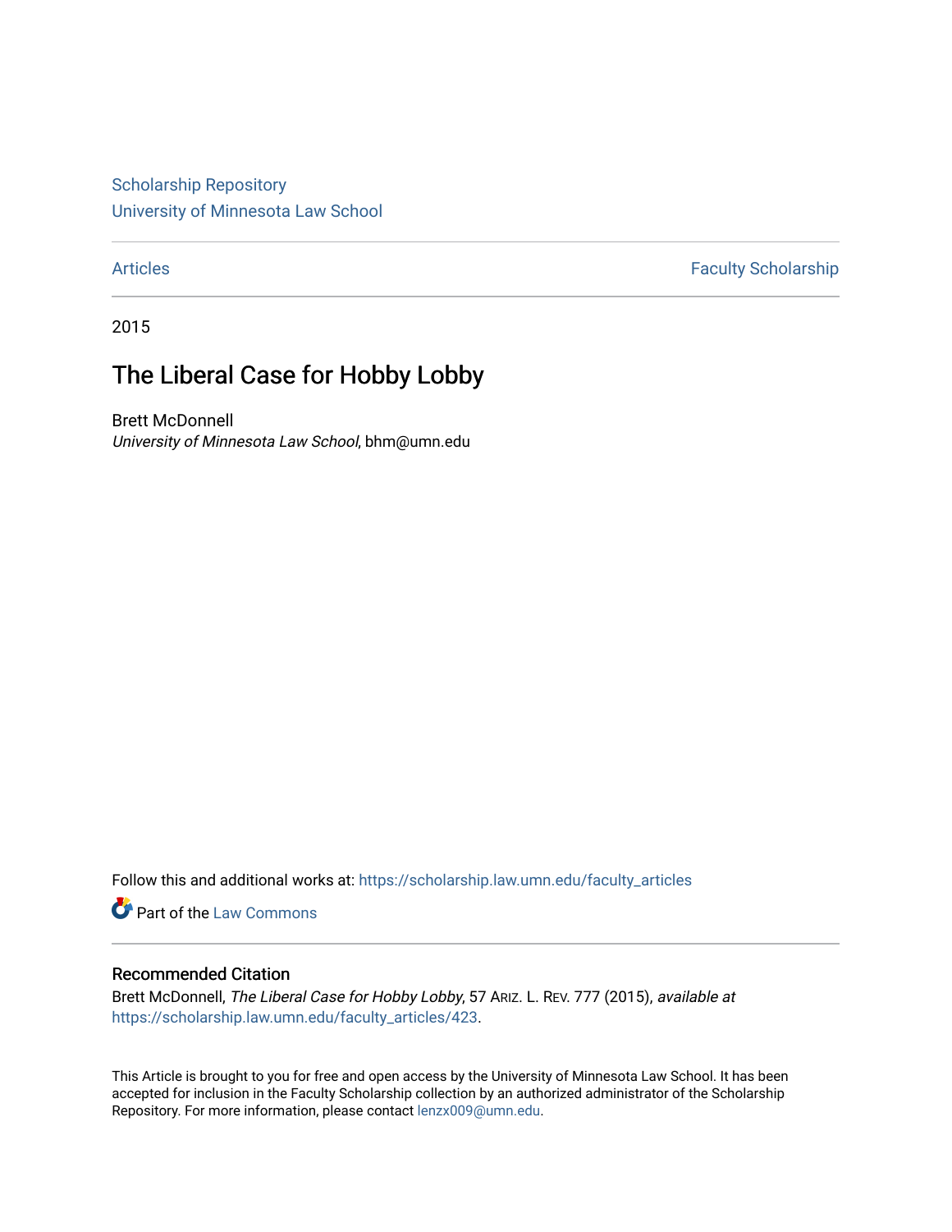Scholarship Repository
University of Minnesota Law School

Articles | Faculty Scholarship

2015

# The Liberal Case for Hobby Lobby

Brett McDonnell
*University of Minnesota Law School*, bhm@umn.edu

Follow this and additional works at: https://scholarship.law.umn.edu/faculty_articles

Part of the Law Commons

## Recommended Citation

Brett McDonnell, *The Liberal Case for Hobby Lobby*, 57 ARIZ. L. REV. 777 (2015), *available at* https://scholarship.law.umn.edu/faculty_articles/423.

This Article is brought to you for free and open access by the University of Minnesota Law School. It has been accepted for inclusion in the Faculty Scholarship collection by an authorized administrator of the Scholarship Repository. For more information, please contact lenzx009@umn.edu.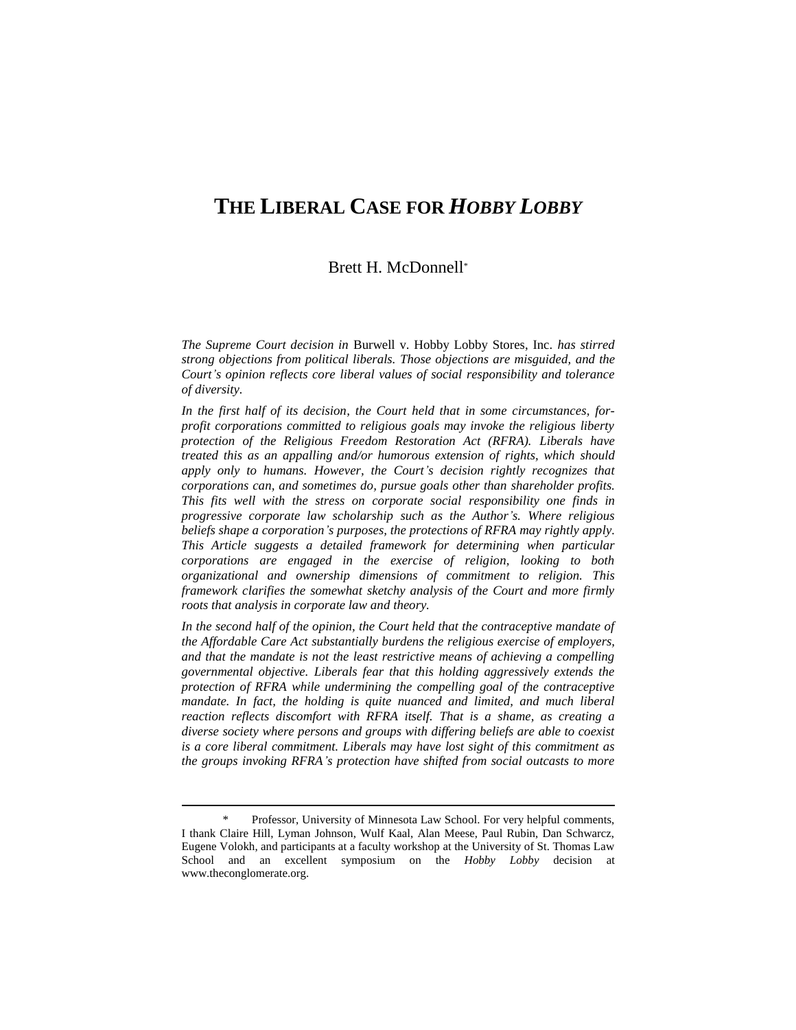# THE LIBERAL CASE FOR *HOBBY LOBBY*

Brett H. McDonnell*

*The Supreme Court decision in* Burwell v. Hobby Lobby Stores, Inc. *has stirred strong objections from political liberals. Those objections are misguided, and the Court's opinion reflects core liberal values of social responsibility and tolerance of diversity.*

*In the first half of its decision, the Court held that in some circumstances, for-profit corporations committed to religious goals may invoke the religious liberty protection of the Religious Freedom Restoration Act (RFRA). Liberals have treated this as an appalling and/or humorous extension of rights, which should apply only to humans. However, the Court's decision rightly recognizes that corporations can, and sometimes do, pursue goals other than shareholder profits. This fits well with the stress on corporate social responsibility one finds in progressive corporate law scholarship such as the Author's. Where religious beliefs shape a corporation's purposes, the protections of RFRA may rightly apply. This Article suggests a detailed framework for determining when particular corporations are engaged in the exercise of religion, looking to both organizational and ownership dimensions of commitment to religion. This framework clarifies the somewhat sketchy analysis of the Court and more firmly roots that analysis in corporate law and theory.*

*In the second half of the opinion, the Court held that the contraceptive mandate of the Affordable Care Act substantially burdens the religious exercise of employers, and that the mandate is not the least restrictive means of achieving a compelling governmental objective. Liberals fear that this holding aggressively extends the protection of RFRA while undermining the compelling goal of the contraceptive mandate. In fact, the holding is quite nuanced and limited, and much liberal reaction reflects discomfort with RFRA itself. That is a shame, as creating a diverse society where persons and groups with differing beliefs are able to coexist is a core liberal commitment. Liberals may have lost sight of this commitment as the groups invoking RFRA's protection have shifted from social outcasts to more*

---

\* Professor, University of Minnesota Law School. For very helpful comments, I thank Claire Hill, Lyman Johnson, Wulf Kaal, Alan Meese, Paul Rubin, Dan Schwarcz, Eugene Volokh, and participants at a faculty workshop at the University of St. Thomas Law School and an excellent symposium on the *Hobby Lobby* decision at www.theconglomerate.org.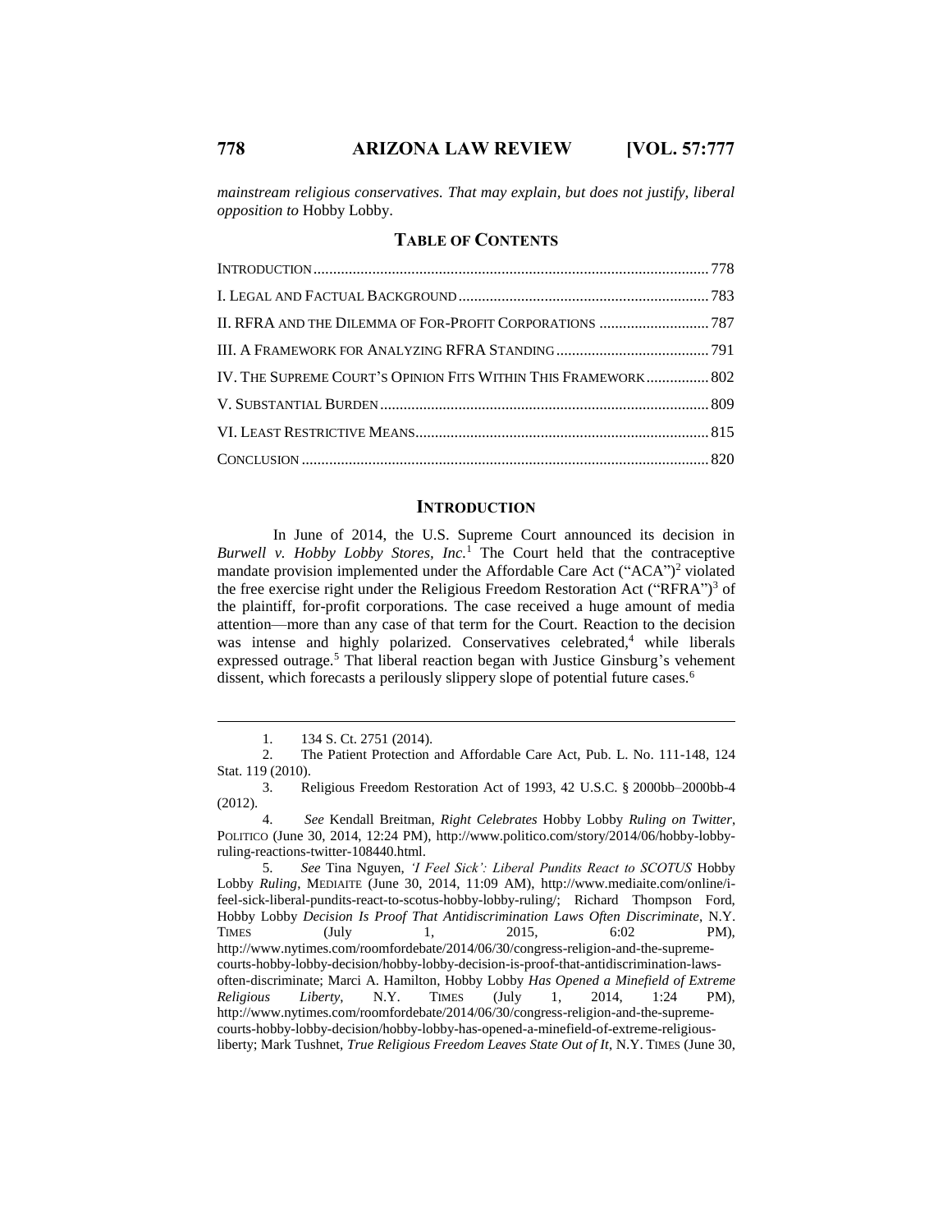*mainstream religious conservatives. That may explain, but does not justify, liberal opposition to* Hobby Lobby.

## TABLE OF CONTENTS

| | |
|---|---|
| INTRODUCTION | 778 |
| I. LEGAL AND FACTUAL BACKGROUND | 783 |
| II. RFRA AND THE DILEMMA OF FOR-PROFIT CORPORATIONS | 787 |
| III. A FRAMEWORK FOR ANALYZING RFRA STANDING | 791 |
| IV. THE SUPREME COURT'S OPINION FITS WITHIN THIS FRAMEWORK | 802 |
| V. SUBSTANTIAL BURDEN | 809 |
| VI. LEAST RESTRICTIVE MEANS | 815 |
| CONCLUSION | 820 |

## INTRODUCTION

In June of 2014, the U.S. Supreme Court announced its decision in *Burwell v. Hobby Lobby Stores, Inc.*[1] The Court held that the contraceptive mandate provision implemented under the Affordable Care Act ("ACA")[2] violated the free exercise right under the Religious Freedom Restoration Act ("RFRA")[3] of the plaintiff, for-profit corporations. The case received a huge amount of media attention—more than any case of that term for the Court. Reaction to the decision was intense and highly polarized. Conservatives celebrated,[4] while liberals expressed outrage.[5] That liberal reaction began with Justice Ginsburg's vehement dissent, which forecasts a perilously slippery slope of potential future cases.[6]

---

1. 134 S. Ct. 2751 (2014).

2. The Patient Protection and Affordable Care Act, Pub. L. No. 111-148, 124 Stat. 119 (2010).

3. Religious Freedom Restoration Act of 1993, 42 U.S.C. § 2000bb–2000bb-4 (2012).

4. *See* Kendall Breitman, *Right Celebrates* Hobby Lobby *Ruling on Twitter*, POLITICO (June 30, 2014, 12:24 PM), http://www.politico.com/story/2014/06/hobby-lobby-ruling-reactions-twitter-108440.html.

5. *See* Tina Nguyen, *'I Feel Sick': Liberal Pundits React to SCOTUS* Hobby Lobby *Ruling*, MEDIAITE (June 30, 2014, 11:09 AM), http://www.mediaite.com/online/i-feel-sick-liberal-pundits-react-to-scotus-hobby-lobby-ruling/; Richard Thompson Ford, Hobby Lobby *Decision Is Proof That Antidiscrimination Laws Often Discriminate*, N.Y. TIMES (July 1, 2015, 6:02 PM), http://www.nytimes.com/roomfordebate/2014/06/30/congress-religion-and-the-supreme-courts-hobby-lobby-decision/hobby-lobby-decision-is-proof-that-antidiscrimination-laws-often-discriminate; Marci A. Hamilton, Hobby Lobby *Has Opened a Minefield of Extreme Religious Liberty*, N.Y. TIMES (July 1, 2014, 1:24 PM), http://www.nytimes.com/roomfordebate/2014/06/30/congress-religion-and-the-supreme-courts-hobby-lobby-decision/hobby-lobby-has-opened-a-minefield-of-extreme-religious-liberty; Mark Tushnet, *True Religious Freedom Leaves State Out of It*, N.Y. TIMES (June 30,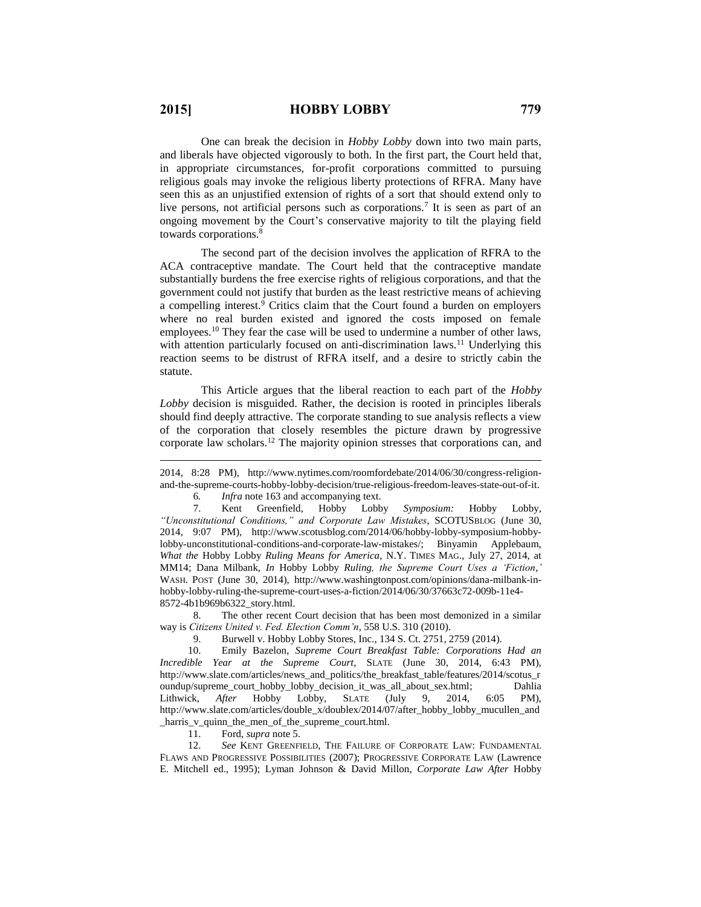One can break the decision in *Hobby Lobby* down into two main parts, and liberals have objected vigorously to both. In the first part, the Court held that, in appropriate circumstances, for-profit corporations committed to pursuing religious goals may invoke the religious liberty protections of RFRA. Many have seen this as an unjustified extension of rights of a sort that should extend only to live persons, not artificial persons such as corporations.[7] It is seen as part of an ongoing movement by the Court's conservative majority to tilt the playing field towards corporations.[8]

The second part of the decision involves the application of RFRA to the ACA contraceptive mandate. The Court held that the contraceptive mandate substantially burdens the free exercise rights of religious corporations, and that the government could not justify that burden as the least restrictive means of achieving a compelling interest.[9] Critics claim that the Court found a burden on employers where no real burden existed and ignored the costs imposed on female employees.[10] They fear the case will be used to undermine a number of other laws, with attention particularly focused on anti-discrimination laws.[11] Underlying this reaction seems to be distrust of RFRA itself, and a desire to strictly cabin the statute.

This Article argues that the liberal reaction to each part of the *Hobby Lobby* decision is misguided. Rather, the decision is rooted in principles liberals should find deeply attractive. The corporate standing to sue analysis reflects a view of the corporation that closely resembles the picture drawn by progressive corporate law scholars.[12] The majority opinion stresses that corporations can, and

---

2014, 8:28 PM), http://www.nytimes.com/roomfordebate/2014/06/30/congress-religion-and-the-supreme-courts-hobby-lobby-decision/true-religious-freedom-leaves-state-out-of-it.

6. *Infra* note 163 and accompanying text.

7. Kent Greenfield, Hobby Lobby *Symposium:* Hobby Lobby, *"Unconstitutional Conditions," and Corporate Law Mistakes*, SCOTUSBLOG (June 30, 2014, 9:07 PM), http://www.scotusblog.com/2014/06/hobby-lobby-symposium-hobby-lobby-unconstitutional-conditions-and-corporate-law-mistakes/; Binyamin Applebaum, *What the* Hobby Lobby *Ruling Means for America*, N.Y. TIMES MAG., July 27, 2014, at MM14; Dana Milbank, *In* Hobby Lobby *Ruling, the Supreme Court Uses a 'Fiction,'* WASH. POST (June 30, 2014), http://www.washingtonpost.com/opinions/dana-milbank-in-hobby-lobby-ruling-the-supreme-court-uses-a-fiction/2014/06/30/37663c72-009b-11e4-8572-4b1b969b6322_story.html.

8. The other recent Court decision that has been most demonized in a similar way is *Citizens United v. Fed. Election Comm'n*, 558 U.S. 310 (2010).

9. Burwell v. Hobby Lobby Stores, Inc., 134 S. Ct. 2751, 2759 (2014).

10. Emily Bazelon, *Supreme Court Breakfast Table: Corporations Had an Incredible Year at the Supreme Court*, SLATE (June 30, 2014, 6:43 PM), http://www.slate.com/articles/news_and_politics/the_breakfast_table/features/2014/scotus_roundup/supreme_court_hobby_lobby_decision_it_was_all_about_sex.html; Dahlia Lithwick, *After* Hobby Lobby, SLATE (July 9, 2014, 6:05 PM), http://www.slate.com/articles/double_x/doublex/2014/07/after_hobby_lobby_mucullen_and_harris_v_quinn_the_men_of_the_supreme_court.html.

11. Ford, *supra* note 5.

12. *See* KENT GREENFIELD, THE FAILURE OF CORPORATE LAW: FUNDAMENTAL FLAWS AND PROGRESSIVE POSSIBILITIES (2007); PROGRESSIVE CORPORATE LAW (Lawrence E. Mitchell ed., 1995); Lyman Johnson & David Millon, *Corporate Law After* Hobby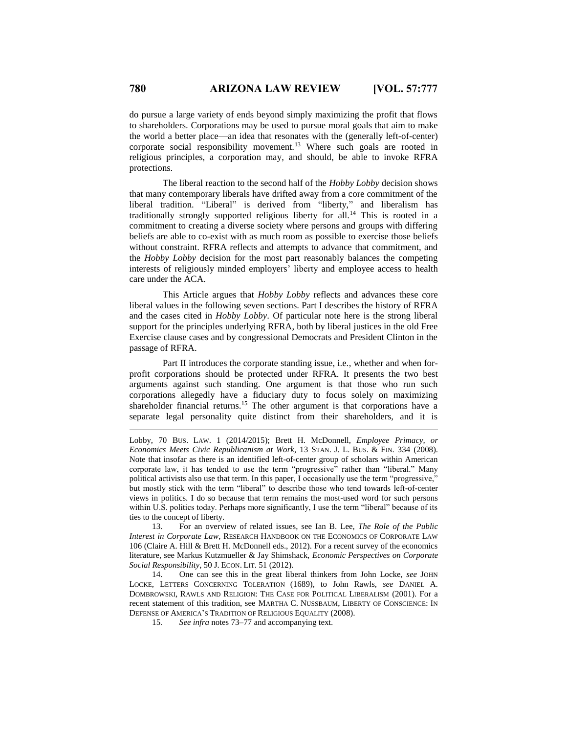do pursue a large variety of ends beyond simply maximizing the profit that flows to shareholders. Corporations may be used to pursue moral goals that aim to make the world a better place—an idea that resonates with the (generally left-of-center) corporate social responsibility movement.[13] Where such goals are rooted in religious principles, a corporation may, and should, be able to invoke RFRA protections.

The liberal reaction to the second half of the *Hobby Lobby* decision shows that many contemporary liberals have drifted away from a core commitment of the liberal tradition. "Liberal" is derived from "liberty," and liberalism has traditionally strongly supported religious liberty for all.[14] This is rooted in a commitment to creating a diverse society where persons and groups with differing beliefs are able to co-exist with as much room as possible to exercise those beliefs without constraint. RFRA reflects and attempts to advance that commitment, and the *Hobby Lobby* decision for the most part reasonably balances the competing interests of religiously minded employers' liberty and employee access to health care under the ACA.

This Article argues that *Hobby Lobby* reflects and advances these core liberal values in the following seven sections. Part I describes the history of RFRA and the cases cited in *Hobby Lobby*. Of particular note here is the strong liberal support for the principles underlying RFRA, both by liberal justices in the old Free Exercise clause cases and by congressional Democrats and President Clinton in the passage of RFRA.

Part II introduces the corporate standing issue, i.e., whether and when for-profit corporations should be protected under RFRA. It presents the two best arguments against such standing. One argument is that those who run such corporations allegedly have a fiduciary duty to focus solely on maximizing shareholder financial returns.[15] The other argument is that corporations have a separate legal personality quite distinct from their shareholders, and it is

---

Lobby, 70 BUS. LAW. 1 (2014/2015); Brett H. McDonnell, *Employee Primacy, or Economics Meets Civic Republicanism at Work*, 13 STAN. J. L. BUS. & FIN. 334 (2008). Note that insofar as there is an identified left-of-center group of scholars within American corporate law, it has tended to use the term "progressive" rather than "liberal." Many political activists also use that term. In this paper, I occasionally use the term "progressive," but mostly stick with the term "liberal" to describe those who tend towards left-of-center views in politics. I do so because that term remains the most-used word for such persons within U.S. politics today. Perhaps more significantly, I use the term "liberal" because of its ties to the concept of liberty.

13. For an overview of related issues, see Ian B. Lee, *The Role of the Public Interest in Corporate Law*, RESEARCH HANDBOOK ON THE ECONOMICS OF CORPORATE LAW 106 (Claire A. Hill & Brett H. McDonnell eds., 2012). For a recent survey of the economics literature, see Markus Kutzmueller & Jay Shimshack, *Economic Perspectives on Corporate Social Responsibility*, 50 J. ECON. LIT. 51 (2012).

14. One can see this in the great liberal thinkers from John Locke, *see* JOHN LOCKE, LETTERS CONCERNING TOLERATION (1689), to John Rawls, *see* DANIEL A. DOMBROWSKI, RAWLS AND RELIGION: THE CASE FOR POLITICAL LIBERALISM (2001). For a recent statement of this tradition, see MARTHA C. NUSSBAUM, LIBERTY OF CONSCIENCE: IN DEFENSE OF AMERICA'S TRADITION OF RELIGIOUS EQUALITY (2008).

15. *See infra* notes 73–77 and accompanying text.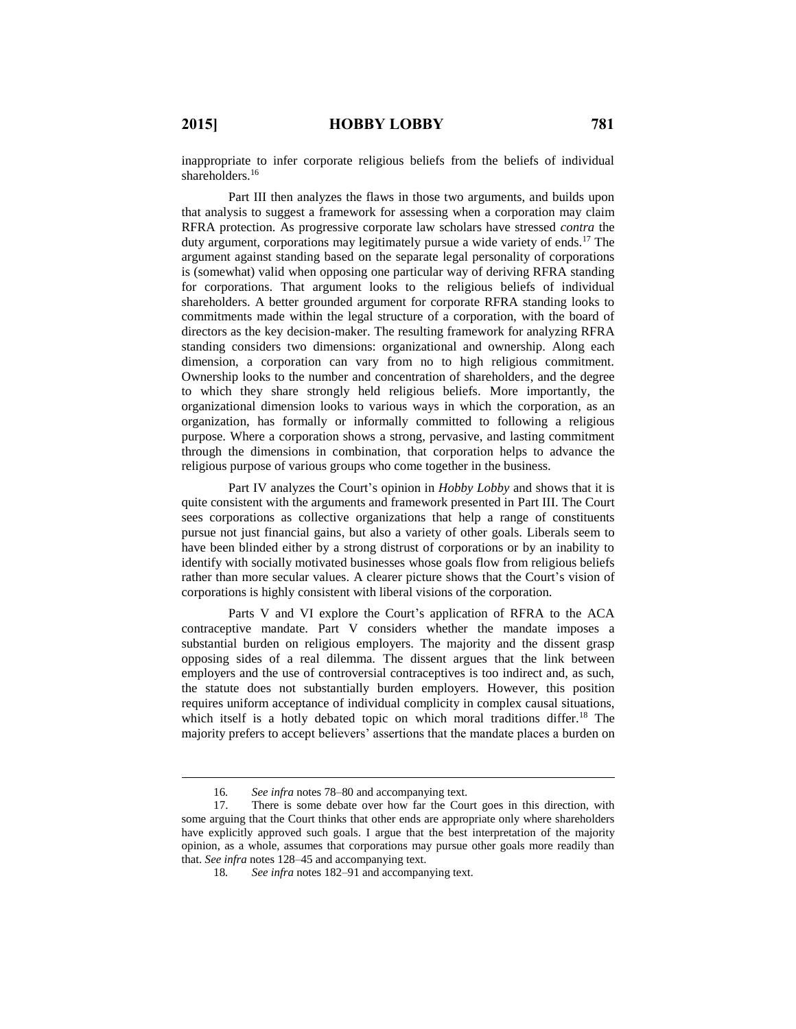inappropriate to infer corporate religious beliefs from the beliefs of individual shareholders.[16]

Part III then analyzes the flaws in those two arguments, and builds upon that analysis to suggest a framework for assessing when a corporation may claim RFRA protection. As progressive corporate law scholars have stressed *contra* the duty argument, corporations may legitimately pursue a wide variety of ends.[17] The argument against standing based on the separate legal personality of corporations is (somewhat) valid when opposing one particular way of deriving RFRA standing for corporations. That argument looks to the religious beliefs of individual shareholders. A better grounded argument for corporate RFRA standing looks to commitments made within the legal structure of a corporation, with the board of directors as the key decision-maker. The resulting framework for analyzing RFRA standing considers two dimensions: organizational and ownership. Along each dimension, a corporation can vary from no to high religious commitment. Ownership looks to the number and concentration of shareholders, and the degree to which they share strongly held religious beliefs. More importantly, the organizational dimension looks to various ways in which the corporation, as an organization, has formally or informally committed to following a religious purpose. Where a corporation shows a strong, pervasive, and lasting commitment through the dimensions in combination, that corporation helps to advance the religious purpose of various groups who come together in the business.

Part IV analyzes the Court's opinion in *Hobby Lobby* and shows that it is quite consistent with the arguments and framework presented in Part III. The Court sees corporations as collective organizations that help a range of constituents pursue not just financial gains, but also a variety of other goals. Liberals seem to have been blinded either by a strong distrust of corporations or by an inability to identify with socially motivated businesses whose goals flow from religious beliefs rather than more secular values. A clearer picture shows that the Court's vision of corporations is highly consistent with liberal visions of the corporation.

Parts V and VI explore the Court's application of RFRA to the ACA contraceptive mandate. Part V considers whether the mandate imposes a substantial burden on religious employers. The majority and the dissent grasp opposing sides of a real dilemma. The dissent argues that the link between employers and the use of controversial contraceptives is too indirect and, as such, the statute does not substantially burden employers. However, this position requires uniform acceptance of individual complicity in complex causal situations, which itself is a hotly debated topic on which moral traditions differ.[18] The majority prefers to accept believers' assertions that the mandate places a burden on

---

16. *See infra* notes 78–80 and accompanying text.

17. There is some debate over how far the Court goes in this direction, with some arguing that the Court thinks that other ends are appropriate only where shareholders have explicitly approved such goals. I argue that the best interpretation of the majority opinion, as a whole, assumes that corporations may pursue other goals more readily than that. *See infra* notes 128–45 and accompanying text.

18. *See infra* notes 182–91 and accompanying text.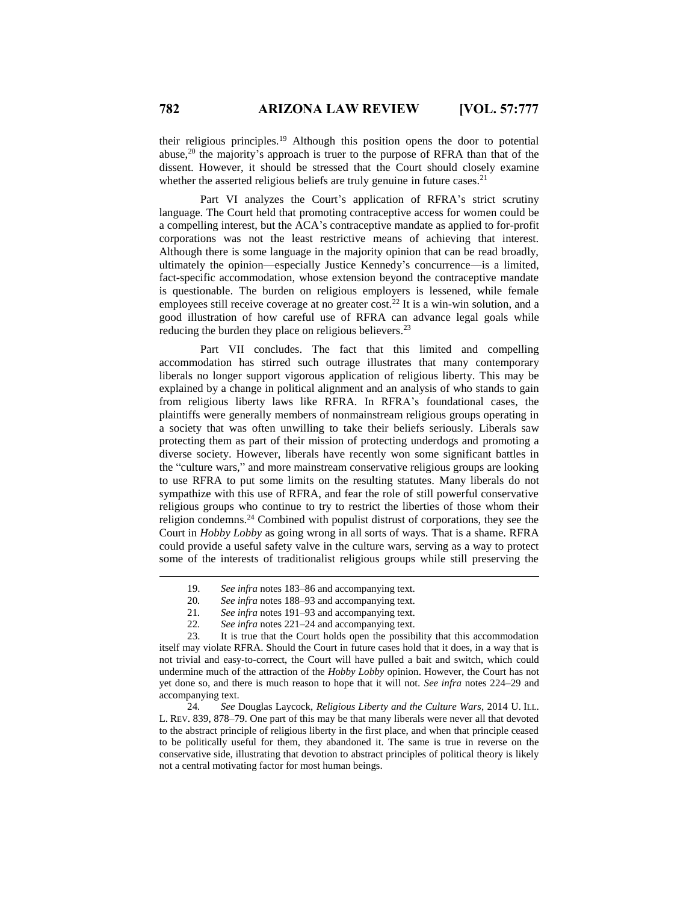their religious principles.[19] Although this position opens the door to potential abuse,[20] the majority's approach is truer to the purpose of RFRA than that of the dissent. However, it should be stressed that the Court should closely examine whether the asserted religious beliefs are truly genuine in future cases.[21]

Part VI analyzes the Court's application of RFRA's strict scrutiny language. The Court held that promoting contraceptive access for women could be a compelling interest, but the ACA's contraceptive mandate as applied to for-profit corporations was not the least restrictive means of achieving that interest. Although there is some language in the majority opinion that can be read broadly, ultimately the opinion—especially Justice Kennedy's concurrence—is a limited, fact-specific accommodation, whose extension beyond the contraceptive mandate is questionable. The burden on religious employers is lessened, while female employees still receive coverage at no greater cost.[22] It is a win-win solution, and a good illustration of how careful use of RFRA can advance legal goals while reducing the burden they place on religious believers.[23]

Part VII concludes. The fact that this limited and compelling accommodation has stirred such outrage illustrates that many contemporary liberals no longer support vigorous application of religious liberty. This may be explained by a change in political alignment and an analysis of who stands to gain from religious liberty laws like RFRA. In RFRA's foundational cases, the plaintiffs were generally members of nonmainstream religious groups operating in a society that was often unwilling to take their beliefs seriously. Liberals saw protecting them as part of their mission of protecting underdogs and promoting a diverse society. However, liberals have recently won some significant battles in the "culture wars," and more mainstream conservative religious groups are looking to use RFRA to put some limits on the resulting statutes. Many liberals do not sympathize with this use of RFRA, and fear the role of still powerful conservative religious groups who continue to try to restrict the liberties of those whom their religion condemns.[24] Combined with populist distrust of corporations, they see the Court in *Hobby Lobby* as going wrong in all sorts of ways. That is a shame. RFRA could provide a useful safety valve in the culture wars, serving as a way to protect some of the interests of traditionalist religious groups while still preserving the

---

19. *See infra* notes 183–86 and accompanying text.

20. *See infra* notes 188–93 and accompanying text.

21. *See infra* notes 191–93 and accompanying text.

22. *See infra* notes 221–24 and accompanying text.

23. It is true that the Court holds open the possibility that this accommodation itself may violate RFRA. Should the Court in future cases hold that it does, in a way that is not trivial and easy-to-correct, the Court will have pulled a bait and switch, which could undermine much of the attraction of the *Hobby Lobby* opinion. However, the Court has not yet done so, and there is much reason to hope that it will not. *See infra* notes 224–29 and accompanying text.

24. *See* Douglas Laycock, *Religious Liberty and the Culture Wars*, 2014 U. ILL. L. REV. 839, 878–79. One part of this may be that many liberals were never all that devoted to the abstract principle of religious liberty in the first place, and when that principle ceased to be politically useful for them, they abandoned it. The same is true in reverse on the conservative side, illustrating that devotion to abstract principles of political theory is likely not a central motivating factor for most human beings.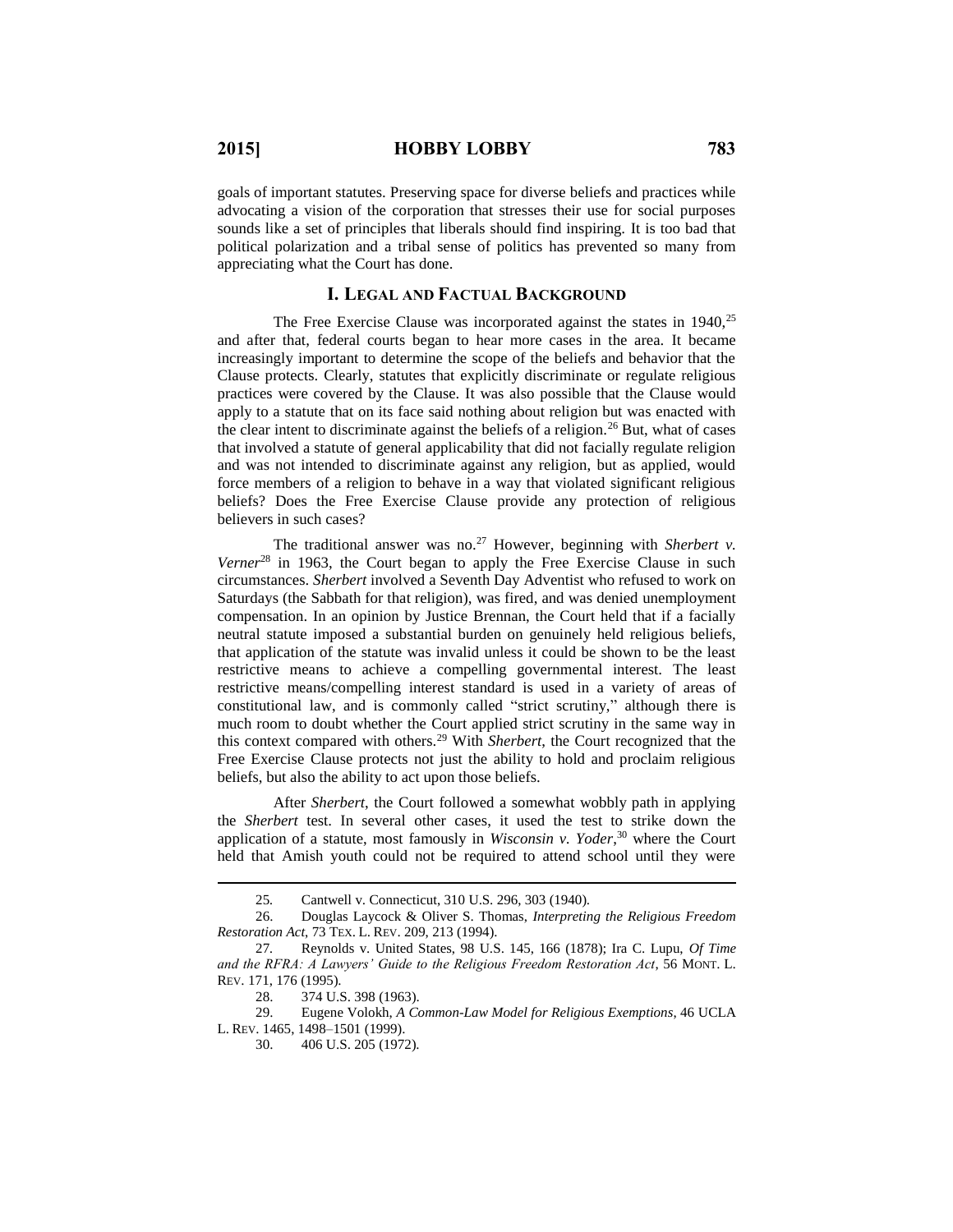goals of important statutes. Preserving space for diverse beliefs and practices while advocating a vision of the corporation that stresses their use for social purposes sounds like a set of principles that liberals should find inspiring. It is too bad that political polarization and a tribal sense of politics has prevented so many from appreciating what the Court has done.

## I. Legal and Factual Background

The Free Exercise Clause was incorporated against the states in 1940,[25] and after that, federal courts began to hear more cases in the area. It became increasingly important to determine the scope of the beliefs and behavior that the Clause protects. Clearly, statutes that explicitly discriminate or regulate religious practices were covered by the Clause. It was also possible that the Clause would apply to a statute that on its face said nothing about religion but was enacted with the clear intent to discriminate against the beliefs of a religion.[26] But, what of cases that involved a statute of general applicability that did not facially regulate religion and was not intended to discriminate against any religion, but as applied, would force members of a religion to behave in a way that violated significant religious beliefs? Does the Free Exercise Clause provide any protection of religious believers in such cases?

The traditional answer was no.[27] However, beginning with *Sherbert v. Verner*[28] in 1963, the Court began to apply the Free Exercise Clause in such circumstances. *Sherbert* involved a Seventh Day Adventist who refused to work on Saturdays (the Sabbath for that religion), was fired, and was denied unemployment compensation. In an opinion by Justice Brennan, the Court held that if a facially neutral statute imposed a substantial burden on genuinely held religious beliefs, that application of the statute was invalid unless it could be shown to be the least restrictive means to achieve a compelling governmental interest. The least restrictive means/compelling interest standard is used in a variety of areas of constitutional law, and is commonly called "strict scrutiny," although there is much room to doubt whether the Court applied strict scrutiny in the same way in this context compared with others.[29] With *Sherbert*, the Court recognized that the Free Exercise Clause protects not just the ability to hold and proclaim religious beliefs, but also the ability to act upon those beliefs.

After *Sherbert*, the Court followed a somewhat wobbly path in applying the *Sherbert* test. In several other cases, it used the test to strike down the application of a statute, most famously in *Wisconsin v. Yoder*,[30] where the Court held that Amish youth could not be required to attend school until they were

---

25. Cantwell v. Connecticut, 310 U.S. 296, 303 (1940).

26. Douglas Laycock & Oliver S. Thomas, *Interpreting the Religious Freedom Restoration Act*, 73 TEX. L. REV. 209, 213 (1994).

27. Reynolds v. United States, 98 U.S. 145, 166 (1878); Ira C. Lupu, *Of Time and the RFRA: A Lawyers' Guide to the Religious Freedom Restoration Act*, 56 MONT. L. REV. 171, 176 (1995).

28. 374 U.S. 398 (1963).

29. Eugene Volokh, *A Common-Law Model for Religious Exemptions*, 46 UCLA L. REV. 1465, 1498–1501 (1999).

30. 406 U.S. 205 (1972).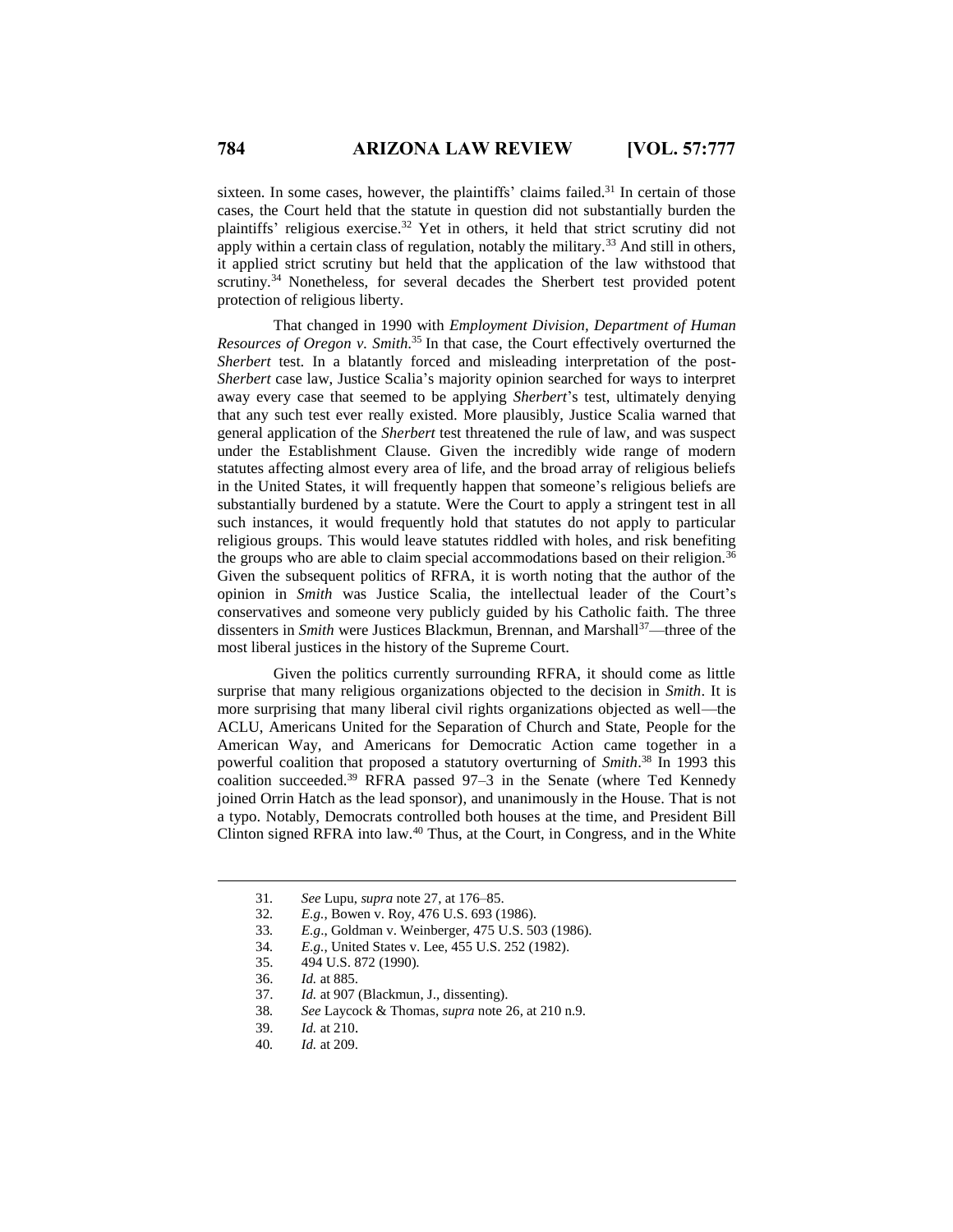sixteen. In some cases, however, the plaintiffs' claims failed.[31] In certain of those cases, the Court held that the statute in question did not substantially burden the plaintiffs' religious exercise.[32] Yet in others, it held that strict scrutiny did not apply within a certain class of regulation, notably the military.[33] And still in others, it applied strict scrutiny but held that the application of the law withstood that scrutiny.[34] Nonetheless, for several decades the Sherbert test provided potent protection of religious liberty.

That changed in 1990 with *Employment Division, Department of Human Resources of Oregon v. Smith*.[35] In that case, the Court effectively overturned the *Sherbert* test. In a blatantly forced and misleading interpretation of the post-*Sherbert* case law, Justice Scalia's majority opinion searched for ways to interpret away every case that seemed to be applying *Sherbert*'s test, ultimately denying that any such test ever really existed. More plausibly, Justice Scalia warned that general application of the *Sherbert* test threatened the rule of law, and was suspect under the Establishment Clause. Given the incredibly wide range of modern statutes affecting almost every area of life, and the broad array of religious beliefs in the United States, it will frequently happen that someone's religious beliefs are substantially burdened by a statute. Were the Court to apply a stringent test in all such instances, it would frequently hold that statutes do not apply to particular religious groups. This would leave statutes riddled with holes, and risk benefiting the groups who are able to claim special accommodations based on their religion.[36] Given the subsequent politics of RFRA, it is worth noting that the author of the opinion in *Smith* was Justice Scalia, the intellectual leader of the Court's conservatives and someone very publicly guided by his Catholic faith. The three dissenters in *Smith* were Justices Blackmun, Brennan, and Marshall[37]—three of the most liberal justices in the history of the Supreme Court.

Given the politics currently surrounding RFRA, it should come as little surprise that many religious organizations objected to the decision in *Smith*. It is more surprising that many liberal civil rights organizations objected as well—the ACLU, Americans United for the Separation of Church and State, People for the American Way, and Americans for Democratic Action came together in a powerful coalition that proposed a statutory overturning of *Smith*.[38] In 1993 this coalition succeeded.[39] RFRA passed 97–3 in the Senate (where Ted Kennedy joined Orrin Hatch as the lead sponsor), and unanimously in the House. That is not a typo. Notably, Democrats controlled both houses at the time, and President Bill Clinton signed RFRA into law.[40] Thus, at the Court, in Congress, and in the White

---

31. *See* Lupu, *supra* note 27, at 176–85.
32. *E.g.*, Bowen v. Roy, 476 U.S. 693 (1986).
33. *E.g*., Goldman v. Weinberger, 475 U.S. 503 (1986).
34. *E.g.*, United States v. Lee, 455 U.S. 252 (1982).
35. 494 U.S. 872 (1990).
36. *Id.* at 885.
37. *Id.* at 907 (Blackmun, J., dissenting).
38. *See* Laycock & Thomas, *supra* note 26, at 210 n.9.
39. *Id.* at 210.
40. *Id.* at 209.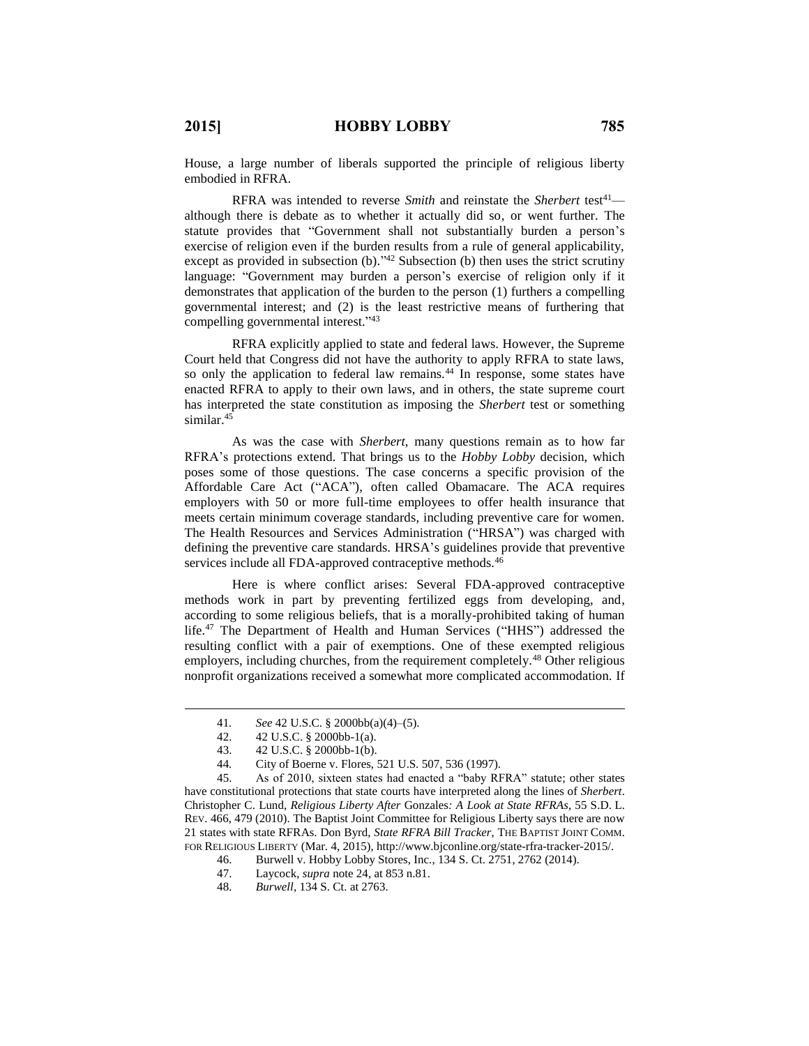House, a large number of liberals supported the principle of religious liberty embodied in RFRA.

RFRA was intended to reverse *Smith* and reinstate the *Sherbert* test[41]—although there is debate as to whether it actually did so, or went further. The statute provides that "Government shall not substantially burden a person's exercise of religion even if the burden results from a rule of general applicability, except as provided in subsection (b)."[42] Subsection (b) then uses the strict scrutiny language: "Government may burden a person's exercise of religion only if it demonstrates that application of the burden to the person (1) furthers a compelling governmental interest; and (2) is the least restrictive means of furthering that compelling governmental interest."[43]

RFRA explicitly applied to state and federal laws. However, the Supreme Court held that Congress did not have the authority to apply RFRA to state laws, so only the application to federal law remains.[44] In response, some states have enacted RFRA to apply to their own laws, and in others, the state supreme court has interpreted the state constitution as imposing the *Sherbert* test or something similar.[45]

As was the case with *Sherbert*, many questions remain as to how far RFRA's protections extend. That brings us to the *Hobby Lobby* decision, which poses some of those questions. The case concerns a specific provision of the Affordable Care Act ("ACA"), often called Obamacare. The ACA requires employers with 50 or more full-time employees to offer health insurance that meets certain minimum coverage standards, including preventive care for women. The Health Resources and Services Administration ("HRSA") was charged with defining the preventive care standards. HRSA's guidelines provide that preventive services include all FDA-approved contraceptive methods.[46]

Here is where conflict arises: Several FDA-approved contraceptive methods work in part by preventing fertilized eggs from developing, and, according to some religious beliefs, that is a morally-prohibited taking of human life.[47] The Department of Health and Human Services ("HHS") addressed the resulting conflict with a pair of exemptions. One of these exempted religious employers, including churches, from the requirement completely.[48] Other religious nonprofit organizations received a somewhat more complicated accommodation. If

---

41. *See* 42 U.S.C. § 2000bb(a)(4)–(5).

42. 42 U.S.C. § 2000bb-1(a).

43. 42 U.S.C. § 2000bb-1(b).

44. City of Boerne v. Flores, 521 U.S. 507, 536 (1997).

45. As of 2010, sixteen states had enacted a "baby RFRA" statute; other states have constitutional protections that state courts have interpreted along the lines of *Sherbert*. Christopher C. Lund, *Religious Liberty After* Gonzales*: A Look at State RFRAs*, 55 S.D. L. REV. 466, 479 (2010). The Baptist Joint Committee for Religious Liberty says there are now 21 states with state RFRAs. Don Byrd, *State RFRA Bill Tracker*, THE BAPTIST JOINT COMM. FOR RELIGIOUS LIBERTY (Mar. 4, 2015), http://www.bjconline.org/state-rfra-tracker-2015/.

46. Burwell v. Hobby Lobby Stores, Inc., 134 S. Ct. 2751, 2762 (2014).

47. Laycock, *supra* note 24, at 853 n.81.

48. *Burwell*, 134 S. Ct. at 2763.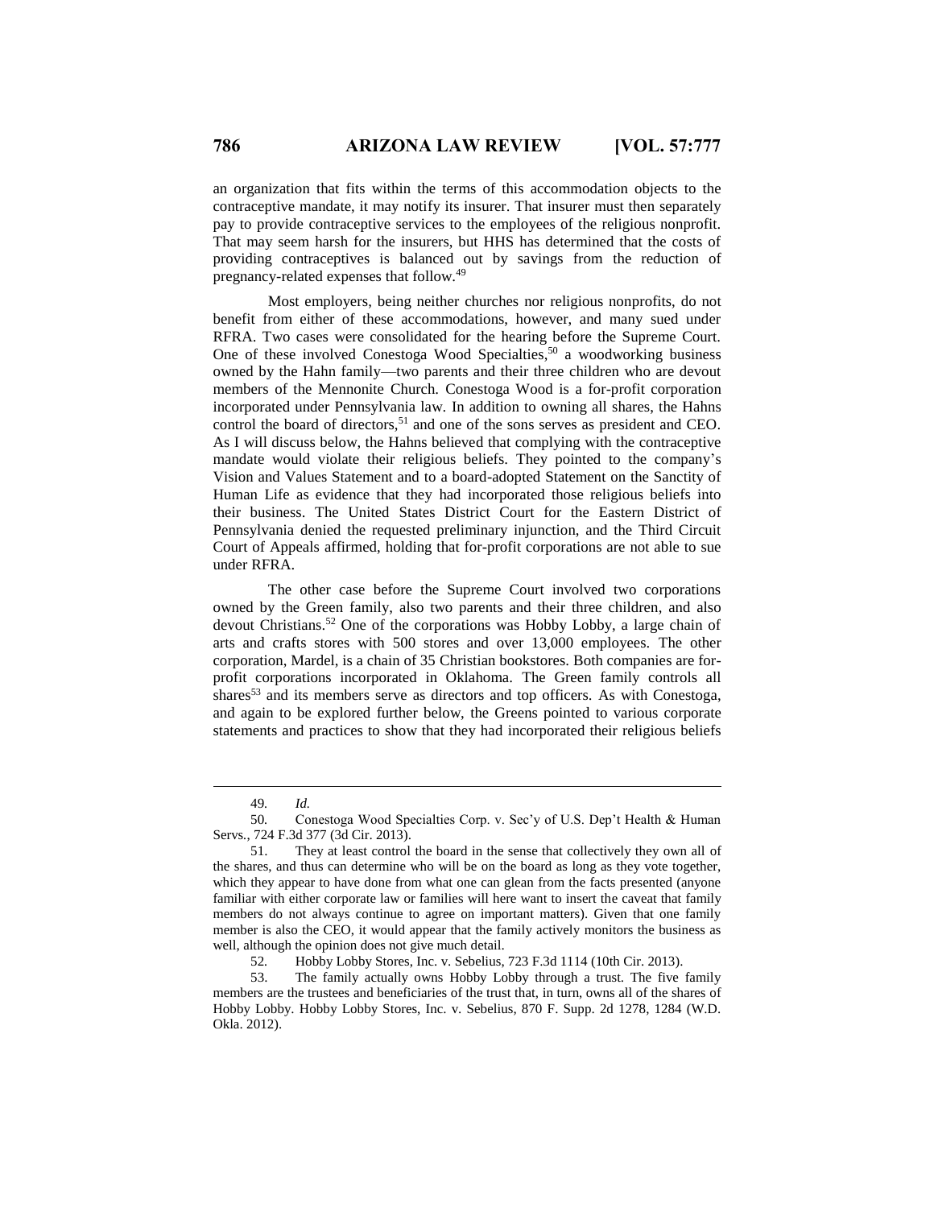an organization that fits within the terms of this accommodation objects to the contraceptive mandate, it may notify its insurer. That insurer must then separately pay to provide contraceptive services to the employees of the religious nonprofit. That may seem harsh for the insurers, but HHS has determined that the costs of providing contraceptives is balanced out by savings from the reduction of pregnancy-related expenses that follow.[49]

Most employers, being neither churches nor religious nonprofits, do not benefit from either of these accommodations, however, and many sued under RFRA. Two cases were consolidated for the hearing before the Supreme Court. One of these involved Conestoga Wood Specialties,[50] a woodworking business owned by the Hahn family—two parents and their three children who are devout members of the Mennonite Church. Conestoga Wood is a for-profit corporation incorporated under Pennsylvania law. In addition to owning all shares, the Hahns control the board of directors,[51] and one of the sons serves as president and CEO. As I will discuss below, the Hahns believed that complying with the contraceptive mandate would violate their religious beliefs. They pointed to the company's Vision and Values Statement and to a board-adopted Statement on the Sanctity of Human Life as evidence that they had incorporated those religious beliefs into their business. The United States District Court for the Eastern District of Pennsylvania denied the requested preliminary injunction, and the Third Circuit Court of Appeals affirmed, holding that for-profit corporations are not able to sue under RFRA.

The other case before the Supreme Court involved two corporations owned by the Green family, also two parents and their three children, and also devout Christians.[52] One of the corporations was Hobby Lobby, a large chain of arts and crafts stores with 500 stores and over 13,000 employees. The other corporation, Mardel, is a chain of 35 Christian bookstores. Both companies are for-profit corporations incorporated in Oklahoma. The Green family controls all shares[53] and its members serve as directors and top officers. As with Conestoga, and again to be explored further below, the Greens pointed to various corporate statements and practices to show that they had incorporated their religious beliefs

---

49. *Id.*

50. Conestoga Wood Specialties Corp. v. Sec'y of U.S. Dep't Health & Human Servs., 724 F.3d 377 (3d Cir. 2013).

51. They at least control the board in the sense that collectively they own all of the shares, and thus can determine who will be on the board as long as they vote together, which they appear to have done from what one can glean from the facts presented (anyone familiar with either corporate law or families will here want to insert the caveat that family members do not always continue to agree on important matters). Given that one family member is also the CEO, it would appear that the family actively monitors the business as well, although the opinion does not give much detail.

52. Hobby Lobby Stores, Inc. v. Sebelius, 723 F.3d 1114 (10th Cir. 2013).

53. The family actually owns Hobby Lobby through a trust. The five family members are the trustees and beneficiaries of the trust that, in turn, owns all of the shares of Hobby Lobby. Hobby Lobby Stores, Inc. v. Sebelius, 870 F. Supp. 2d 1278, 1284 (W.D. Okla. 2012).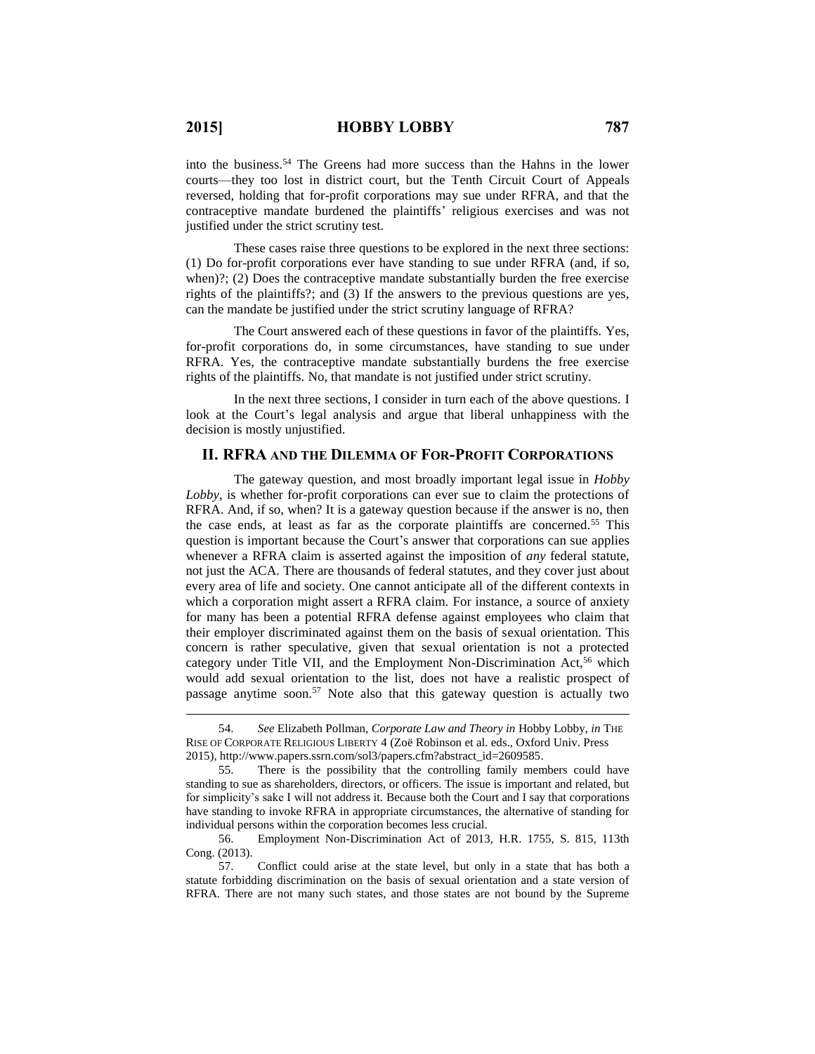into the business.[54] The Greens had more success than the Hahns in the lower courts—they too lost in district court, but the Tenth Circuit Court of Appeals reversed, holding that for-profit corporations may sue under RFRA, and that the contraceptive mandate burdened the plaintiffs' religious exercises and was not justified under the strict scrutiny test.

These cases raise three questions to be explored in the next three sections: (1) Do for-profit corporations ever have standing to sue under RFRA (and, if so, when)?; (2) Does the contraceptive mandate substantially burden the free exercise rights of the plaintiffs?; and (3) If the answers to the previous questions are yes, can the mandate be justified under the strict scrutiny language of RFRA?

The Court answered each of these questions in favor of the plaintiffs. Yes, for-profit corporations do, in some circumstances, have standing to sue under RFRA. Yes, the contraceptive mandate substantially burdens the free exercise rights of the plaintiffs. No, that mandate is not justified under strict scrutiny.

In the next three sections, I consider in turn each of the above questions. I look at the Court's legal analysis and argue that liberal unhappiness with the decision is mostly unjustified.

## II. RFRA AND THE DILEMMA OF FOR-PROFIT CORPORATIONS

The gateway question, and most broadly important legal issue in *Hobby Lobby*, is whether for-profit corporations can ever sue to claim the protections of RFRA. And, if so, when? It is a gateway question because if the answer is no, then the case ends, at least as far as the corporate plaintiffs are concerned.[55] This question is important because the Court's answer that corporations can sue applies whenever a RFRA claim is asserted against the imposition of *any* federal statute, not just the ACA. There are thousands of federal statutes, and they cover just about every area of life and society. One cannot anticipate all of the different contexts in which a corporation might assert a RFRA claim. For instance, a source of anxiety for many has been a potential RFRA defense against employees who claim that their employer discriminated against them on the basis of sexual orientation. This concern is rather speculative, given that sexual orientation is not a protected category under Title VII, and the Employment Non-Discrimination Act,[56] which would add sexual orientation to the list, does not have a realistic prospect of passage anytime soon.[57] Note also that this gateway question is actually two

---

54. *See* Elizabeth Pollman, *Corporate Law and Theory in* Hobby Lobby, *in* THE RISE OF CORPORATE RELIGIOUS LIBERTY 4 (Zoë Robinson et al. eds., Oxford Univ. Press 2015), http://www.papers.ssrn.com/sol3/papers.cfm?abstract_id=2609585.

55. There is the possibility that the controlling family members could have standing to sue as shareholders, directors, or officers. The issue is important and related, but for simplicity's sake I will not address it. Because both the Court and I say that corporations have standing to invoke RFRA in appropriate circumstances, the alternative of standing for individual persons within the corporation becomes less crucial.

56. Employment Non-Discrimination Act of 2013, H.R. 1755, S. 815, 113th Cong. (2013).

57. Conflict could arise at the state level, but only in a state that has both a statute forbidding discrimination on the basis of sexual orientation and a state version of RFRA. There are not many such states, and those states are not bound by the Supreme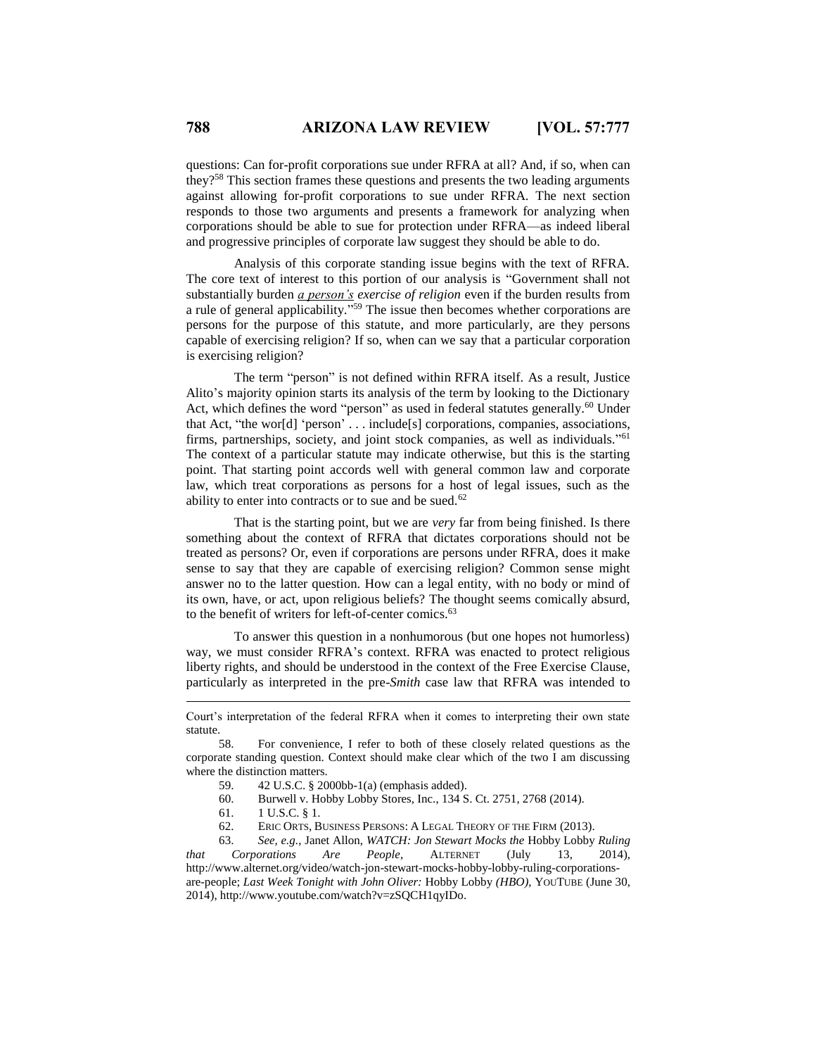questions: Can for-profit corporations sue under RFRA at all? And, if so, when can they?[58] This section frames these questions and presents the two leading arguments against allowing for-profit corporations to sue under RFRA. The next section responds to those two arguments and presents a framework for analyzing when corporations should be able to sue for protection under RFRA—as indeed liberal and progressive principles of corporate law suggest they should be able to do.

Analysis of this corporate standing issue begins with the text of RFRA. The core text of interest to this portion of our analysis is "Government shall not substantially burden ***a person's*** *exercise of religion* even if the burden results from a rule of general applicability."[59] The issue then becomes whether corporations are persons for the purpose of this statute, and more particularly, are they persons capable of exercising religion? If so, when can we say that a particular corporation is exercising religion?

The term "person" is not defined within RFRA itself. As a result, Justice Alito's majority opinion starts its analysis of the term by looking to the Dictionary Act, which defines the word "person" as used in federal statutes generally.[60] Under that Act, "the wor[d] 'person' . . . include[s] corporations, companies, associations, firms, partnerships, society, and joint stock companies, as well as individuals."[61] The context of a particular statute may indicate otherwise, but this is the starting point. That starting point accords well with general common law and corporate law, which treat corporations as persons for a host of legal issues, such as the ability to enter into contracts or to sue and be sued.[62]

That is the starting point, but we are *very* far from being finished. Is there something about the context of RFRA that dictates corporations should not be treated as persons? Or, even if corporations are persons under RFRA, does it make sense to say that they are capable of exercising religion? Common sense might answer no to the latter question. How can a legal entity, with no body or mind of its own, have, or act, upon religious beliefs? The thought seems comically absurd, to the benefit of writers for left-of-center comics.[63]

To answer this question in a nonhumorous (but one hopes not humorless) way, we must consider RFRA's context. RFRA was enacted to protect religious liberty rights, and should be understood in the context of the Free Exercise Clause, particularly as interpreted in the pre-*Smith* case law that RFRA was intended to

---

Court's interpretation of the federal RFRA when it comes to interpreting their own state statute.

58. For convenience, I refer to both of these closely related questions as the corporate standing question. Context should make clear which of the two I am discussing where the distinction matters.

59. 42 U.S.C. § 2000bb-1(a) (emphasis added).

60. Burwell v. Hobby Lobby Stores, Inc., 134 S. Ct. 2751, 2768 (2014).

61. 1 U.S.C. § 1.

62. ERIC ORTS, BUSINESS PERSONS: A LEGAL THEORY OF THE FIRM (2013).

63. *See, e.g.*, Janet Allon, *WATCH: Jon Stewart Mocks the* Hobby Lobby *Ruling that Corporations Are People*, ALTERNET (July 13, 2014), http://www.alternet.org/video/watch-jon-stewart-mocks-hobby-lobby-ruling-corporations-are-people; *Last Week Tonight with John Oliver:* Hobby Lobby *(HBO)*, YOUTUBE (June 30, 2014), http://www.youtube.com/watch?v=zSQCH1qyIDo.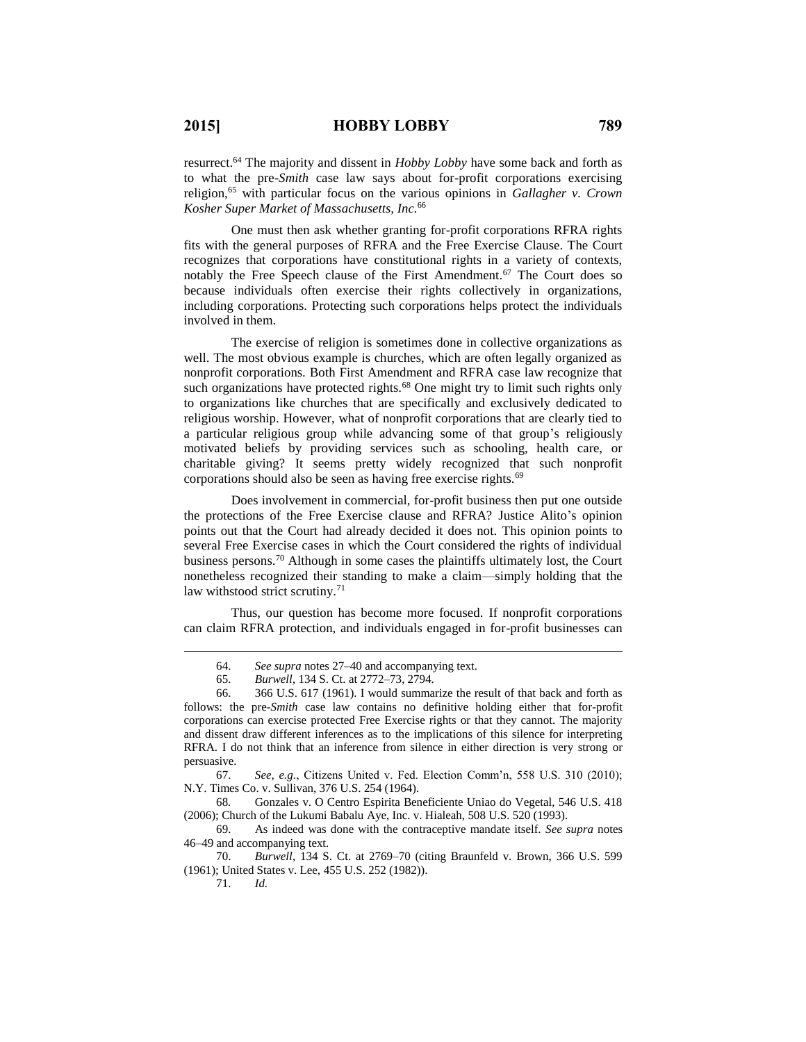resurrect.[64] The majority and dissent in *Hobby Lobby* have some back and forth as to what the pre-*Smith* case law says about for-profit corporations exercising religion,[65] with particular focus on the various opinions in *Gallagher v. Crown Kosher Super Market of Massachusetts, Inc.*[66]

One must then ask whether granting for-profit corporations RFRA rights fits with the general purposes of RFRA and the Free Exercise Clause. The Court recognizes that corporations have constitutional rights in a variety of contexts, notably the Free Speech clause of the First Amendment.[67] The Court does so because individuals often exercise their rights collectively in organizations, including corporations. Protecting such corporations helps protect the individuals involved in them.

The exercise of religion is sometimes done in collective organizations as well. The most obvious example is churches, which are often legally organized as nonprofit corporations. Both First Amendment and RFRA case law recognize that such organizations have protected rights.[68] One might try to limit such rights only to organizations like churches that are specifically and exclusively dedicated to religious worship. However, what of nonprofit corporations that are clearly tied to a particular religious group while advancing some of that group's religiously motivated beliefs by providing services such as schooling, health care, or charitable giving? It seems pretty widely recognized that such nonprofit corporations should also be seen as having free exercise rights.[69]

Does involvement in commercial, for-profit business then put one outside the protections of the Free Exercise clause and RFRA? Justice Alito's opinion points out that the Court had already decided it does not. This opinion points to several Free Exercise cases in which the Court considered the rights of individual business persons.[70] Although in some cases the plaintiffs ultimately lost, the Court nonetheless recognized their standing to make a claim—simply holding that the law withstood strict scrutiny.[71]

Thus, our question has become more focused. If nonprofit corporations can claim RFRA protection, and individuals engaged in for-profit businesses can

---

64. *See supra* notes 27–40 and accompanying text.

65. *Burwell*, 134 S. Ct. at 2772–73, 2794.

66. 366 U.S. 617 (1961). I would summarize the result of that back and forth as follows: the pre-*Smith* case law contains no definitive holding either that for-profit corporations can exercise protected Free Exercise rights or that they cannot. The majority and dissent draw different inferences as to the implications of this silence for interpreting RFRA. I do not think that an inference from silence in either direction is very strong or persuasive.

67. *See, e.g.*, Citizens United v. Fed. Election Comm'n, 558 U.S. 310 (2010); N.Y. Times Co. v. Sullivan, 376 U.S. 254 (1964).

68. Gonzales v. O Centro Espirita Beneficiente Uniao do Vegetal, 546 U.S. 418 (2006); Church of the Lukumi Babalu Aye, Inc. v. Hialeah, 508 U.S. 520 (1993).

69. As indeed was done with the contraceptive mandate itself. *See supra* notes 46–49 and accompanying text.

70. *Burwell*, 134 S. Ct. at 2769–70 (citing Braunfeld v. Brown, 366 U.S. 599 (1961); United States v. Lee, 455 U.S. 252 (1982)).

71. *Id.*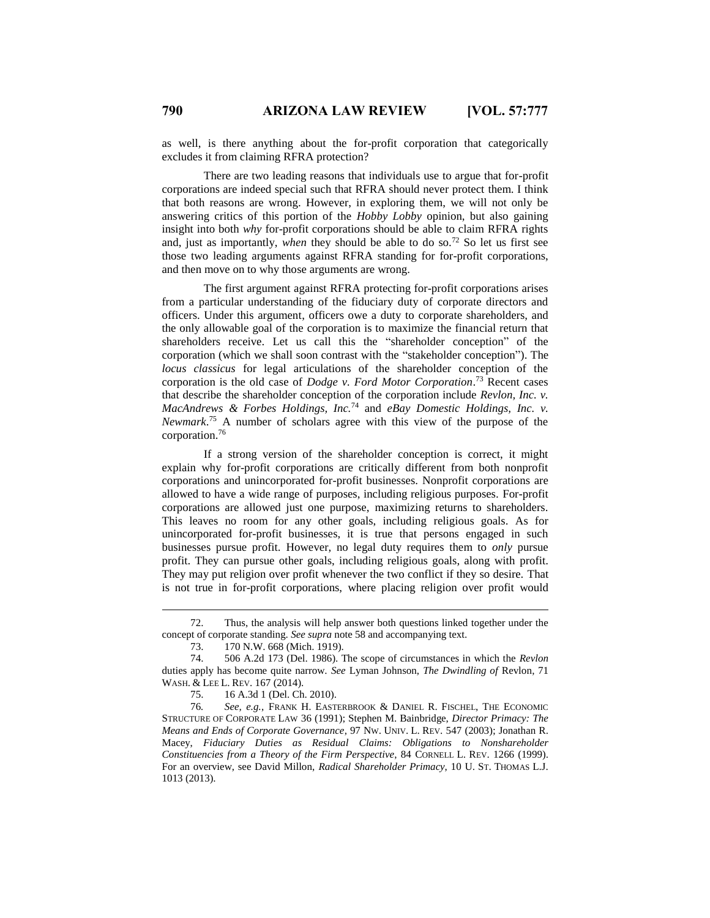as well, is there anything about the for-profit corporation that categorically excludes it from claiming RFRA protection?

There are two leading reasons that individuals use to argue that for-profit corporations are indeed special such that RFRA should never protect them. I think that both reasons are wrong. However, in exploring them, we will not only be answering critics of this portion of the *Hobby Lobby* opinion, but also gaining insight into both *why* for-profit corporations should be able to claim RFRA rights and, just as importantly, *when* they should be able to do so.[72] So let us first see those two leading arguments against RFRA standing for for-profit corporations, and then move on to why those arguments are wrong.

The first argument against RFRA protecting for-profit corporations arises from a particular understanding of the fiduciary duty of corporate directors and officers. Under this argument, officers owe a duty to corporate shareholders, and the only allowable goal of the corporation is to maximize the financial return that shareholders receive. Let us call this the "shareholder conception" of the corporation (which we shall soon contrast with the "stakeholder conception"). The *locus classicus* for legal articulations of the shareholder conception of the corporation is the old case of *Dodge v. Ford Motor Corporation*.[73] Recent cases that describe the shareholder conception of the corporation include *Revlon, Inc. v. MacAndrews & Forbes Holdings, Inc.*[74] and *eBay Domestic Holdings, Inc. v. Newmark*.[75] A number of scholars agree with this view of the purpose of the corporation.[76]

If a strong version of the shareholder conception is correct, it might explain why for-profit corporations are critically different from both nonprofit corporations and unincorporated for-profit businesses. Nonprofit corporations are allowed to have a wide range of purposes, including religious purposes. For-profit corporations are allowed just one purpose, maximizing returns to shareholders. This leaves no room for any other goals, including religious goals. As for unincorporated for-profit businesses, it is true that persons engaged in such businesses pursue profit. However, no legal duty requires them to *only* pursue profit. They can pursue other goals, including religious goals, along with profit. They may put religion over profit whenever the two conflict if they so desire. That is not true in for-profit corporations, where placing religion over profit would

---

72. Thus, the analysis will help answer both questions linked together under the concept of corporate standing. *See supra* note 58 and accompanying text.

73. 170 N.W. 668 (Mich. 1919).

74. 506 A.2d 173 (Del. 1986). The scope of circumstances in which the *Revlon* duties apply has become quite narrow. *See* Lyman Johnson, *The Dwindling of* Revlon, 71 WASH. & LEE L. REV. 167 (2014).

75. 16 A.3d 1 (Del. Ch. 2010).

76. *See, e.g.*, FRANK H. EASTERBROOK & DANIEL R. FISCHEL, THE ECONOMIC STRUCTURE OF CORPORATE LAW 36 (1991); Stephen M. Bainbridge, *Director Primacy: The Means and Ends of Corporate Governance*, 97 NW. UNIV. L. REV. 547 (2003); Jonathan R. Macey, *Fiduciary Duties as Residual Claims: Obligations to Nonshareholder Constituencies from a Theory of the Firm Perspective*, 84 CORNELL L. REV. 1266 (1999). For an overview, see David Millon, *Radical Shareholder Primacy*, 10 U. ST. THOMAS L.J. 1013 (2013).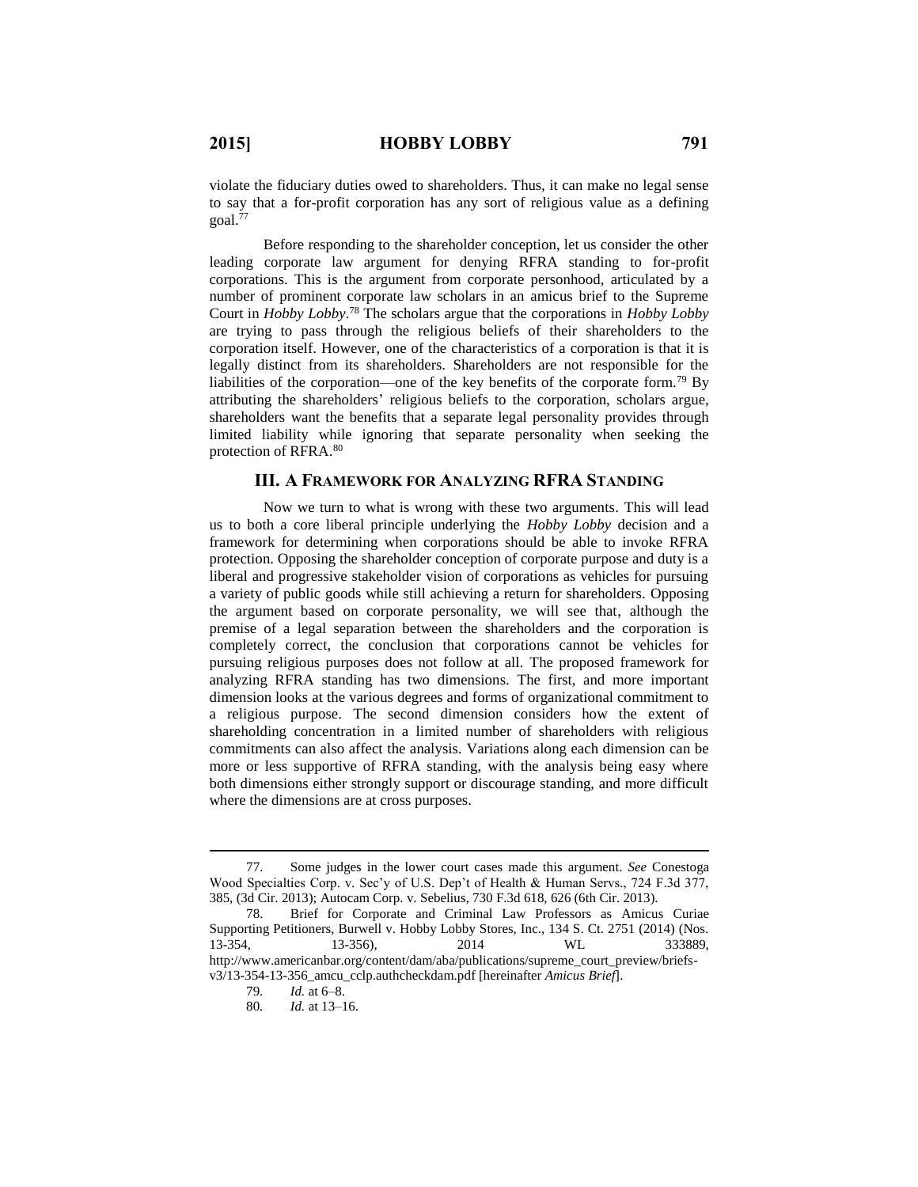violate the fiduciary duties owed to shareholders. Thus, it can make no legal sense to say that a for-profit corporation has any sort of religious value as a defining goal.[77]

Before responding to the shareholder conception, let us consider the other leading corporate law argument for denying RFRA standing to for-profit corporations. This is the argument from corporate personhood, articulated by a number of prominent corporate law scholars in an amicus brief to the Supreme Court in *Hobby Lobby*.[78] The scholars argue that the corporations in *Hobby Lobby* are trying to pass through the religious beliefs of their shareholders to the corporation itself. However, one of the characteristics of a corporation is that it is legally distinct from its shareholders. Shareholders are not responsible for the liabilities of the corporation—one of the key benefits of the corporate form.[79] By attributing the shareholders' religious beliefs to the corporation, scholars argue, shareholders want the benefits that a separate legal personality provides through limited liability while ignoring that separate personality when seeking the protection of RFRA.[80]

## III. A Framework for Analyzing RFRA Standing

Now we turn to what is wrong with these two arguments. This will lead us to both a core liberal principle underlying the *Hobby Lobby* decision and a framework for determining when corporations should be able to invoke RFRA protection. Opposing the shareholder conception of corporate purpose and duty is a liberal and progressive stakeholder vision of corporations as vehicles for pursuing a variety of public goods while still achieving a return for shareholders. Opposing the argument based on corporate personality, we will see that, although the premise of a legal separation between the shareholders and the corporation is completely correct, the conclusion that corporations cannot be vehicles for pursuing religious purposes does not follow at all. The proposed framework for analyzing RFRA standing has two dimensions. The first, and more important dimension looks at the various degrees and forms of organizational commitment to a religious purpose. The second dimension considers how the extent of shareholding concentration in a limited number of shareholders with religious commitments can also affect the analysis. Variations along each dimension can be more or less supportive of RFRA standing, with the analysis being easy where both dimensions either strongly support or discourage standing, and more difficult where the dimensions are at cross purposes.

---

77. Some judges in the lower court cases made this argument. *See* Conestoga Wood Specialties Corp. v. Sec'y of U.S. Dep't of Health & Human Servs., 724 F.3d 377, 385, (3d Cir. 2013); Autocam Corp. v. Sebelius, 730 F.3d 618, 626 (6th Cir. 2013).

78. Brief for Corporate and Criminal Law Professors as Amicus Curiae Supporting Petitioners, Burwell v. Hobby Lobby Stores, Inc., 134 S. Ct. 2751 (2014) (Nos. 13-354, 13-356), 2014 WL 333889, http://www.americanbar.org/content/dam/aba/publications/supreme_court_preview/briefs-v3/13-354-13-356_amcu_cclp.authcheckdam.pdf [hereinafter *Amicus Brief*].

79. *Id.* at 6–8.

80. *Id.* at 13–16.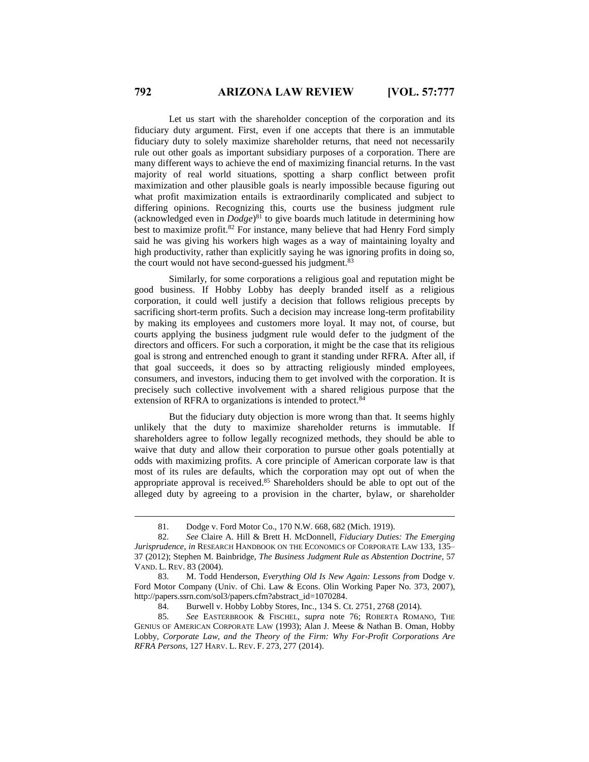Let us start with the shareholder conception of the corporation and its fiduciary duty argument. First, even if one accepts that there is an immutable fiduciary duty to solely maximize shareholder returns, that need not necessarily rule out other goals as important subsidiary purposes of a corporation. There are many different ways to achieve the end of maximizing financial returns. In the vast majority of real world situations, spotting a sharp conflict between profit maximization and other plausible goals is nearly impossible because figuring out what profit maximization entails is extraordinarily complicated and subject to differing opinions. Recognizing this, courts use the business judgment rule (acknowledged even in *Dodge*)[81] to give boards much latitude in determining how best to maximize profit.[82] For instance, many believe that had Henry Ford simply said he was giving his workers high wages as a way of maintaining loyalty and high productivity, rather than explicitly saying he was ignoring profits in doing so, the court would not have second-guessed his judgment.[83]

Similarly, for some corporations a religious goal and reputation might be good business. If Hobby Lobby has deeply branded itself as a religious corporation, it could well justify a decision that follows religious precepts by sacrificing short-term profits. Such a decision may increase long-term profitability by making its employees and customers more loyal. It may not, of course, but courts applying the business judgment rule would defer to the judgment of the directors and officers. For such a corporation, it might be the case that its religious goal is strong and entrenched enough to grant it standing under RFRA. After all, if that goal succeeds, it does so by attracting religiously minded employees, consumers, and investors, inducing them to get involved with the corporation. It is precisely such collective involvement with a shared religious purpose that the extension of RFRA to organizations is intended to protect.[84]

But the fiduciary duty objection is more wrong than that. It seems highly unlikely that the duty to maximize shareholder returns is immutable. If shareholders agree to follow legally recognized methods, they should be able to waive that duty and allow their corporation to pursue other goals potentially at odds with maximizing profits. A core principle of American corporate law is that most of its rules are defaults, which the corporation may opt out of when the appropriate approval is received.[85] Shareholders should be able to opt out of the alleged duty by agreeing to a provision in the charter, bylaw, or shareholder

---

81. Dodge v. Ford Motor Co., 170 N.W. 668, 682 (Mich. 1919).

82. *See* Claire A. Hill & Brett H. McDonnell, *Fiduciary Duties: The Emerging Jurisprudence*, *in* RESEARCH HANDBOOK ON THE ECONOMICS OF CORPORATE LAW 133, 135–37 (2012); Stephen M. Bainbridge, *The Business Judgment Rule as Abstention Doctrine*, 57 VAND. L. REV. 83 (2004).

83. M. Todd Henderson, *Everything Old Is New Again: Lessons from* Dodge v. Ford Motor Company (Univ. of Chi. Law & Econs. Olin Working Paper No. 373, 2007), http://papers.ssrn.com/sol3/papers.cfm?abstract_id=1070284.

84. Burwell v. Hobby Lobby Stores, Inc., 134 S. Ct. 2751, 2768 (2014).

85. *See* EASTERBROOK & FISCHEL, *supra* note 76; ROBERTA ROMANO, THE GENIUS OF AMERICAN CORPORATE LAW (1993); Alan J. Meese & Nathan B. Oman, Hobby Lobby*, Corporate Law, and the Theory of the Firm: Why For-Profit Corporations Are RFRA Persons*, 127 HARV. L. REV. F. 273, 277 (2014).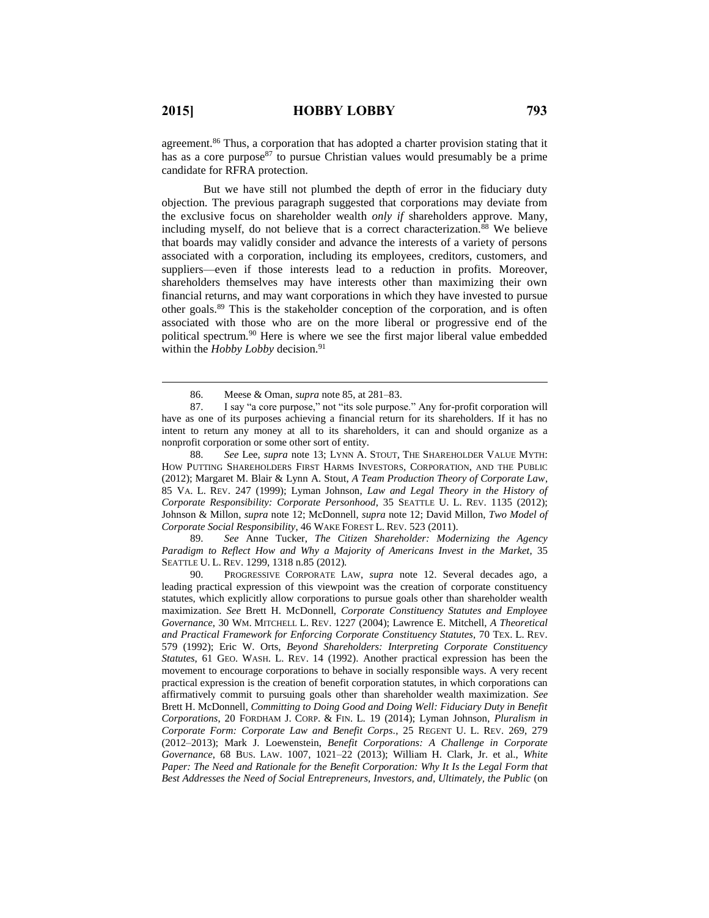agreement.[86] Thus, a corporation that has adopted a charter provision stating that it has as a core purpose[87] to pursue Christian values would presumably be a prime candidate for RFRA protection.

But we have still not plumbed the depth of error in the fiduciary duty objection. The previous paragraph suggested that corporations may deviate from the exclusive focus on shareholder wealth *only if* shareholders approve. Many, including myself, do not believe that is a correct characterization.[88] We believe that boards may validly consider and advance the interests of a variety of persons associated with a corporation, including its employees, creditors, customers, and suppliers—even if those interests lead to a reduction in profits. Moreover, shareholders themselves may have interests other than maximizing their own financial returns, and may want corporations in which they have invested to pursue other goals.[89] This is the stakeholder conception of the corporation, and is often associated with those who are on the more liberal or progressive end of the political spectrum.[90] Here is where we see the first major liberal value embedded within the *Hobby Lobby* decision.[91]

---

86. Meese & Oman, *supra* note 85, at 281–83.

87. I say "a core purpose," not "its sole purpose." Any for-profit corporation will have as one of its purposes achieving a financial return for its shareholders. If it has no intent to return any money at all to its shareholders, it can and should organize as a nonprofit corporation or some other sort of entity.

88. *See* Lee, *supra* note 13; LYNN A. STOUT, THE SHAREHOLDER VALUE MYTH: HOW PUTTING SHAREHOLDERS FIRST HARMS INVESTORS, CORPORATION, AND THE PUBLIC (2012); Margaret M. Blair & Lynn A. Stout, *A Team Production Theory of Corporate Law*, 85 VA. L. REV. 247 (1999); Lyman Johnson, *Law and Legal Theory in the History of Corporate Responsibility: Corporate Personhood*, 35 SEATTLE U. L. REV. 1135 (2012); Johnson & Millon, *supra* note 12; McDonnell, *supra* note 12; David Millon, *Two Model of Corporate Social Responsibility*, 46 WAKE FOREST L. REV. 523 (2011).

89. *See* Anne Tucker, *The Citizen Shareholder: Modernizing the Agency Paradigm to Reflect How and Why a Majority of Americans Invest in the Market*, 35 SEATTLE U. L. REV. 1299, 1318 n.85 (2012).

90. PROGRESSIVE CORPORATE LAW, *supra* note 12. Several decades ago, a leading practical expression of this viewpoint was the creation of corporate constituency statutes, which explicitly allow corporations to pursue goals other than shareholder wealth maximization. *See* Brett H. McDonnell, *Corporate Constituency Statutes and Employee Governance*, 30 WM. MITCHELL L. REV. 1227 (2004); Lawrence E. Mitchell, *A Theoretical and Practical Framework for Enforcing Corporate Constituency Statutes*, 70 TEX. L. REV. 579 (1992); Eric W. Orts, *Beyond Shareholders: Interpreting Corporate Constituency Statutes*, 61 GEO. WASH. L. REV. 14 (1992). Another practical expression has been the movement to encourage corporations to behave in socially responsible ways. A very recent practical expression is the creation of benefit corporation statutes, in which corporations can affirmatively commit to pursuing goals other than shareholder wealth maximization. *See* Brett H. McDonnell, *Committing to Doing Good and Doing Well: Fiduciary Duty in Benefit Corporations*, 20 FORDHAM J. CORP. & FIN. L. 19 (2014); Lyman Johnson, *Pluralism in Corporate Form: Corporate Law and Benefit Corps.*, 25 REGENT U. L. REV. 269, 279 (2012–2013); Mark J. Loewenstein, *Benefit Corporations: A Challenge in Corporate Governance*, 68 BUS. LAW. 1007, 1021–22 (2013); William H. Clark, Jr. et al., *White Paper: The Need and Rationale for the Benefit Corporation: Why It Is the Legal Form that Best Addresses the Need of Social Entrepreneurs, Investors, and, Ultimately, the Public* (on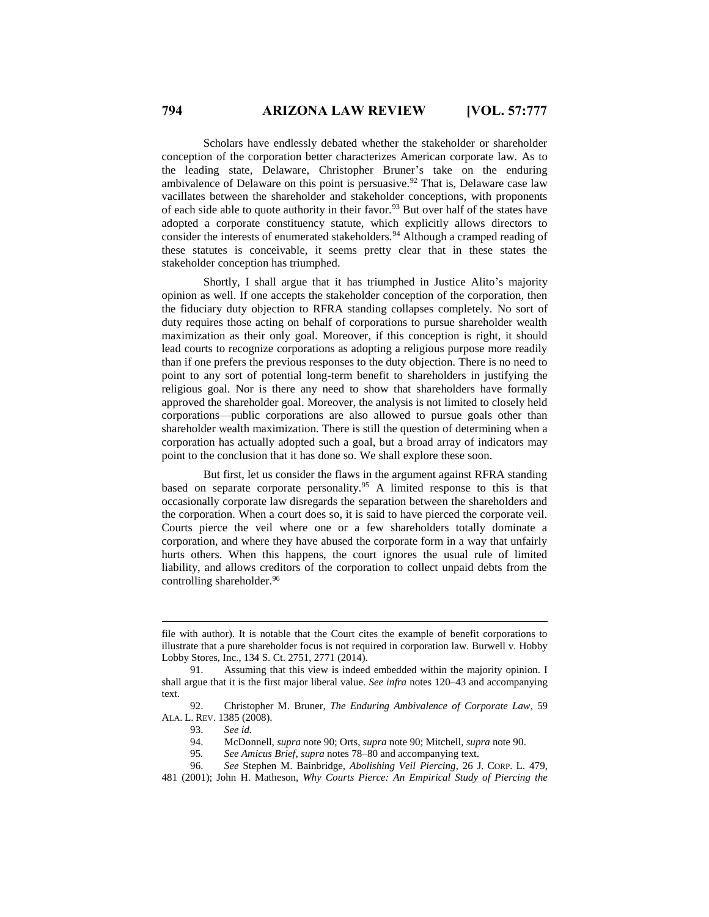Scholars have endlessly debated whether the stakeholder or shareholder conception of the corporation better characterizes American corporate law. As to the leading state, Delaware, Christopher Bruner's take on the enduring ambivalence of Delaware on this point is persuasive.[92] That is, Delaware case law vacillates between the shareholder and stakeholder conceptions, with proponents of each side able to quote authority in their favor.[93] But over half of the states have adopted a corporate constituency statute, which explicitly allows directors to consider the interests of enumerated stakeholders.[94] Although a cramped reading of these statutes is conceivable, it seems pretty clear that in these states the stakeholder conception has triumphed.

Shortly, I shall argue that it has triumphed in Justice Alito's majority opinion as well. If one accepts the stakeholder conception of the corporation, then the fiduciary duty objection to RFRA standing collapses completely. No sort of duty requires those acting on behalf of corporations to pursue shareholder wealth maximization as their only goal. Moreover, if this conception is right, it should lead courts to recognize corporations as adopting a religious purpose more readily than if one prefers the previous responses to the duty objection. There is no need to point to any sort of potential long-term benefit to shareholders in justifying the religious goal. Nor is there any need to show that shareholders have formally approved the shareholder goal. Moreover, the analysis is not limited to closely held corporations—public corporations are also allowed to pursue goals other than shareholder wealth maximization. There is still the question of determining when a corporation has actually adopted such a goal, but a broad array of indicators may point to the conclusion that it has done so. We shall explore these soon.

But first, let us consider the flaws in the argument against RFRA standing based on separate corporate personality.[95] A limited response to this is that occasionally corporate law disregards the separation between the shareholders and the corporation. When a court does so, it is said to have pierced the corporate veil. Courts pierce the veil where one or a few shareholders totally dominate a corporation, and where they have abused the corporate form in a way that unfairly hurts others. When this happens, the court ignores the usual rule of limited liability, and allows creditors of the corporation to collect unpaid debts from the controlling shareholder.[96]

---

file with author). It is notable that the Court cites the example of benefit corporations to illustrate that a pure shareholder focus is not required in corporation law. Burwell v. Hobby Lobby Stores, Inc., 134 S. Ct. 2751, 2771 (2014).

91. Assuming that this view is indeed embedded within the majority opinion. I shall argue that it is the first major liberal value. *See infra* notes 120–43 and accompanying text.

92. Christopher M. Bruner, *The Enduring Ambivalence of Corporate Law*, 59 ALA. L. REV. 1385 (2008).

93. *See id.*

94. McDonnell, *supra* note 90; Orts, *supra* note 90; Mitchell, *supra* note 90.

95. *See Amicus Brief*, *supra* notes 78–80 and accompanying text.

96. *See* Stephen M. Bainbridge, *Abolishing Veil Piercing*, 26 J. CORP. L. 479, 481 (2001); John H. Matheson, *Why Courts Pierce: An Empirical Study of Piercing the*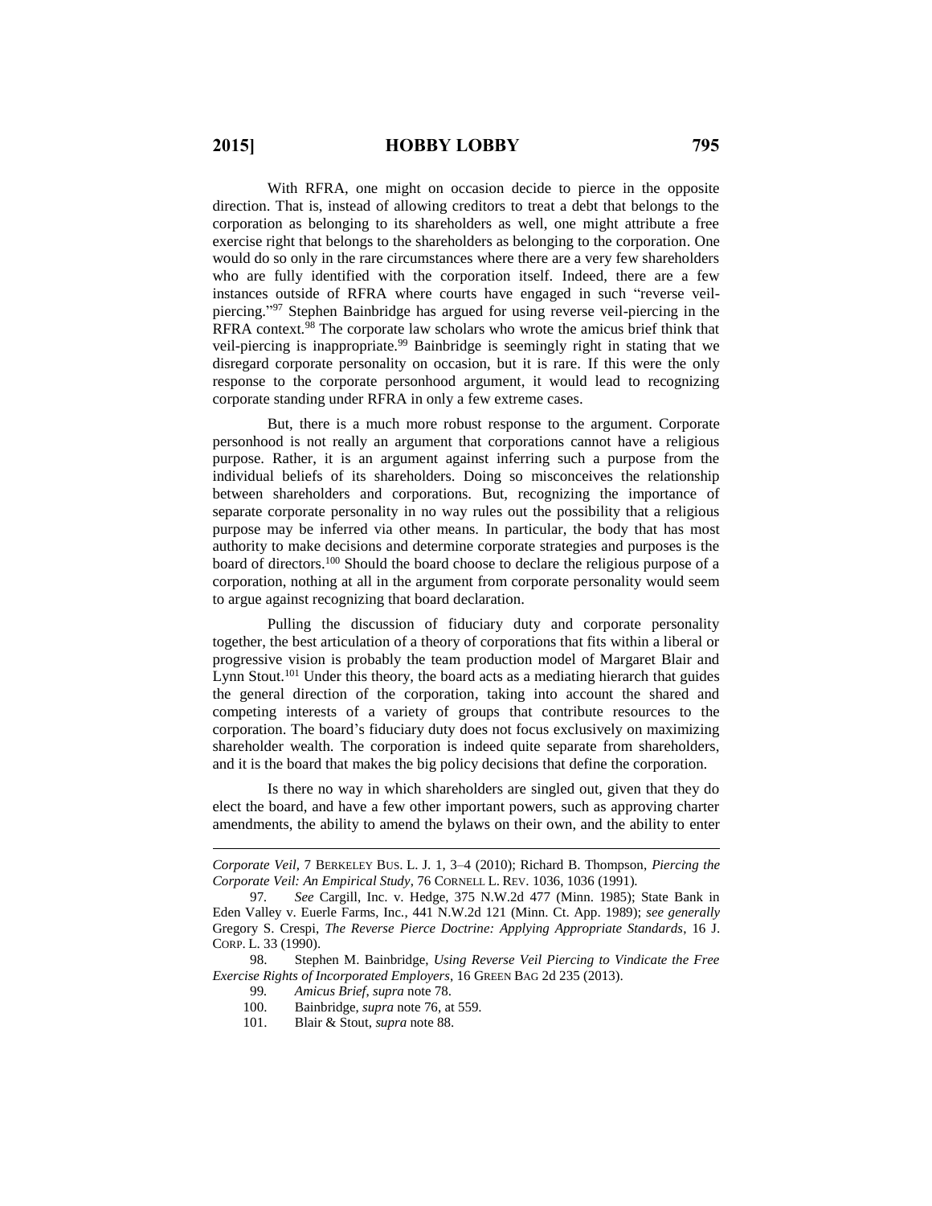With RFRA, one might on occasion decide to pierce in the opposite direction. That is, instead of allowing creditors to treat a debt that belongs to the corporation as belonging to its shareholders as well, one might attribute a free exercise right that belongs to the shareholders as belonging to the corporation. One would do so only in the rare circumstances where there are a very few shareholders who are fully identified with the corporation itself. Indeed, there are a few instances outside of RFRA where courts have engaged in such "reverse veil-piercing."[97] Stephen Bainbridge has argued for using reverse veil-piercing in the RFRA context.[98] The corporate law scholars who wrote the amicus brief think that veil-piercing is inappropriate.[99] Bainbridge is seemingly right in stating that we disregard corporate personality on occasion, but it is rare. If this were the only response to the corporate personhood argument, it would lead to recognizing corporate standing under RFRA in only a few extreme cases.

But, there is a much more robust response to the argument. Corporate personhood is not really an argument that corporations cannot have a religious purpose. Rather, it is an argument against inferring such a purpose from the individual beliefs of its shareholders. Doing so misconceives the relationship between shareholders and corporations. But, recognizing the importance of separate corporate personality in no way rules out the possibility that a religious purpose may be inferred via other means. In particular, the body that has most authority to make decisions and determine corporate strategies and purposes is the board of directors.[100] Should the board choose to declare the religious purpose of a corporation, nothing at all in the argument from corporate personality would seem to argue against recognizing that board declaration.

Pulling the discussion of fiduciary duty and corporate personality together, the best articulation of a theory of corporations that fits within a liberal or progressive vision is probably the team production model of Margaret Blair and Lynn Stout.[101] Under this theory, the board acts as a mediating hierarch that guides the general direction of the corporation, taking into account the shared and competing interests of a variety of groups that contribute resources to the corporation. The board's fiduciary duty does not focus exclusively on maximizing shareholder wealth. The corporation is indeed quite separate from shareholders, and it is the board that makes the big policy decisions that define the corporation.

Is there no way in which shareholders are singled out, given that they do elect the board, and have a few other important powers, such as approving charter amendments, the ability to amend the bylaws on their own, and the ability to enter

---

*Corporate Veil*, 7 BERKELEY BUS. L. J. 1, 3–4 (2010); Richard B. Thompson, *Piercing the Corporate Veil: An Empirical Study*, 76 CORNELL L. REV. 1036, 1036 (1991).

97. *See* Cargill, Inc. v. Hedge, 375 N.W.2d 477 (Minn. 1985); State Bank in Eden Valley v. Euerle Farms, Inc., 441 N.W.2d 121 (Minn. Ct. App. 1989); *see generally* Gregory S. Crespi, *The Reverse Pierce Doctrine: Applying Appropriate Standards*, 16 J. CORP. L. 33 (1990).

98. Stephen M. Bainbridge, *Using Reverse Veil Piercing to Vindicate the Free Exercise Rights of Incorporated Employers*, 16 GREEN BAG 2d 235 (2013).

99. *Amicus Brief*, *supra* note 78.

100. Bainbridge, *supra* note 76, at 559.

101. Blair & Stout, *supra* note 88.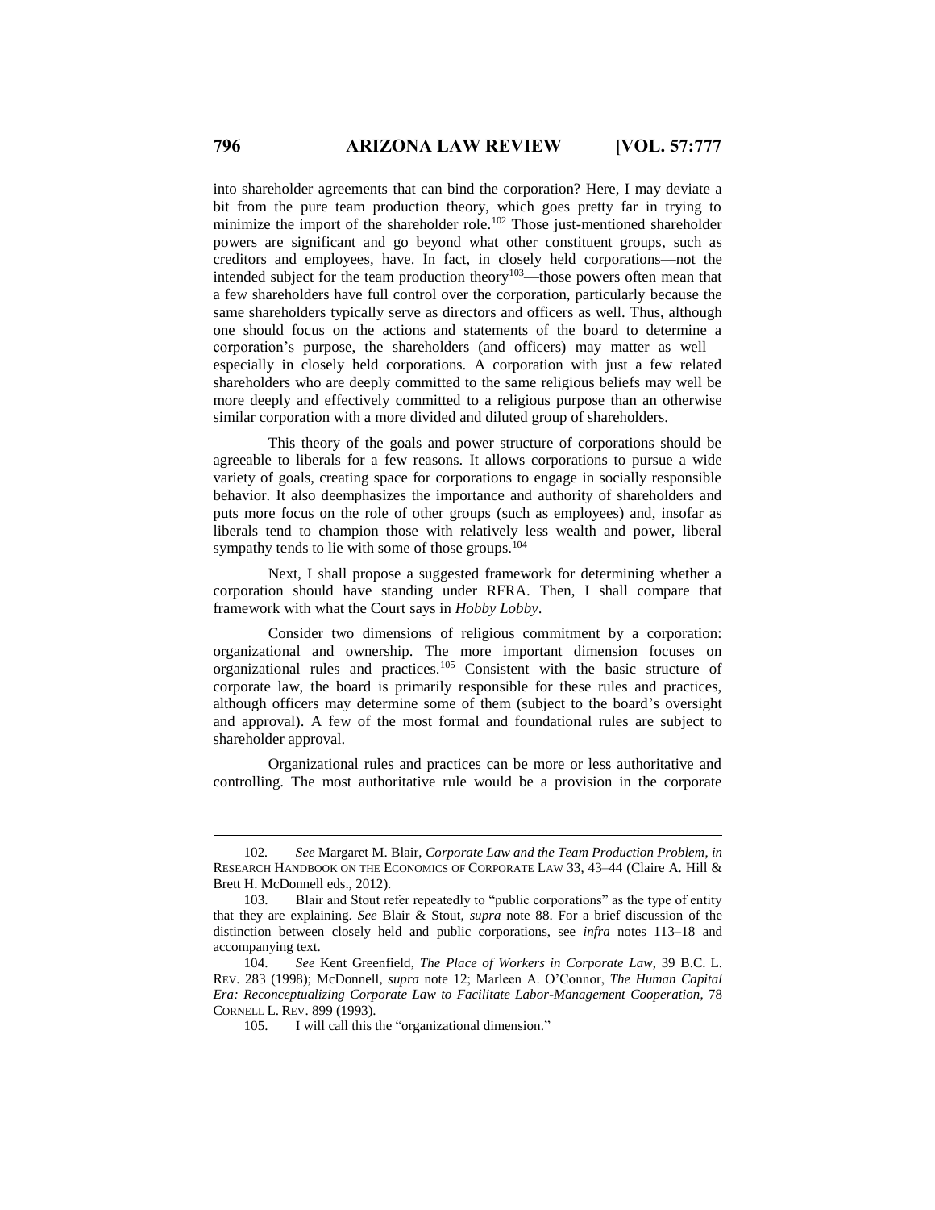into shareholder agreements that can bind the corporation? Here, I may deviate a bit from the pure team production theory, which goes pretty far in trying to minimize the import of the shareholder role.[102] Those just-mentioned shareholder powers are significant and go beyond what other constituent groups, such as creditors and employees, have. In fact, in closely held corporations—not the intended subject for the team production theory[103]—those powers often mean that a few shareholders have full control over the corporation, particularly because the same shareholders typically serve as directors and officers as well. Thus, although one should focus on the actions and statements of the board to determine a corporation's purpose, the shareholders (and officers) may matter as well—especially in closely held corporations. A corporation with just a few related shareholders who are deeply committed to the same religious beliefs may well be more deeply and effectively committed to a religious purpose than an otherwise similar corporation with a more divided and diluted group of shareholders.

This theory of the goals and power structure of corporations should be agreeable to liberals for a few reasons. It allows corporations to pursue a wide variety of goals, creating space for corporations to engage in socially responsible behavior. It also deemphasizes the importance and authority of shareholders and puts more focus on the role of other groups (such as employees) and, insofar as liberals tend to champion those with relatively less wealth and power, liberal sympathy tends to lie with some of those groups.[104]

Next, I shall propose a suggested framework for determining whether a corporation should have standing under RFRA. Then, I shall compare that framework with what the Court says in *Hobby Lobby*.

Consider two dimensions of religious commitment by a corporation: organizational and ownership. The more important dimension focuses on organizational rules and practices.[105] Consistent with the basic structure of corporate law, the board is primarily responsible for these rules and practices, although officers may determine some of them (subject to the board's oversight and approval). A few of the most formal and foundational rules are subject to shareholder approval.

Organizational rules and practices can be more or less authoritative and controlling. The most authoritative rule would be a provision in the corporate

---

102. *See* Margaret M. Blair, *Corporate Law and the Team Production Problem*, *in* RESEARCH HANDBOOK ON THE ECONOMICS OF CORPORATE LAW 33, 43–44 (Claire A. Hill & Brett H. McDonnell eds., 2012).

103. Blair and Stout refer repeatedly to "public corporations" as the type of entity that they are explaining. *See* Blair & Stout, *supra* note 88. For a brief discussion of the distinction between closely held and public corporations, see *infra* notes 113–18 and accompanying text.

104. *See* Kent Greenfield, *The Place of Workers in Corporate Law*, 39 B.C. L. REV. 283 (1998); McDonnell, *supra* note 12; Marleen A. O'Connor, *The Human Capital Era: Reconceptualizing Corporate Law to Facilitate Labor-Management Cooperation*, 78 CORNELL L. REV. 899 (1993).

105. I will call this the "organizational dimension."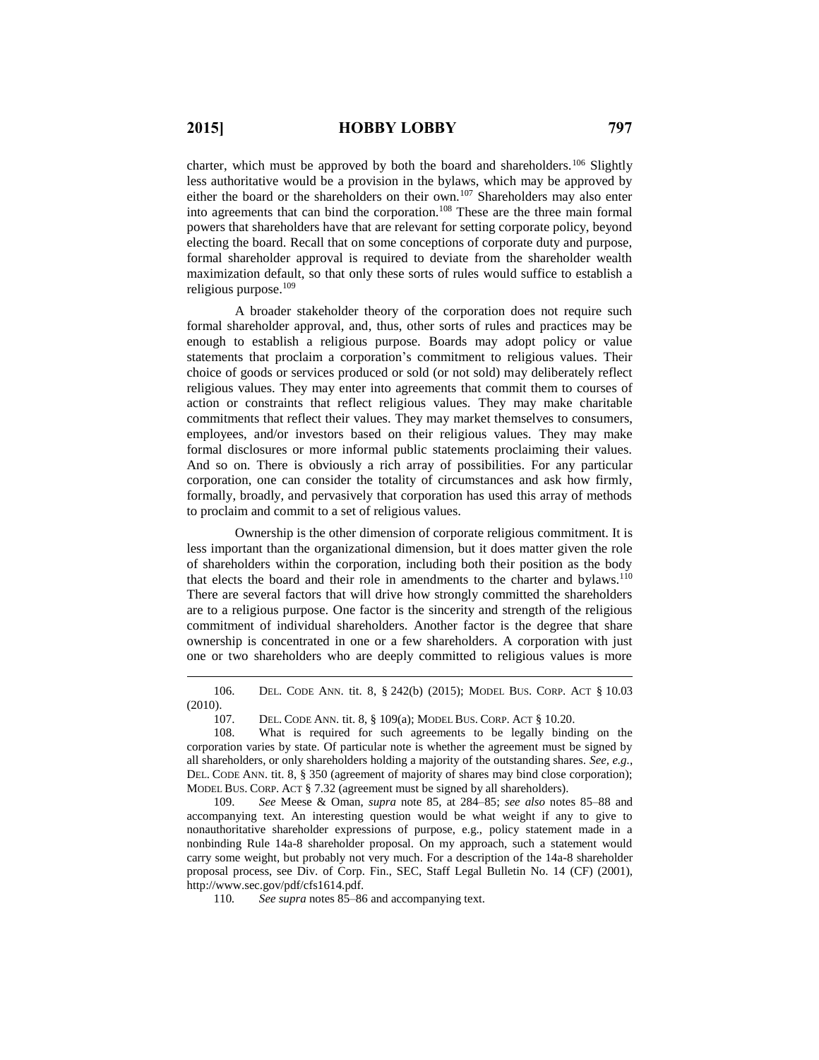charter, which must be approved by both the board and shareholders.[106] Slightly less authoritative would be a provision in the bylaws, which may be approved by either the board or the shareholders on their own.[107] Shareholders may also enter into agreements that can bind the corporation.[108] These are the three main formal powers that shareholders have that are relevant for setting corporate policy, beyond electing the board. Recall that on some conceptions of corporate duty and purpose, formal shareholder approval is required to deviate from the shareholder wealth maximization default, so that only these sorts of rules would suffice to establish a religious purpose.[109]

A broader stakeholder theory of the corporation does not require such formal shareholder approval, and, thus, other sorts of rules and practices may be enough to establish a religious purpose. Boards may adopt policy or value statements that proclaim a corporation's commitment to religious values. Their choice of goods or services produced or sold (or not sold) may deliberately reflect religious values. They may enter into agreements that commit them to courses of action or constraints that reflect religious values. They may make charitable commitments that reflect their values. They may market themselves to consumers, employees, and/or investors based on their religious values. They may make formal disclosures or more informal public statements proclaiming their values. And so on. There is obviously a rich array of possibilities. For any particular corporation, one can consider the totality of circumstances and ask how firmly, formally, broadly, and pervasively that corporation has used this array of methods to proclaim and commit to a set of religious values.

Ownership is the other dimension of corporate religious commitment. It is less important than the organizational dimension, but it does matter given the role of shareholders within the corporation, including both their position as the body that elects the board and their role in amendments to the charter and bylaws.[110] There are several factors that will drive how strongly committed the shareholders are to a religious purpose. One factor is the sincerity and strength of the religious commitment of individual shareholders. Another factor is the degree that share ownership is concentrated in one or a few shareholders. A corporation with just one or two shareholders who are deeply committed to religious values is more

---

106. DEL. CODE ANN. tit. 8, § 242(b) (2015); MODEL BUS. CORP. ACT § 10.03 (2010).

107. DEL. CODE ANN. tit. 8, § 109(a); MODEL BUS. CORP. ACT § 10.20.

108. What is required for such agreements to be legally binding on the corporation varies by state. Of particular note is whether the agreement must be signed by all shareholders, or only shareholders holding a majority of the outstanding shares. *See, e.g.*, DEL. CODE ANN. tit. 8, § 350 (agreement of majority of shares may bind close corporation); MODEL BUS. CORP. ACT § 7.32 (agreement must be signed by all shareholders).

109. *See* Meese & Oman, *supra* note 85, at 284–85; *see also* notes 85–88 and accompanying text. An interesting question would be what weight if any to give to nonauthoritative shareholder expressions of purpose, e.g., policy statement made in a nonbinding Rule 14a-8 shareholder proposal. On my approach, such a statement would carry some weight, but probably not very much. For a description of the 14a-8 shareholder proposal process, see Div. of Corp. Fin., SEC, Staff Legal Bulletin No. 14 (CF) (2001), http://www.sec.gov/pdf/cfs1614.pdf.

110. *See supra* notes 85–86 and accompanying text.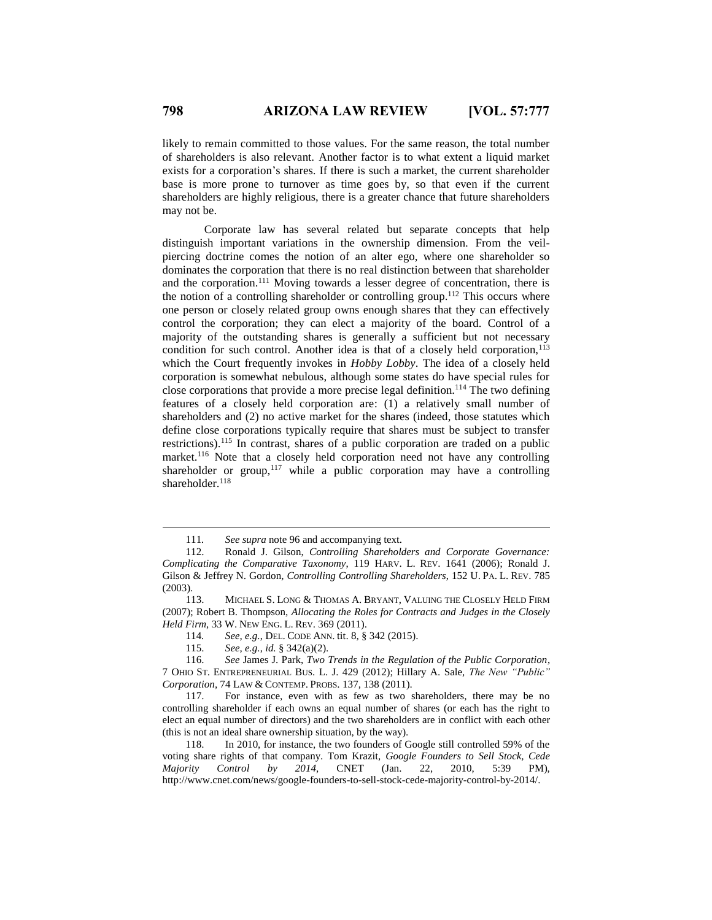likely to remain committed to those values. For the same reason, the total number of shareholders is also relevant. Another factor is to what extent a liquid market exists for a corporation's shares. If there is such a market, the current shareholder base is more prone to turnover as time goes by, so that even if the current shareholders are highly religious, there is a greater chance that future shareholders may not be.

Corporate law has several related but separate concepts that help distinguish important variations in the ownership dimension. From the veil-piercing doctrine comes the notion of an alter ego, where one shareholder so dominates the corporation that there is no real distinction between that shareholder and the corporation.[111] Moving towards a lesser degree of concentration, there is the notion of a controlling shareholder or controlling group.[112] This occurs where one person or closely related group owns enough shares that they can effectively control the corporation; they can elect a majority of the board. Control of a majority of the outstanding shares is generally a sufficient but not necessary condition for such control. Another idea is that of a closely held corporation,[113] which the Court frequently invokes in *Hobby Lobby*. The idea of a closely held corporation is somewhat nebulous, although some states do have special rules for close corporations that provide a more precise legal definition.[114] The two defining features of a closely held corporation are: (1) a relatively small number of shareholders and (2) no active market for the shares (indeed, those statutes which define close corporations typically require that shares must be subject to transfer restrictions).[115] In contrast, shares of a public corporation are traded on a public market.[116] Note that a closely held corporation need not have any controlling shareholder or group,[117] while a public corporation may have a controlling shareholder.[118]

---

111. *See supra* note 96 and accompanying text.

112. Ronald J. Gilson, *Controlling Shareholders and Corporate Governance: Complicating the Comparative Taxonomy*, 119 HARV. L. REV. 1641 (2006); Ronald J. Gilson & Jeffrey N. Gordon, *Controlling Controlling Shareholders*, 152 U. PA. L. REV. 785 (2003).

113. MICHAEL S. LONG & THOMAS A. BRYANT, VALUING THE CLOSELY HELD FIRM (2007); Robert B. Thompson, *Allocating the Roles for Contracts and Judges in the Closely Held Firm*, 33 W. NEW ENG. L. REV. 369 (2011).

114. *See, e.g.*, DEL. CODE ANN. tit. 8, § 342 (2015).

115. *See, e.g.*, *id.* § 342(a)(2).

116. *See* James J. Park, *Two Trends in the Regulation of the Public Corporation*, 7 OHIO ST. ENTREPRENEURIAL BUS. L. J. 429 (2012); Hillary A. Sale, *The New "Public" Corporation*, 74 LAW & CONTEMP. PROBS. 137, 138 (2011).

117. For instance, even with as few as two shareholders, there may be no controlling shareholder if each owns an equal number of shares (or each has the right to elect an equal number of directors) and the two shareholders are in conflict with each other (this is not an ideal share ownership situation, by the way).

118. In 2010, for instance, the two founders of Google still controlled 59% of the voting share rights of that company. Tom Krazit, *Google Founders to Sell Stock, Cede Majority Control by 2014*, CNET (Jan. 22, 2010, 5:39 PM), http://www.cnet.com/news/google-founders-to-sell-stock-cede-majority-control-by-2014/.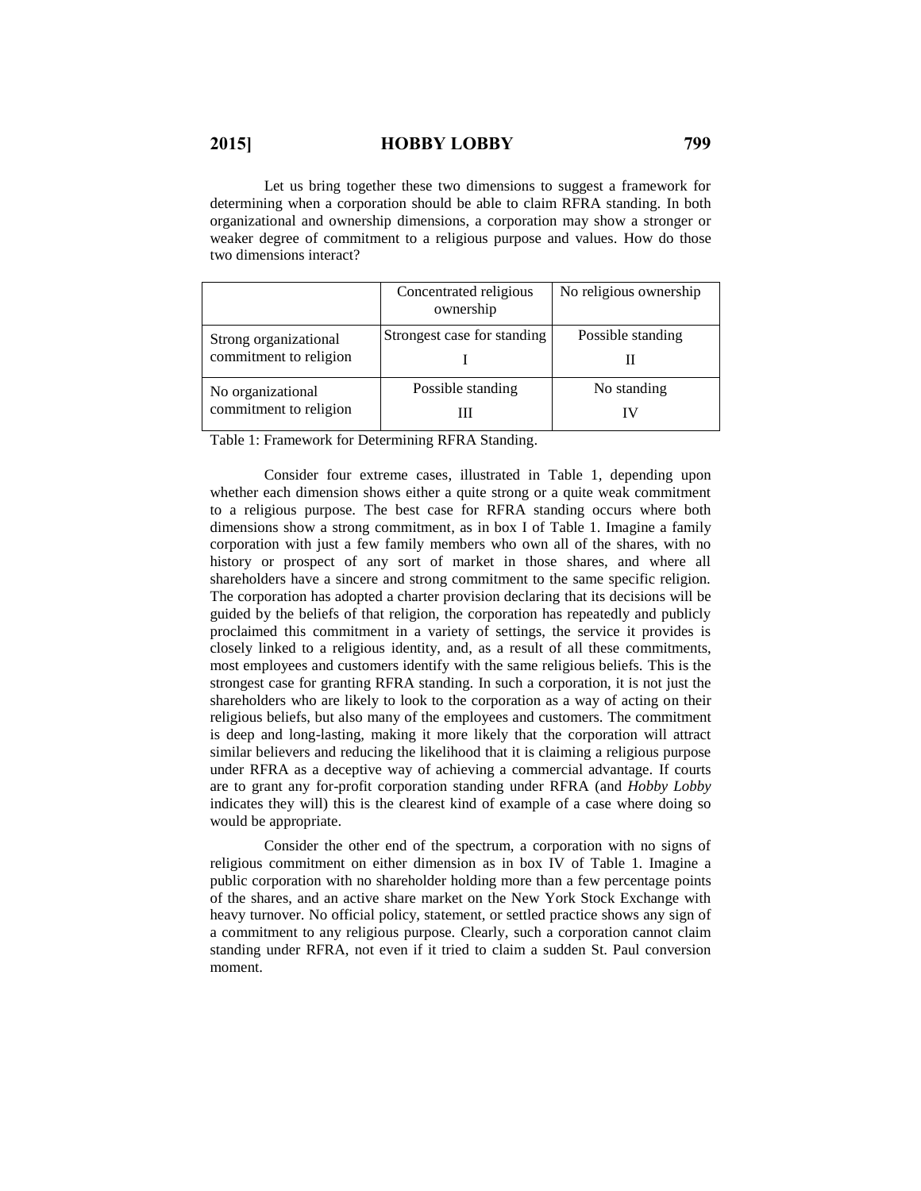Let us bring together these two dimensions to suggest a framework for determining when a corporation should be able to claim RFRA standing. In both organizational and ownership dimensions, a corporation may show a stronger or weaker degree of commitment to a religious purpose and values. How do those two dimensions interact?

| | Concentrated religious ownership | No religious ownership |
|---|---|---|
| Strong organizational commitment to religion | Strongest case for standing<br>I | Possible standing<br>II |
| No organizational commitment to religion | Possible standing<br>III | No standing<br>IV |

Table 1: Framework for Determining RFRA Standing.

Consider four extreme cases, illustrated in Table 1, depending upon whether each dimension shows either a quite strong or a quite weak commitment to a religious purpose. The best case for RFRA standing occurs where both dimensions show a strong commitment, as in box I of Table 1. Imagine a family corporation with just a few family members who own all of the shares, with no history or prospect of any sort of market in those shares, and where all shareholders have a sincere and strong commitment to the same specific religion. The corporation has adopted a charter provision declaring that its decisions will be guided by the beliefs of that religion, the corporation has repeatedly and publicly proclaimed this commitment in a variety of settings, the service it provides is closely linked to a religious identity, and, as a result of all these commitments, most employees and customers identify with the same religious beliefs. This is the strongest case for granting RFRA standing. In such a corporation, it is not just the shareholders who are likely to look to the corporation as a way of acting on their religious beliefs, but also many of the employees and customers. The commitment is deep and long-lasting, making it more likely that the corporation will attract similar believers and reducing the likelihood that it is claiming a religious purpose under RFRA as a deceptive way of achieving a commercial advantage. If courts are to grant any for-profit corporation standing under RFRA (and *Hobby Lobby* indicates they will) this is the clearest kind of example of a case where doing so would be appropriate.

Consider the other end of the spectrum, a corporation with no signs of religious commitment on either dimension as in box IV of Table 1. Imagine a public corporation with no shareholder holding more than a few percentage points of the shares, and an active share market on the New York Stock Exchange with heavy turnover. No official policy, statement, or settled practice shows any sign of a commitment to any religious purpose. Clearly, such a corporation cannot claim standing under RFRA, not even if it tried to claim a sudden St. Paul conversion moment.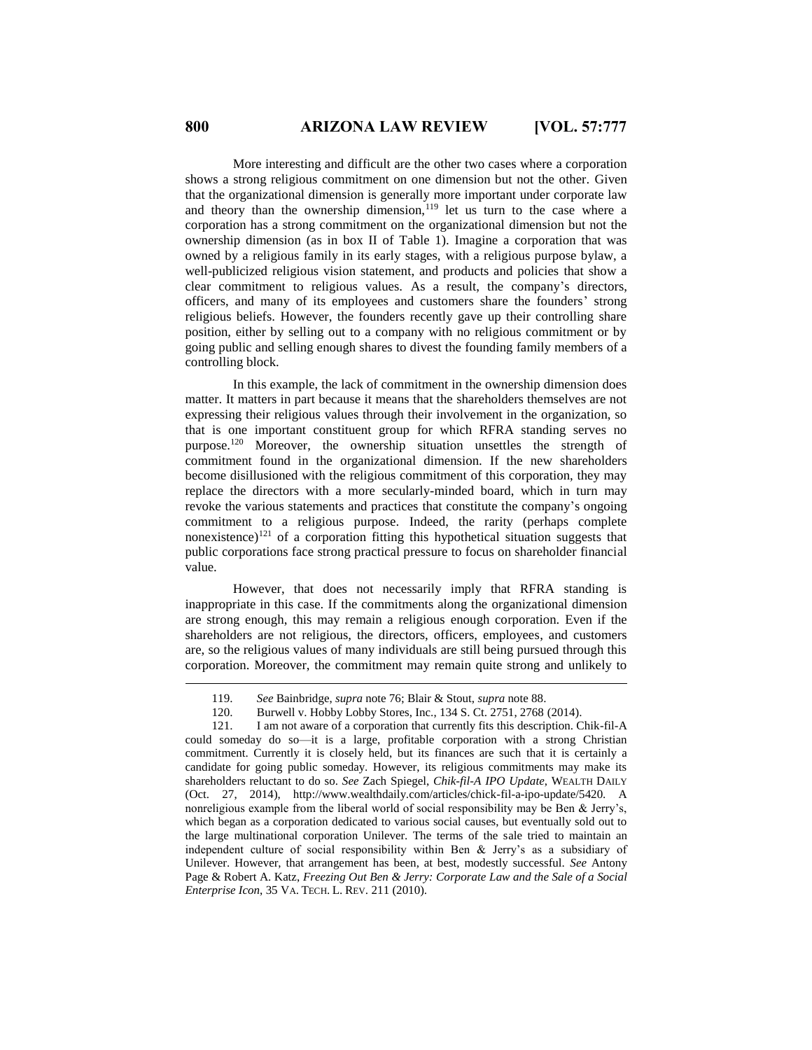More interesting and difficult are the other two cases where a corporation shows a strong religious commitment on one dimension but not the other. Given that the organizational dimension is generally more important under corporate law and theory than the ownership dimension,[119] let us turn to the case where a corporation has a strong commitment on the organizational dimension but not the ownership dimension (as in box II of Table 1). Imagine a corporation that was owned by a religious family in its early stages, with a religious purpose bylaw, a well-publicized religious vision statement, and products and policies that show a clear commitment to religious values. As a result, the company's directors, officers, and many of its employees and customers share the founders' strong religious beliefs. However, the founders recently gave up their controlling share position, either by selling out to a company with no religious commitment or by going public and selling enough shares to divest the founding family members of a controlling block.

In this example, the lack of commitment in the ownership dimension does matter. It matters in part because it means that the shareholders themselves are not expressing their religious values through their involvement in the organization, so that is one important constituent group for which RFRA standing serves no purpose.[120] Moreover, the ownership situation unsettles the strength of commitment found in the organizational dimension. If the new shareholders become disillusioned with the religious commitment of this corporation, they may replace the directors with a more secularly-minded board, which in turn may revoke the various statements and practices that constitute the company's ongoing commitment to a religious purpose. Indeed, the rarity (perhaps complete nonexistence)[121] of a corporation fitting this hypothetical situation suggests that public corporations face strong practical pressure to focus on shareholder financial value.

However, that does not necessarily imply that RFRA standing is inappropriate in this case. If the commitments along the organizational dimension are strong enough, this may remain a religious enough corporation. Even if the shareholders are not religious, the directors, officers, employees, and customers are, so the religious values of many individuals are still being pursued through this corporation. Moreover, the commitment may remain quite strong and unlikely to

---

119. *See* Bainbridge, *supra* note 76; Blair & Stout, *supra* note 88.

120. Burwell v. Hobby Lobby Stores, Inc., 134 S. Ct. 2751, 2768 (2014).

121. I am not aware of a corporation that currently fits this description. Chik-fil-A could someday do so—it is a large, profitable corporation with a strong Christian commitment. Currently it is closely held, but its finances are such that it is certainly a candidate for going public someday. However, its religious commitments may make its shareholders reluctant to do so. *See* Zach Spiegel, *Chik-fil-A IPO Update*, WEALTH DAILY (Oct. 27, 2014), http://www.wealthdaily.com/articles/chick-fil-a-ipo-update/5420. A nonreligious example from the liberal world of social responsibility may be Ben & Jerry's, which began as a corporation dedicated to various social causes, but eventually sold out to the large multinational corporation Unilever. The terms of the sale tried to maintain an independent culture of social responsibility within Ben & Jerry's as a subsidiary of Unilever. However, that arrangement has been, at best, modestly successful. *See* Antony Page & Robert A. Katz, *Freezing Out Ben & Jerry: Corporate Law and the Sale of a Social Enterprise Icon*, 35 VA. TECH. L. REV. 211 (2010).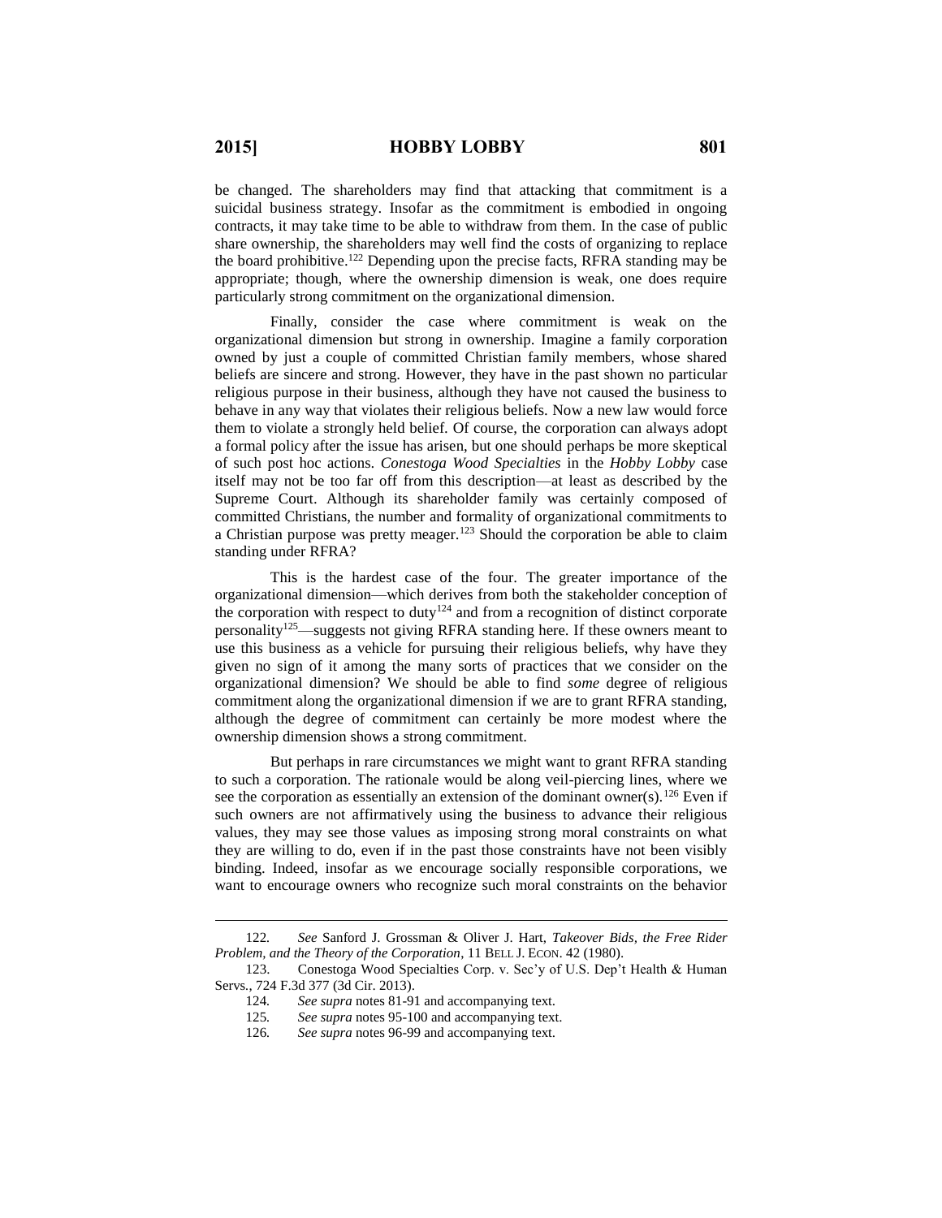be changed. The shareholders may find that attacking that commitment is a suicidal business strategy. Insofar as the commitment is embodied in ongoing contracts, it may take time to be able to withdraw from them. In the case of public share ownership, the shareholders may well find the costs of organizing to replace the board prohibitive.[122] Depending upon the precise facts, RFRA standing may be appropriate; though, where the ownership dimension is weak, one does require particularly strong commitment on the organizational dimension.

Finally, consider the case where commitment is weak on the organizational dimension but strong in ownership. Imagine a family corporation owned by just a couple of committed Christian family members, whose shared beliefs are sincere and strong. However, they have in the past shown no particular religious purpose in their business, although they have not caused the business to behave in any way that violates their religious beliefs. Now a new law would force them to violate a strongly held belief. Of course, the corporation can always adopt a formal policy after the issue has arisen, but one should perhaps be more skeptical of such post hoc actions. *Conestoga Wood Specialties* in the *Hobby Lobby* case itself may not be too far off from this description—at least as described by the Supreme Court. Although its shareholder family was certainly composed of committed Christians, the number and formality of organizational commitments to a Christian purpose was pretty meager.[123] Should the corporation be able to claim standing under RFRA?

This is the hardest case of the four. The greater importance of the organizational dimension—which derives from both the stakeholder conception of the corporation with respect to duty[124] and from a recognition of distinct corporate personality[125]—suggests not giving RFRA standing here. If these owners meant to use this business as a vehicle for pursuing their religious beliefs, why have they given no sign of it among the many sorts of practices that we consider on the organizational dimension? We should be able to find *some* degree of religious commitment along the organizational dimension if we are to grant RFRA standing, although the degree of commitment can certainly be more modest where the ownership dimension shows a strong commitment.

But perhaps in rare circumstances we might want to grant RFRA standing to such a corporation. The rationale would be along veil-piercing lines, where we see the corporation as essentially an extension of the dominant owner(s).[126] Even if such owners are not affirmatively using the business to advance their religious values, they may see those values as imposing strong moral constraints on what they are willing to do, even if in the past those constraints have not been visibly binding. Indeed, insofar as we encourage socially responsible corporations, we want to encourage owners who recognize such moral constraints on the behavior

---

122. *See* Sanford J. Grossman & Oliver J. Hart, *Takeover Bids, the Free Rider Problem, and the Theory of the Corporation*, 11 BELL J. ECON. 42 (1980).

123. Conestoga Wood Specialties Corp. v. Sec'y of U.S. Dep't Health & Human Servs., 724 F.3d 377 (3d Cir. 2013).

124. *See supra* notes 81-91 and accompanying text.

125. *See supra* notes 95-100 and accompanying text.

126. *See supra* notes 96-99 and accompanying text.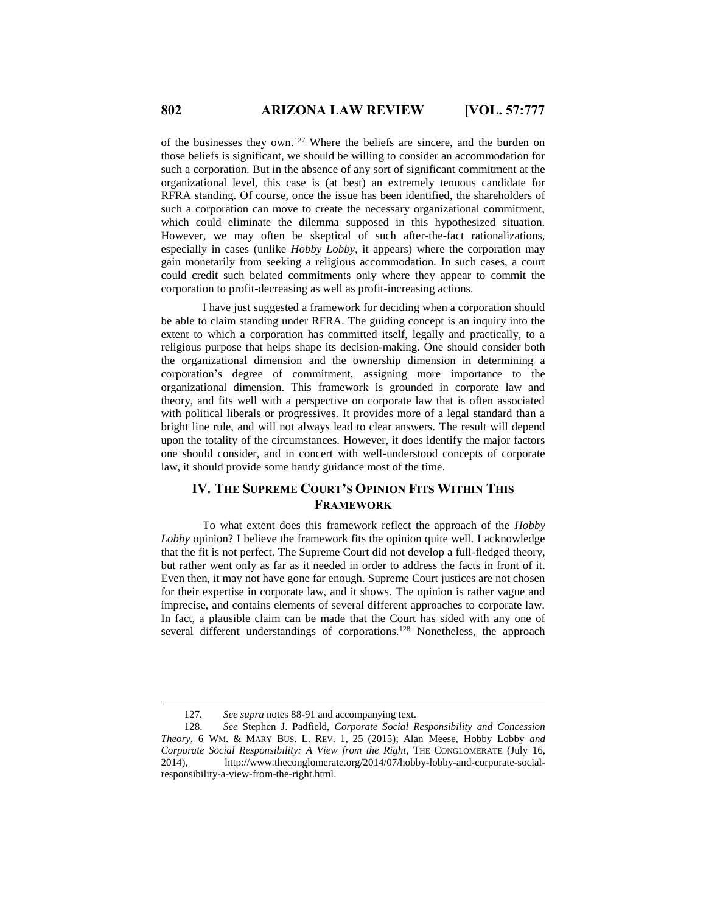of the businesses they own.[127] Where the beliefs are sincere, and the burden on those beliefs is significant, we should be willing to consider an accommodation for such a corporation. But in the absence of any sort of significant commitment at the organizational level, this case is (at best) an extremely tenuous candidate for RFRA standing. Of course, once the issue has been identified, the shareholders of such a corporation can move to create the necessary organizational commitment, which could eliminate the dilemma supposed in this hypothesized situation. However, we may often be skeptical of such after-the-fact rationalizations, especially in cases (unlike *Hobby Lobby*, it appears) where the corporation may gain monetarily from seeking a religious accommodation. In such cases, a court could credit such belated commitments only where they appear to commit the corporation to profit-decreasing as well as profit-increasing actions.

I have just suggested a framework for deciding when a corporation should be able to claim standing under RFRA. The guiding concept is an inquiry into the extent to which a corporation has committed itself, legally and practically, to a religious purpose that helps shape its decision-making. One should consider both the organizational dimension and the ownership dimension in determining a corporation's degree of commitment, assigning more importance to the organizational dimension. This framework is grounded in corporate law and theory, and fits well with a perspective on corporate law that is often associated with political liberals or progressives. It provides more of a legal standard than a bright line rule, and will not always lead to clear answers. The result will depend upon the totality of the circumstances. However, it does identify the major factors one should consider, and in concert with well-understood concepts of corporate law, it should provide some handy guidance most of the time.

## IV. The Supreme Court's Opinion Fits Within This Framework

To what extent does this framework reflect the approach of the *Hobby Lobby* opinion? I believe the framework fits the opinion quite well. I acknowledge that the fit is not perfect. The Supreme Court did not develop a full-fledged theory, but rather went only as far as it needed in order to address the facts in front of it. Even then, it may not have gone far enough. Supreme Court justices are not chosen for their expertise in corporate law, and it shows. The opinion is rather vague and imprecise, and contains elements of several different approaches to corporate law. In fact, a plausible claim can be made that the Court has sided with any one of several different understandings of corporations.[128] Nonetheless, the approach

---

127. *See supra* notes 88-91 and accompanying text.

128. *See* Stephen J. Padfield, *Corporate Social Responsibility and Concession Theory*, 6 WM. & MARY BUS. L. REV. 1, 25 (2015); Alan Meese, Hobby Lobby *and Corporate Social Responsibility: A View from the Right*, THE CONGLOMERATE (July 16, 2014), http://www.theconglomerate.org/2014/07/hobby-lobby-and-corporate-social-responsibility-a-view-from-the-right.html.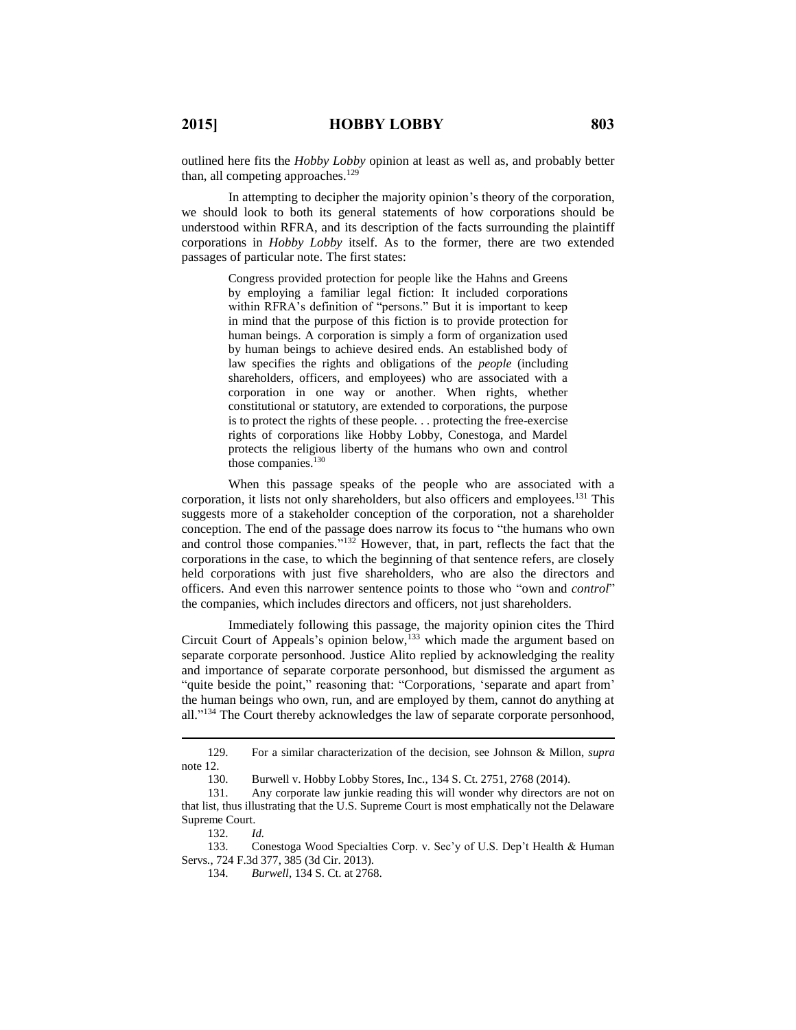outlined here fits the *Hobby Lobby* opinion at least as well as, and probably better than, all competing approaches.[129]

In attempting to decipher the majority opinion's theory of the corporation, we should look to both its general statements of how corporations should be understood within RFRA, and its description of the facts surrounding the plaintiff corporations in *Hobby Lobby* itself. As to the former, there are two extended passages of particular note. The first states:

> Congress provided protection for people like the Hahns and Greens by employing a familiar legal fiction: It included corporations within RFRA's definition of "persons." But it is important to keep in mind that the purpose of this fiction is to provide protection for human beings. A corporation is simply a form of organization used by human beings to achieve desired ends. An established body of law specifies the rights and obligations of the *people* (including shareholders, officers, and employees) who are associated with a corporation in one way or another. When rights, whether constitutional or statutory, are extended to corporations, the purpose is to protect the rights of these people. . . protecting the free-exercise rights of corporations like Hobby Lobby, Conestoga, and Mardel protects the religious liberty of the humans who own and control those companies.[130]

When this passage speaks of the people who are associated with a corporation, it lists not only shareholders, but also officers and employees.[131] This suggests more of a stakeholder conception of the corporation, not a shareholder conception. The end of the passage does narrow its focus to "the humans who own and control those companies."[132] However, that, in part, reflects the fact that the corporations in the case, to which the beginning of that sentence refers, are closely held corporations with just five shareholders, who are also the directors and officers. And even this narrower sentence points to those who "own and *control*" the companies, which includes directors and officers, not just shareholders.

Immediately following this passage, the majority opinion cites the Third Circuit Court of Appeals's opinion below,[133] which made the argument based on separate corporate personhood. Justice Alito replied by acknowledging the reality and importance of separate corporate personhood, but dismissed the argument as "quite beside the point," reasoning that: "Corporations, 'separate and apart from' the human beings who own, run, and are employed by them, cannot do anything at all."[134] The Court thereby acknowledges the law of separate corporate personhood,

---

129. For a similar characterization of the decision, see Johnson & Millon, *supra* note 12.

130. Burwell v. Hobby Lobby Stores, Inc., 134 S. Ct. 2751, 2768 (2014).

131. Any corporate law junkie reading this will wonder why directors are not on that list, thus illustrating that the U.S. Supreme Court is most emphatically not the Delaware Supreme Court.

132. *Id.*

133. Conestoga Wood Specialties Corp. v. Sec'y of U.S. Dep't Health & Human Servs., 724 F.3d 377, 385 (3d Cir. 2013).

134. *Burwell*, 134 S. Ct. at 2768.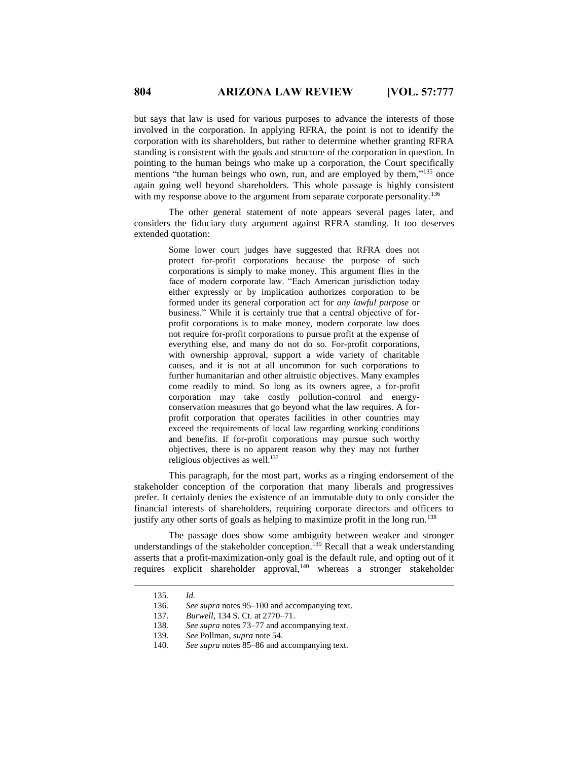but says that law is used for various purposes to advance the interests of those involved in the corporation. In applying RFRA, the point is not to identify the corporation with its shareholders, but rather to determine whether granting RFRA standing is consistent with the goals and structure of the corporation in question. In pointing to the human beings who make up a corporation, the Court specifically mentions "the human beings who own, run, and are employed by them,"[135] once again going well beyond shareholders. This whole passage is highly consistent with my response above to the argument from separate corporate personality.[136]

The other general statement of note appears several pages later, and considers the fiduciary duty argument against RFRA standing. It too deserves extended quotation:

> Some lower court judges have suggested that RFRA does not protect for-profit corporations because the purpose of such corporations is simply to make money. This argument flies in the face of modern corporate law. "Each American jurisdiction today either expressly or by implication authorizes corporation to be formed under its general corporation act for *any lawful purpose* or business." While it is certainly true that a central objective of for-profit corporations is to make money, modern corporate law does not require for-profit corporations to pursue profit at the expense of everything else, and many do not do so. For-profit corporations, with ownership approval, support a wide variety of charitable causes, and it is not at all uncommon for such corporations to further humanitarian and other altruistic objectives. Many examples come readily to mind. So long as its owners agree, a for-profit corporation may take costly pollution-control and energy-conservation measures that go beyond what the law requires. A for-profit corporation that operates facilities in other countries may exceed the requirements of local law regarding working conditions and benefits. If for-profit corporations may pursue such worthy objectives, there is no apparent reason why they may not further religious objectives as well.[137]

This paragraph, for the most part, works as a ringing endorsement of the stakeholder conception of the corporation that many liberals and progressives prefer. It certainly denies the existence of an immutable duty to only consider the financial interests of shareholders, requiring corporate directors and officers to justify any other sorts of goals as helping to maximize profit in the long run.[138]

The passage does show some ambiguity between weaker and stronger understandings of the stakeholder conception.[139] Recall that a weak understanding asserts that a profit-maximization-only goal is the default rule, and opting out of it requires explicit shareholder approval,[140] whereas a stronger stakeholder

---

135. *Id.*

136. *See supra* notes 95–100 and accompanying text.

137. *Burwell*, 134 S. Ct. at 2770–71.

138. *See supra* notes 73–77 and accompanying text.

139. *See* Pollman, *supra* note 54.

140. *See supra* notes 85–86 and accompanying text.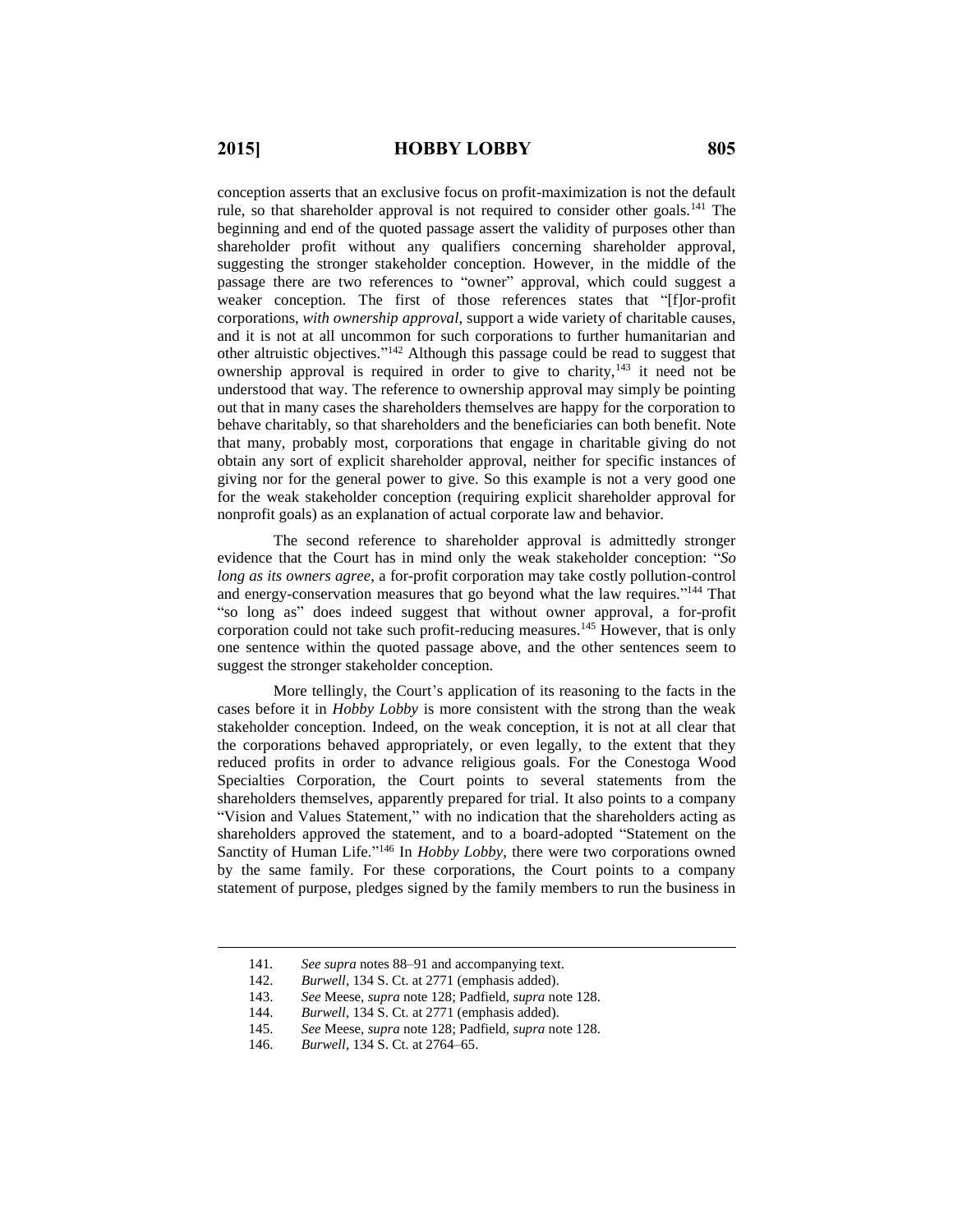conception asserts that an exclusive focus on profit-maximization is not the default rule, so that shareholder approval is not required to consider other goals.[141] The beginning and end of the quoted passage assert the validity of purposes other than shareholder profit without any qualifiers concerning shareholder approval, suggesting the stronger stakeholder conception. However, in the middle of the passage there are two references to "owner" approval, which could suggest a weaker conception. The first of those references states that "[f]or-profit corporations, *with ownership approval*, support a wide variety of charitable causes, and it is not at all uncommon for such corporations to further humanitarian and other altruistic objectives."[142] Although this passage could be read to suggest that ownership approval is required in order to give to charity,[143] it need not be understood that way. The reference to ownership approval may simply be pointing out that in many cases the shareholders themselves are happy for the corporation to behave charitably, so that shareholders and the beneficiaries can both benefit. Note that many, probably most, corporations that engage in charitable giving do not obtain any sort of explicit shareholder approval, neither for specific instances of giving nor for the general power to give. So this example is not a very good one for the weak stakeholder conception (requiring explicit shareholder approval for nonprofit goals) as an explanation of actual corporate law and behavior.

The second reference to shareholder approval is admittedly stronger evidence that the Court has in mind only the weak stakeholder conception: "*So long as its owners agree*, a for-profit corporation may take costly pollution-control and energy-conservation measures that go beyond what the law requires."[144] That "so long as" does indeed suggest that without owner approval, a for-profit corporation could not take such profit-reducing measures.[145] However, that is only one sentence within the quoted passage above, and the other sentences seem to suggest the stronger stakeholder conception.

More tellingly, the Court's application of its reasoning to the facts in the cases before it in *Hobby Lobby* is more consistent with the strong than the weak stakeholder conception. Indeed, on the weak conception, it is not at all clear that the corporations behaved appropriately, or even legally, to the extent that they reduced profits in order to advance religious goals. For the Conestoga Wood Specialties Corporation, the Court points to several statements from the shareholders themselves, apparently prepared for trial. It also points to a company "Vision and Values Statement," with no indication that the shareholders acting as shareholders approved the statement, and to a board-adopted "Statement on the Sanctity of Human Life."[146] In *Hobby Lobby*, there were two corporations owned by the same family. For these corporations, the Court points to a company statement of purpose, pledges signed by the family members to run the business in

---

141. *See supra* notes 88–91 and accompanying text.

142. *Burwell*, 134 S. Ct. at 2771 (emphasis added).

143. *See* Meese, *supra* note 128; Padfield, *supra* note 128.

144. *Burwell*, 134 S. Ct. at 2771 (emphasis added).

145. *See* Meese, *supra* note 128; Padfield, *supra* note 128.

146. *Burwell*, 134 S. Ct. at 2764–65.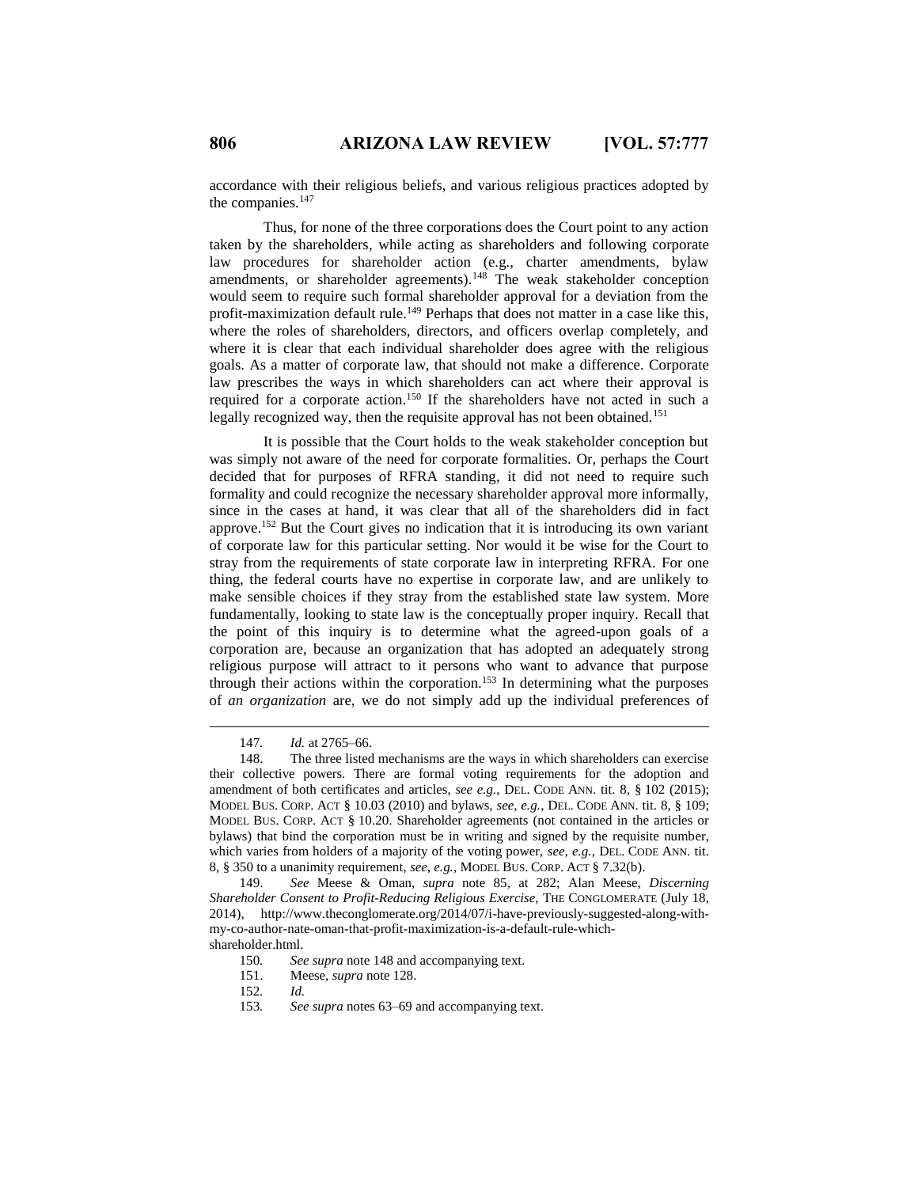accordance with their religious beliefs, and various religious practices adopted by the companies.[147]

Thus, for none of the three corporations does the Court point to any action taken by the shareholders, while acting as shareholders and following corporate law procedures for shareholder action (e.g., charter amendments, bylaw amendments, or shareholder agreements).[148] The weak stakeholder conception would seem to require such formal shareholder approval for a deviation from the profit-maximization default rule.[149] Perhaps that does not matter in a case like this, where the roles of shareholders, directors, and officers overlap completely, and where it is clear that each individual shareholder does agree with the religious goals. As a matter of corporate law, that should not make a difference. Corporate law prescribes the ways in which shareholders can act where their approval is required for a corporate action.[150] If the shareholders have not acted in such a legally recognized way, then the requisite approval has not been obtained.[151]

It is possible that the Court holds to the weak stakeholder conception but was simply not aware of the need for corporate formalities. Or, perhaps the Court decided that for purposes of RFRA standing, it did not need to require such formality and could recognize the necessary shareholder approval more informally, since in the cases at hand, it was clear that all of the shareholders did in fact approve.[152] But the Court gives no indication that it is introducing its own variant of corporate law for this particular setting. Nor would it be wise for the Court to stray from the requirements of state corporate law in interpreting RFRA. For one thing, the federal courts have no expertise in corporate law, and are unlikely to make sensible choices if they stray from the established state law system. More fundamentally, looking to state law is the conceptually proper inquiry. Recall that the point of this inquiry is to determine what the agreed-upon goals of a corporation are, because an organization that has adopted an adequately strong religious purpose will attract to it persons who want to advance that purpose through their actions within the corporation.[153] In determining what the purposes of *an organization* are, we do not simply add up the individual preferences of

---

147. *Id.* at 2765–66.

148. The three listed mechanisms are the ways in which shareholders can exercise their collective powers. There are formal voting requirements for the adoption and amendment of both certificates and articles, *see e.g.*, DEL. CODE ANN. tit. 8, § 102 (2015); MODEL BUS. CORP. ACT § 10.03 (2010) and bylaws, *see, e.g.*, DEL. CODE ANN. tit. 8, § 109; MODEL BUS. CORP. ACT § 10.20. Shareholder agreements (not contained in the articles or bylaws) that bind the corporation must be in writing and signed by the requisite number, which varies from holders of a majority of the voting power, *see, e.g.*, DEL. CODE ANN. tit. 8, § 350 to a unanimity requirement, *see, e.g.*, MODEL BUS. CORP. ACT § 7.32(b).

149. *See* Meese & Oman, *supra* note 85, at 282; Alan Meese, *Discerning Shareholder Consent to Profit-Reducing Religious Exercise*, THE CONGLOMERATE (July 18, 2014), http://www.theconglomerate.org/2014/07/i-have-previously-suggested-along-with-my-co-author-nate-oman-that-profit-maximization-is-a-default-rule-which-shareholder.html.

150. *See supra* note 148 and accompanying text.

151. Meese, *supra* note 128.

152. *Id.*

153. *See supra* notes 63–69 and accompanying text.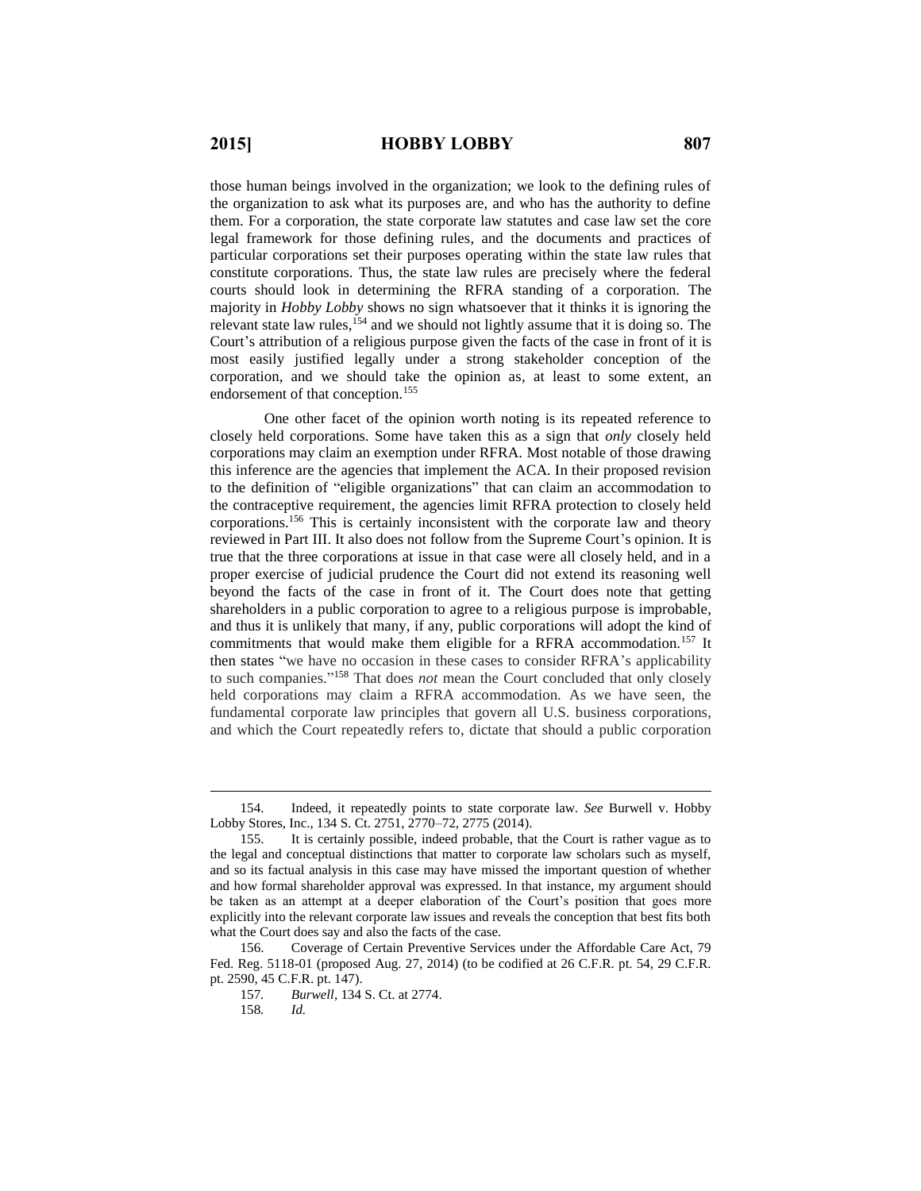those human beings involved in the organization; we look to the defining rules of the organization to ask what its purposes are, and who has the authority to define them. For a corporation, the state corporate law statutes and case law set the core legal framework for those defining rules, and the documents and practices of particular corporations set their purposes operating within the state law rules that constitute corporations. Thus, the state law rules are precisely where the federal courts should look in determining the RFRA standing of a corporation. The majority in *Hobby Lobby* shows no sign whatsoever that it thinks it is ignoring the relevant state law rules,[154] and we should not lightly assume that it is doing so. The Court's attribution of a religious purpose given the facts of the case in front of it is most easily justified legally under a strong stakeholder conception of the corporation, and we should take the opinion as, at least to some extent, an endorsement of that conception.[155]

One other facet of the opinion worth noting is its repeated reference to closely held corporations. Some have taken this as a sign that *only* closely held corporations may claim an exemption under RFRA. Most notable of those drawing this inference are the agencies that implement the ACA. In their proposed revision to the definition of "eligible organizations" that can claim an accommodation to the contraceptive requirement, the agencies limit RFRA protection to closely held corporations.[156] This is certainly inconsistent with the corporate law and theory reviewed in Part III. It also does not follow from the Supreme Court's opinion. It is true that the three corporations at issue in that case were all closely held, and in a proper exercise of judicial prudence the Court did not extend its reasoning well beyond the facts of the case in front of it. The Court does note that getting shareholders in a public corporation to agree to a religious purpose is improbable, and thus it is unlikely that many, if any, public corporations will adopt the kind of commitments that would make them eligible for a RFRA accommodation.[157] It then states "we have no occasion in these cases to consider RFRA's applicability to such companies."[158] That does *not* mean the Court concluded that only closely held corporations may claim a RFRA accommodation. As we have seen, the fundamental corporate law principles that govern all U.S. business corporations, and which the Court repeatedly refers to, dictate that should a public corporation

---

154. Indeed, it repeatedly points to state corporate law. *See* Burwell v. Hobby Lobby Stores, Inc., 134 S. Ct. 2751, 2770–72, 2775 (2014).

155. It is certainly possible, indeed probable, that the Court is rather vague as to the legal and conceptual distinctions that matter to corporate law scholars such as myself, and so its factual analysis in this case may have missed the important question of whether and how formal shareholder approval was expressed. In that instance, my argument should be taken as an attempt at a deeper elaboration of the Court's position that goes more explicitly into the relevant corporate law issues and reveals the conception that best fits both what the Court does say and also the facts of the case.

156. Coverage of Certain Preventive Services under the Affordable Care Act, 79 Fed. Reg. 5118-01 (proposed Aug. 27, 2014) (to be codified at 26 C.F.R. pt. 54, 29 C.F.R. pt. 2590, 45 C.F.R. pt. 147).

157. *Burwell*, 134 S. Ct. at 2774.

158. *Id.*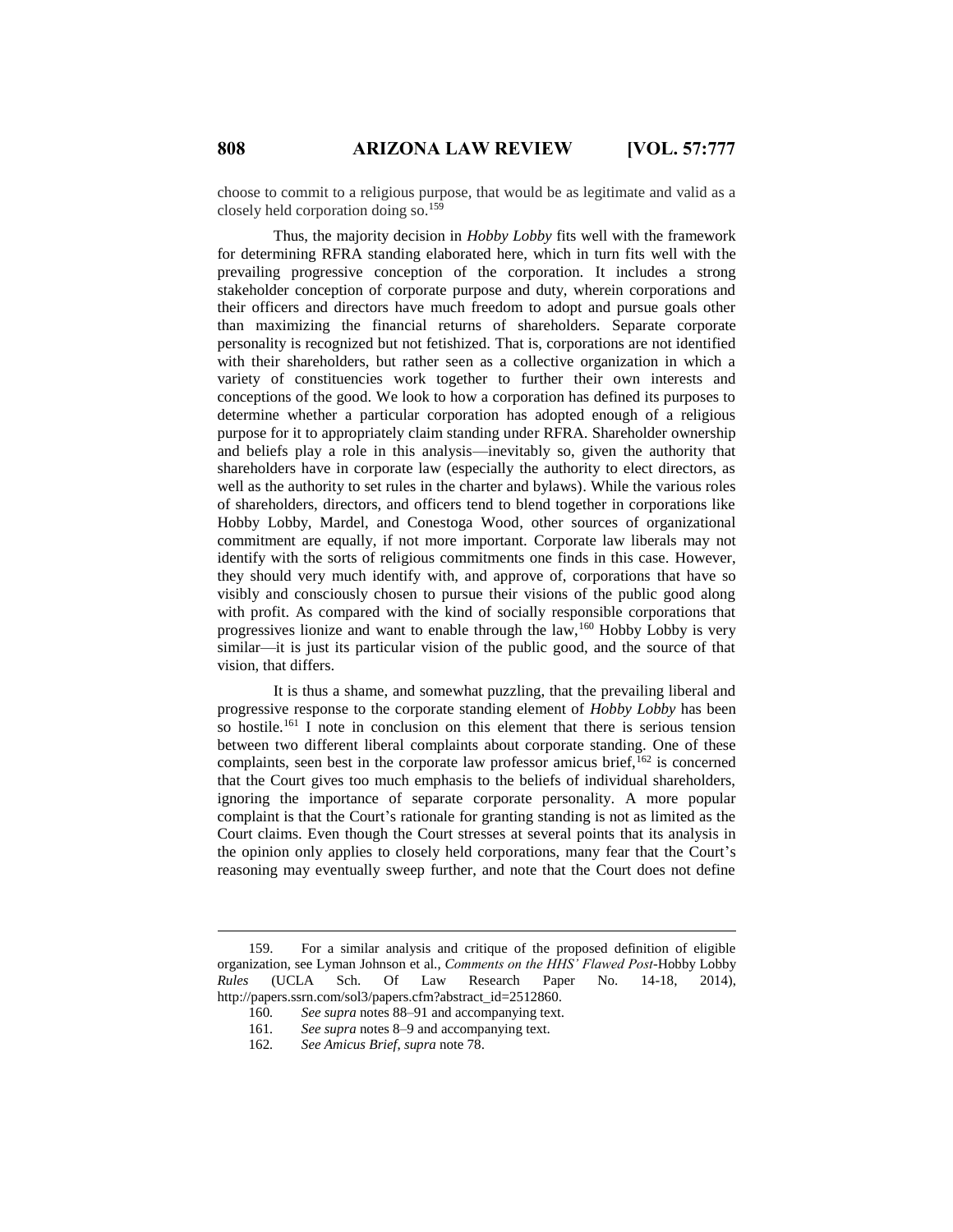choose to commit to a religious purpose, that would be as legitimate and valid as a closely held corporation doing so.[159]

Thus, the majority decision in *Hobby Lobby* fits well with the framework for determining RFRA standing elaborated here, which in turn fits well with the prevailing progressive conception of the corporation. It includes a strong stakeholder conception of corporate purpose and duty, wherein corporations and their officers and directors have much freedom to adopt and pursue goals other than maximizing the financial returns of shareholders. Separate corporate personality is recognized but not fetishized. That is, corporations are not identified with their shareholders, but rather seen as a collective organization in which a variety of constituencies work together to further their own interests and conceptions of the good. We look to how a corporation has defined its purposes to determine whether a particular corporation has adopted enough of a religious purpose for it to appropriately claim standing under RFRA. Shareholder ownership and beliefs play a role in this analysis—inevitably so, given the authority that shareholders have in corporate law (especially the authority to elect directors, as well as the authority to set rules in the charter and bylaws). While the various roles of shareholders, directors, and officers tend to blend together in corporations like Hobby Lobby, Mardel, and Conestoga Wood, other sources of organizational commitment are equally, if not more important. Corporate law liberals may not identify with the sorts of religious commitments one finds in this case. However, they should very much identify with, and approve of, corporations that have so visibly and consciously chosen to pursue their visions of the public good along with profit. As compared with the kind of socially responsible corporations that progressives lionize and want to enable through the law,[160] Hobby Lobby is very similar—it is just its particular vision of the public good, and the source of that vision, that differs.

It is thus a shame, and somewhat puzzling, that the prevailing liberal and progressive response to the corporate standing element of *Hobby Lobby* has been so hostile.[161] I note in conclusion on this element that there is serious tension between two different liberal complaints about corporate standing. One of these complaints, seen best in the corporate law professor amicus brief,[162] is concerned that the Court gives too much emphasis to the beliefs of individual shareholders, ignoring the importance of separate corporate personality. A more popular complaint is that the Court's rationale for granting standing is not as limited as the Court claims. Even though the Court stresses at several points that its analysis in the opinion only applies to closely held corporations, many fear that the Court's reasoning may eventually sweep further, and note that the Court does not define

---

159. For a similar analysis and critique of the proposed definition of eligible organization, see Lyman Johnson et al., *Comments on the HHS' Flawed Post-*Hobby Lobby *Rules* (UCLA Sch. Of Law Research Paper No. 14-18, 2014), http://papers.ssrn.com/sol3/papers.cfm?abstract_id=2512860.

160. *See supra* notes 88–91 and accompanying text.

161. *See supra* notes 8–9 and accompanying text.

162. *See Amicus Brief*, *supra* note 78.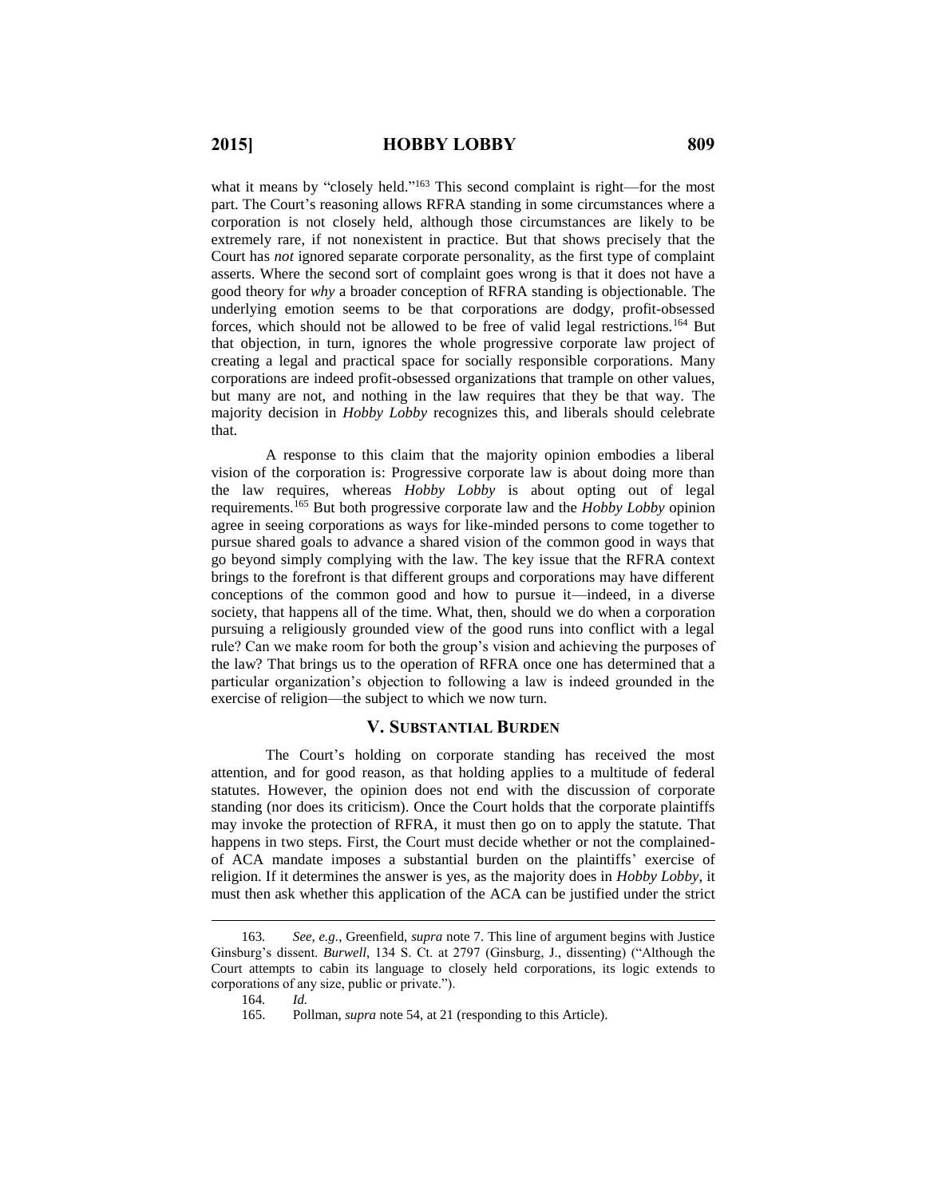what it means by "closely held."[163] This second complaint is right—for the most part. The Court's reasoning allows RFRA standing in some circumstances where a corporation is not closely held, although those circumstances are likely to be extremely rare, if not nonexistent in practice. But that shows precisely that the Court has *not* ignored separate corporate personality, as the first type of complaint asserts. Where the second sort of complaint goes wrong is that it does not have a good theory for *why* a broader conception of RFRA standing is objectionable. The underlying emotion seems to be that corporations are dodgy, profit-obsessed forces, which should not be allowed to be free of valid legal restrictions.[164] But that objection, in turn, ignores the whole progressive corporate law project of creating a legal and practical space for socially responsible corporations. Many corporations are indeed profit-obsessed organizations that trample on other values, but many are not, and nothing in the law requires that they be that way. The majority decision in *Hobby Lobby* recognizes this, and liberals should celebrate that.

A response to this claim that the majority opinion embodies a liberal vision of the corporation is: Progressive corporate law is about doing more than the law requires, whereas *Hobby Lobby* is about opting out of legal requirements.[165] But both progressive corporate law and the *Hobby Lobby* opinion agree in seeing corporations as ways for like-minded persons to come together to pursue shared goals to advance a shared vision of the common good in ways that go beyond simply complying with the law. The key issue that the RFRA context brings to the forefront is that different groups and corporations may have different conceptions of the common good and how to pursue it—indeed, in a diverse society, that happens all of the time. What, then, should we do when a corporation pursuing a religiously grounded view of the good runs into conflict with a legal rule? Can we make room for both the group's vision and achieving the purposes of the law? That brings us to the operation of RFRA once one has determined that a particular organization's objection to following a law is indeed grounded in the exercise of religion—the subject to which we now turn.

## V. Substantial Burden

The Court's holding on corporate standing has received the most attention, and for good reason, as that holding applies to a multitude of federal statutes. However, the opinion does not end with the discussion of corporate standing (nor does its criticism). Once the Court holds that the corporate plaintiffs may invoke the protection of RFRA, it must then go on to apply the statute. That happens in two steps. First, the Court must decide whether or not the complained-of ACA mandate imposes a substantial burden on the plaintiffs' exercise of religion. If it determines the answer is yes, as the majority does in *Hobby Lobby*, it must then ask whether this application of the ACA can be justified under the strict

---

163. *See, e.g.*, Greenfield, *supra* note 7. This line of argument begins with Justice Ginsburg's dissent. *Burwell*, 134 S. Ct. at 2797 (Ginsburg, J., dissenting) ("Although the Court attempts to cabin its language to closely held corporations, its logic extends to corporations of any size, public or private.").

164. *Id.*

165. Pollman, *supra* note 54, at 21 (responding to this Article).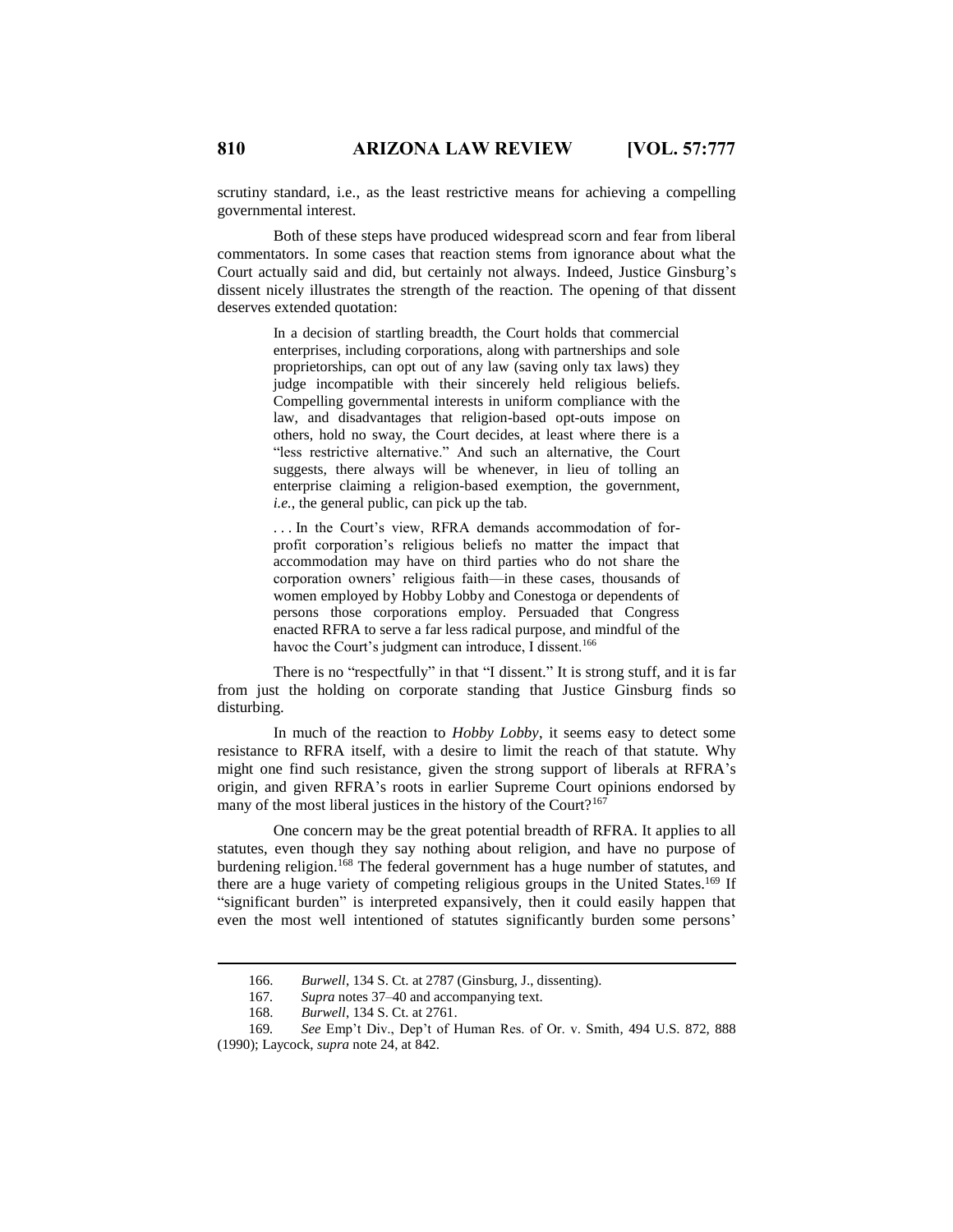scrutiny standard, i.e., as the least restrictive means for achieving a compelling governmental interest.

Both of these steps have produced widespread scorn and fear from liberal commentators. In some cases that reaction stems from ignorance about what the Court actually said and did, but certainly not always. Indeed, Justice Ginsburg's dissent nicely illustrates the strength of the reaction. The opening of that dissent deserves extended quotation:

> In a decision of startling breadth, the Court holds that commercial enterprises, including corporations, along with partnerships and sole proprietorships, can opt out of any law (saving only tax laws) they judge incompatible with their sincerely held religious beliefs. Compelling governmental interests in uniform compliance with the law, and disadvantages that religion-based opt-outs impose on others, hold no sway, the Court decides, at least where there is a "less restrictive alternative." And such an alternative, the Court suggests, there always will be whenever, in lieu of tolling an enterprise claiming a religion-based exemption, the government, *i.e.*, the general public, can pick up the tab.
>
> . . . In the Court's view, RFRA demands accommodation of for-profit corporation's religious beliefs no matter the impact that accommodation may have on third parties who do not share the corporation owners' religious faith—in these cases, thousands of women employed by Hobby Lobby and Conestoga or dependents of persons those corporations employ. Persuaded that Congress enacted RFRA to serve a far less radical purpose, and mindful of the havoc the Court's judgment can introduce, I dissent.[166]

There is no "respectfully" in that "I dissent." It is strong stuff, and it is far from just the holding on corporate standing that Justice Ginsburg finds so disturbing.

In much of the reaction to *Hobby Lobby*, it seems easy to detect some resistance to RFRA itself, with a desire to limit the reach of that statute. Why might one find such resistance, given the strong support of liberals at RFRA's origin, and given RFRA's roots in earlier Supreme Court opinions endorsed by many of the most liberal justices in the history of the Court?[167]

One concern may be the great potential breadth of RFRA. It applies to all statutes, even though they say nothing about religion, and have no purpose of burdening religion.[168] The federal government has a huge number of statutes, and there are a huge variety of competing religious groups in the United States.[169] If "significant burden" is interpreted expansively, then it could easily happen that even the most well intentioned of statutes significantly burden some persons'

---

166. *Burwell*, 134 S. Ct. at 2787 (Ginsburg, J., dissenting).

167. *Supra* notes 37–40 and accompanying text.

168. *Burwell*, 134 S. Ct. at 2761.

169. *See* Emp't Div., Dep't of Human Res. of Or. v. Smith, 494 U.S. 872, 888 (1990); Laycock, *supra* note 24, at 842.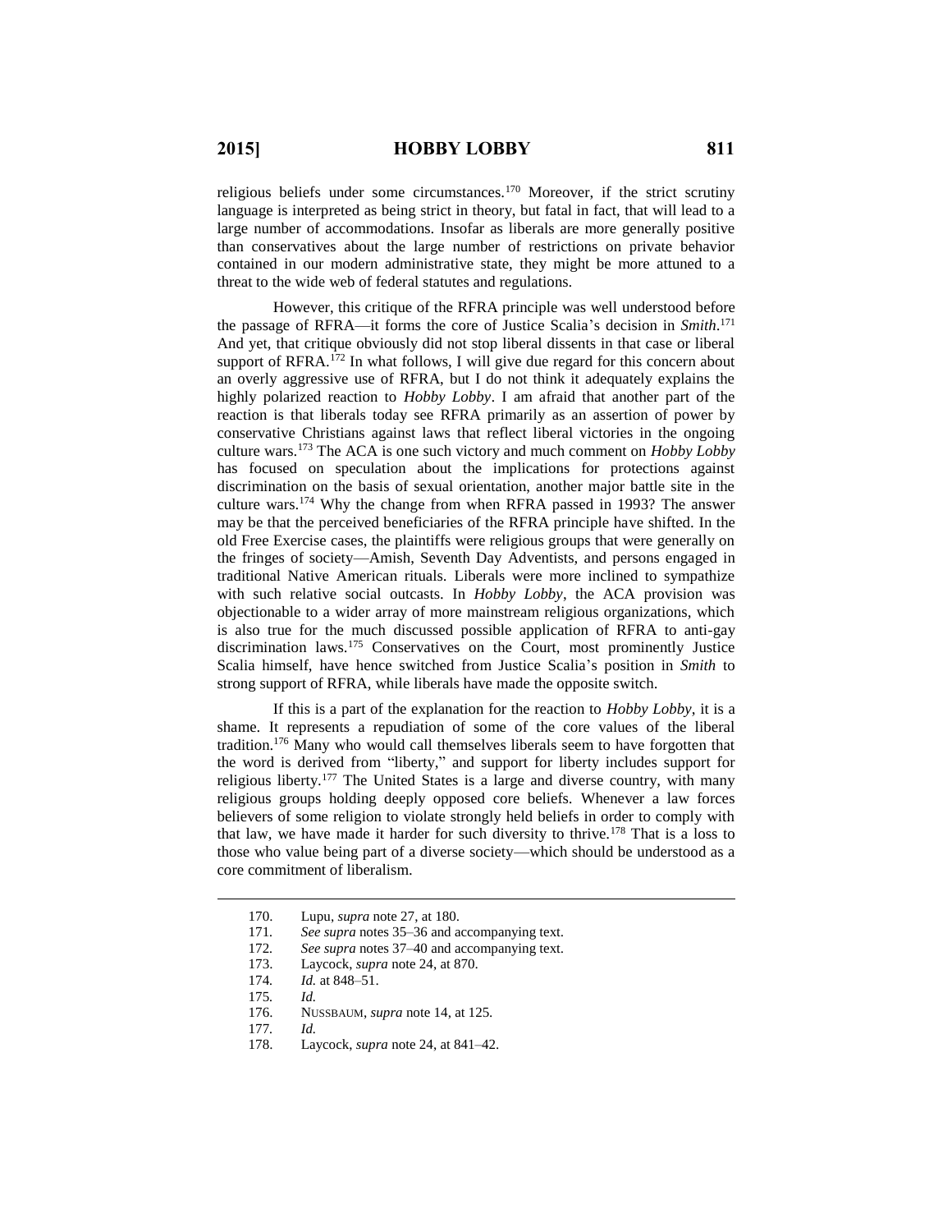religious beliefs under some circumstances.[170] Moreover, if the strict scrutiny language is interpreted as being strict in theory, but fatal in fact, that will lead to a large number of accommodations. Insofar as liberals are more generally positive than conservatives about the large number of restrictions on private behavior contained in our modern administrative state, they might be more attuned to a threat to the wide web of federal statutes and regulations.

However, this critique of the RFRA principle was well understood before the passage of RFRA—it forms the core of Justice Scalia's decision in *Smith*.[171] And yet, that critique obviously did not stop liberal dissents in that case or liberal support of RFRA.[172] In what follows, I will give due regard for this concern about an overly aggressive use of RFRA, but I do not think it adequately explains the highly polarized reaction to *Hobby Lobby*. I am afraid that another part of the reaction is that liberals today see RFRA primarily as an assertion of power by conservative Christians against laws that reflect liberal victories in the ongoing culture wars.[173] The ACA is one such victory and much comment on *Hobby Lobby* has focused on speculation about the implications for protections against discrimination on the basis of sexual orientation, another major battle site in the culture wars.[174] Why the change from when RFRA passed in 1993? The answer may be that the perceived beneficiaries of the RFRA principle have shifted. In the old Free Exercise cases, the plaintiffs were religious groups that were generally on the fringes of society—Amish, Seventh Day Adventists, and persons engaged in traditional Native American rituals. Liberals were more inclined to sympathize with such relative social outcasts. In *Hobby Lobby*, the ACA provision was objectionable to a wider array of more mainstream religious organizations, which is also true for the much discussed possible application of RFRA to anti-gay discrimination laws.[175] Conservatives on the Court, most prominently Justice Scalia himself, have hence switched from Justice Scalia's position in *Smith* to strong support of RFRA, while liberals have made the opposite switch.

If this is a part of the explanation for the reaction to *Hobby Lobby*, it is a shame. It represents a repudiation of some of the core values of the liberal tradition.[176] Many who would call themselves liberals seem to have forgotten that the word is derived from "liberty," and support for liberty includes support for religious liberty.[177] The United States is a large and diverse country, with many religious groups holding deeply opposed core beliefs. Whenever a law forces believers of some religion to violate strongly held beliefs in order to comply with that law, we have made it harder for such diversity to thrive.[178] That is a loss to those who value being part of a diverse society—which should be understood as a core commitment of liberalism.

---

170. Lupu, *supra* note 27, at 180.
171. *See supra* notes 35–36 and accompanying text.
172. *See supra* notes 37–40 and accompanying text.
173. Laycock, *supra* note 24, at 870.
174. *Id.* at 848–51.
175. *Id.*
176. NUSSBAUM, *supra* note 14, at 125.
177. *Id.*
178. Laycock, *supra* note 24, at 841–42.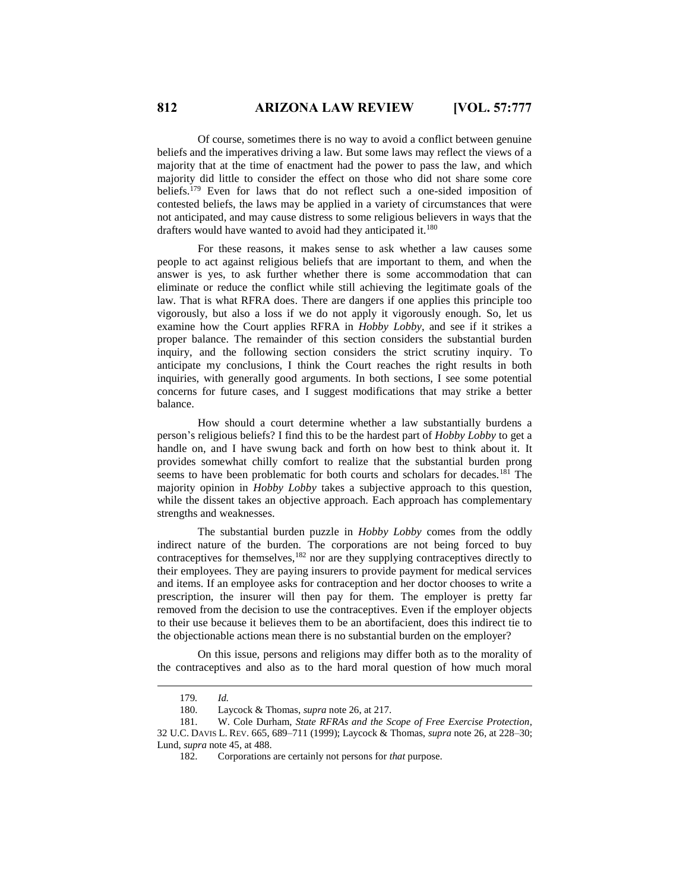Of course, sometimes there is no way to avoid a conflict between genuine beliefs and the imperatives driving a law. But some laws may reflect the views of a majority that at the time of enactment had the power to pass the law, and which majority did little to consider the effect on those who did not share some core beliefs.[179] Even for laws that do not reflect such a one-sided imposition of contested beliefs, the laws may be applied in a variety of circumstances that were not anticipated, and may cause distress to some religious believers in ways that the drafters would have wanted to avoid had they anticipated it.[180]

For these reasons, it makes sense to ask whether a law causes some people to act against religious beliefs that are important to them, and when the answer is yes, to ask further whether there is some accommodation that can eliminate or reduce the conflict while still achieving the legitimate goals of the law. That is what RFRA does. There are dangers if one applies this principle too vigorously, but also a loss if we do not apply it vigorously enough. So, let us examine how the Court applies RFRA in *Hobby Lobby*, and see if it strikes a proper balance. The remainder of this section considers the substantial burden inquiry, and the following section considers the strict scrutiny inquiry. To anticipate my conclusions, I think the Court reaches the right results in both inquiries, with generally good arguments. In both sections, I see some potential concerns for future cases, and I suggest modifications that may strike a better balance.

How should a court determine whether a law substantially burdens a person's religious beliefs? I find this to be the hardest part of *Hobby Lobby* to get a handle on, and I have swung back and forth on how best to think about it. It provides somewhat chilly comfort to realize that the substantial burden prong seems to have been problematic for both courts and scholars for decades.[181] The majority opinion in *Hobby Lobby* takes a subjective approach to this question, while the dissent takes an objective approach. Each approach has complementary strengths and weaknesses.

The substantial burden puzzle in *Hobby Lobby* comes from the oddly indirect nature of the burden. The corporations are not being forced to buy contraceptives for themselves,[182] nor are they supplying contraceptives directly to their employees. They are paying insurers to provide payment for medical services and items. If an employee asks for contraception and her doctor chooses to write a prescription, the insurer will then pay for them. The employer is pretty far removed from the decision to use the contraceptives. Even if the employer objects to their use because it believes them to be an abortifacient, does this indirect tie to the objectionable actions mean there is no substantial burden on the employer?

On this issue, persons and religions may differ both as to the morality of the contraceptives and also as to the hard moral question of how much moral

---

179. *Id.*

180. Laycock & Thomas, *supra* note 26, at 217.

181. W. Cole Durham, *State RFRAs and the Scope of Free Exercise Protection*, 32 U.C. DAVIS L. REV. 665, 689–711 (1999); Laycock & Thomas, *supra* note 26, at 228–30; Lund, *supra* note 45, at 488.

182. Corporations are certainly not persons for *that* purpose.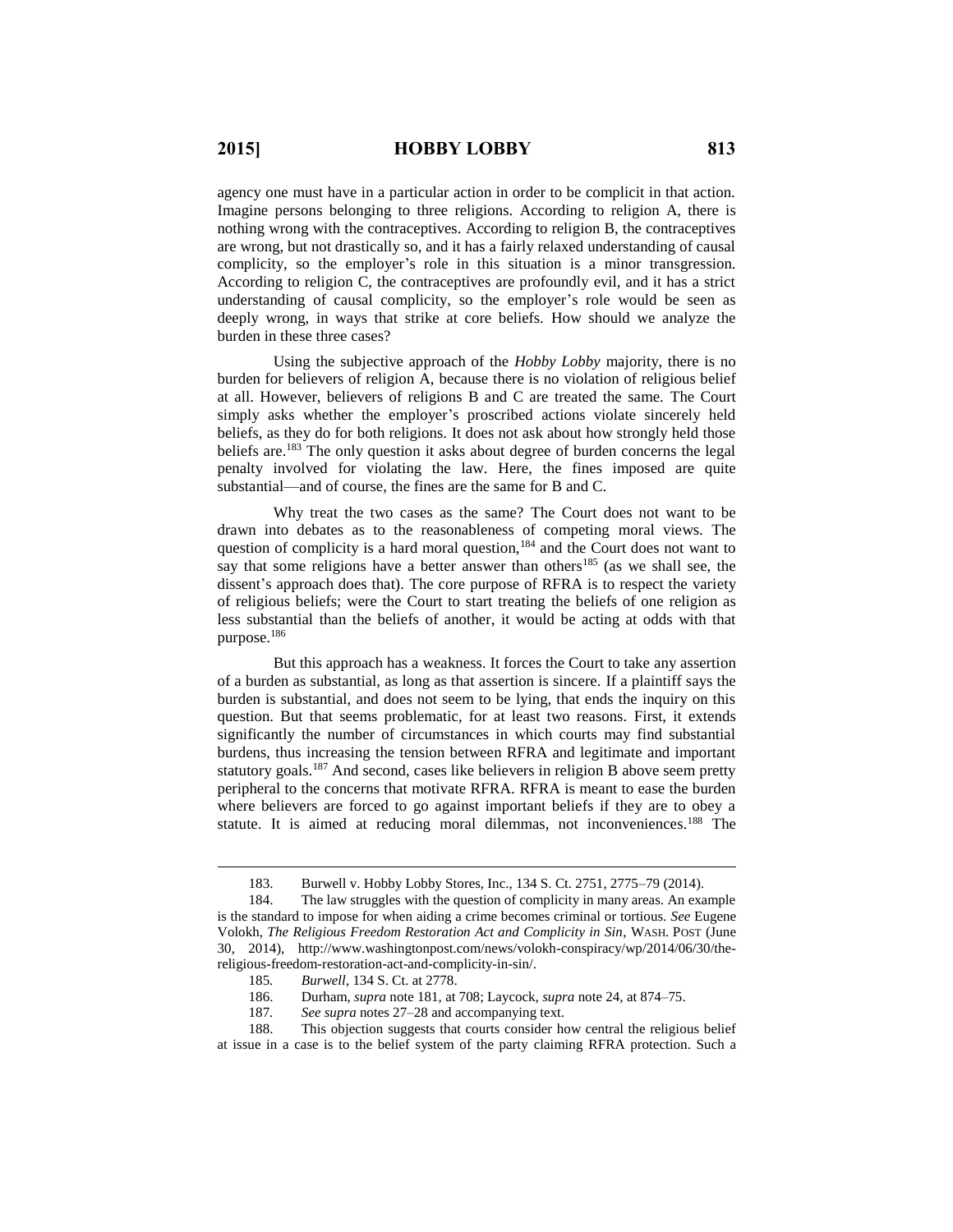agency one must have in a particular action in order to be complicit in that action. Imagine persons belonging to three religions. According to religion A, there is nothing wrong with the contraceptives. According to religion B, the contraceptives are wrong, but not drastically so, and it has a fairly relaxed understanding of causal complicity, so the employer's role in this situation is a minor transgression. According to religion C, the contraceptives are profoundly evil, and it has a strict understanding of causal complicity, so the employer's role would be seen as deeply wrong, in ways that strike at core beliefs. How should we analyze the burden in these three cases?

Using the subjective approach of the *Hobby Lobby* majority, there is no burden for believers of religion A, because there is no violation of religious belief at all. However, believers of religions B and C are treated the same. The Court simply asks whether the employer's proscribed actions violate sincerely held beliefs, as they do for both religions. It does not ask about how strongly held those beliefs are.[183] The only question it asks about degree of burden concerns the legal penalty involved for violating the law. Here, the fines imposed are quite substantial—and of course, the fines are the same for B and C.

Why treat the two cases as the same? The Court does not want to be drawn into debates as to the reasonableness of competing moral views. The question of complicity is a hard moral question,[184] and the Court does not want to say that some religions have a better answer than others[185] (as we shall see, the dissent's approach does that). The core purpose of RFRA is to respect the variety of religious beliefs; were the Court to start treating the beliefs of one religion as less substantial than the beliefs of another, it would be acting at odds with that purpose.[186]

But this approach has a weakness. It forces the Court to take any assertion of a burden as substantial, as long as that assertion is sincere. If a plaintiff says the burden is substantial, and does not seem to be lying, that ends the inquiry on this question. But that seems problematic, for at least two reasons. First, it extends significantly the number of circumstances in which courts may find substantial burdens, thus increasing the tension between RFRA and legitimate and important statutory goals.[187] And second, cases like believers in religion B above seem pretty peripheral to the concerns that motivate RFRA. RFRA is meant to ease the burden where believers are forced to go against important beliefs if they are to obey a statute. It is aimed at reducing moral dilemmas, not inconveniences.[188] The

---

183. Burwell v. Hobby Lobby Stores, Inc., 134 S. Ct. 2751, 2775–79 (2014).

184. The law struggles with the question of complicity in many areas. An example is the standard to impose for when aiding a crime becomes criminal or tortious. *See* Eugene Volokh, *The Religious Freedom Restoration Act and Complicity in Sin*, WASH. POST (June 30, 2014), http://www.washingtonpost.com/news/volokh-conspiracy/wp/2014/06/30/the-religious-freedom-restoration-act-and-complicity-in-sin/.

185. *Burwell*, 134 S. Ct. at 2778.

186. Durham, *supra* note 181, at 708; Laycock, *supra* note 24, at 874–75.

187. *See supra* notes 27–28 and accompanying text.

188. This objection suggests that courts consider how central the religious belief at issue in a case is to the belief system of the party claiming RFRA protection. Such a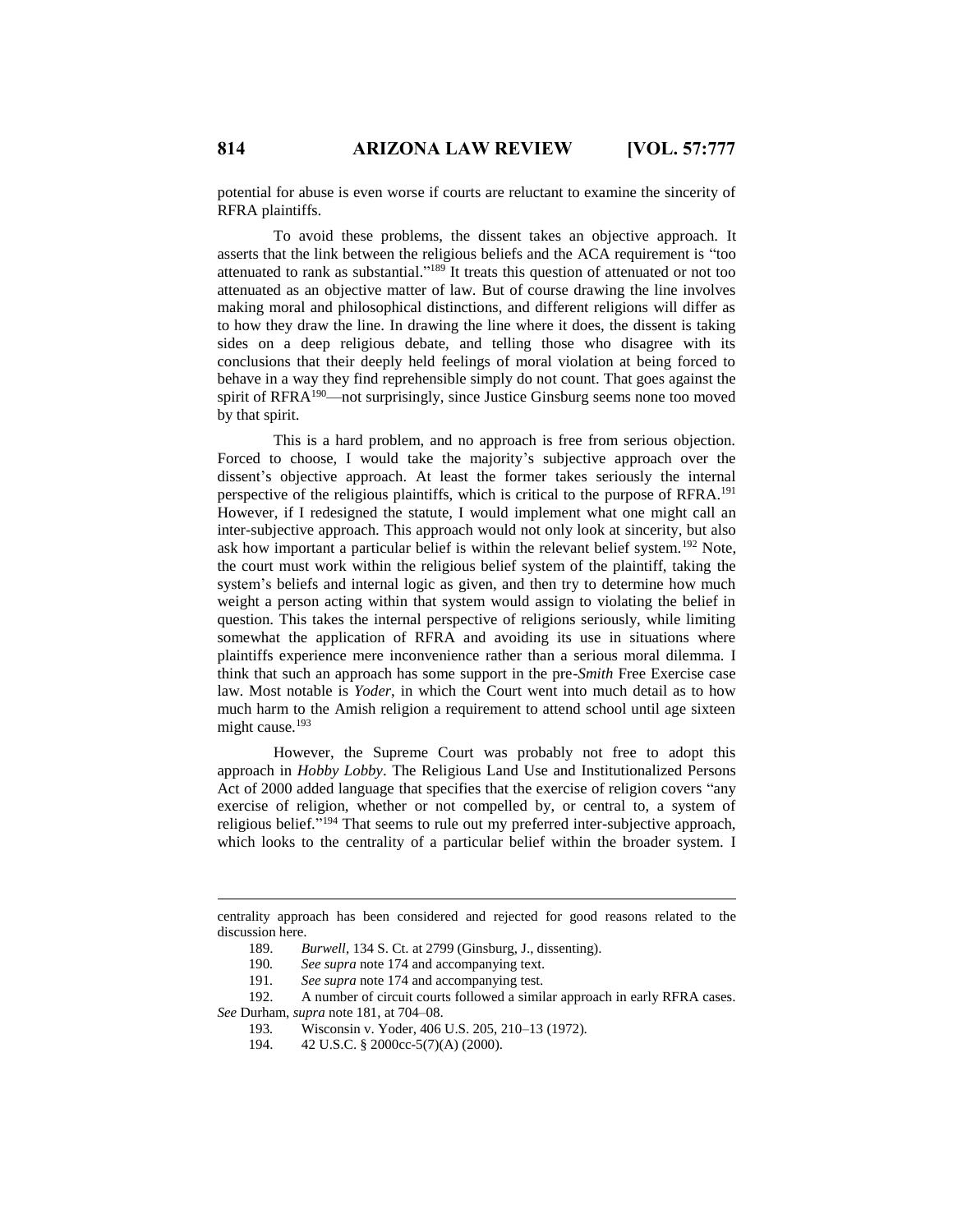potential for abuse is even worse if courts are reluctant to examine the sincerity of RFRA plaintiffs.

To avoid these problems, the dissent takes an objective approach. It asserts that the link between the religious beliefs and the ACA requirement is "too attenuated to rank as substantial."[189] It treats this question of attenuated or not too attenuated as an objective matter of law. But of course drawing the line involves making moral and philosophical distinctions, and different religions will differ as to how they draw the line. In drawing the line where it does, the dissent is taking sides on a deep religious debate, and telling those who disagree with its conclusions that their deeply held feelings of moral violation at being forced to behave in a way they find reprehensible simply do not count. That goes against the spirit of RFRA[190]—not surprisingly, since Justice Ginsburg seems none too moved by that spirit.

This is a hard problem, and no approach is free from serious objection. Forced to choose, I would take the majority's subjective approach over the dissent's objective approach. At least the former takes seriously the internal perspective of the religious plaintiffs, which is critical to the purpose of RFRA.[191] However, if I redesigned the statute, I would implement what one might call an inter-subjective approach. This approach would not only look at sincerity, but also ask how important a particular belief is within the relevant belief system.[192] Note, the court must work within the religious belief system of the plaintiff, taking the system's beliefs and internal logic as given, and then try to determine how much weight a person acting within that system would assign to violating the belief in question. This takes the internal perspective of religions seriously, while limiting somewhat the application of RFRA and avoiding its use in situations where plaintiffs experience mere inconvenience rather than a serious moral dilemma. I think that such an approach has some support in the pre-*Smith* Free Exercise case law. Most notable is *Yoder*, in which the Court went into much detail as to how much harm to the Amish religion a requirement to attend school until age sixteen might cause.[193]

However, the Supreme Court was probably not free to adopt this approach in *Hobby Lobby*. The Religious Land Use and Institutionalized Persons Act of 2000 added language that specifies that the exercise of religion covers "any exercise of religion, whether or not compelled by, or central to, a system of religious belief."[194] That seems to rule out my preferred inter-subjective approach, which looks to the centrality of a particular belief within the broader system. I

---

centrality approach has been considered and rejected for good reasons related to the discussion here.

189. *Burwell*, 134 S. Ct. at 2799 (Ginsburg, J., dissenting).

190. *See supra* note 174 and accompanying text.

191. *See supra* note 174 and accompanying test.

192. A number of circuit courts followed a similar approach in early RFRA cases. *See* Durham, *supra* note 181, at 704–08.

193. Wisconsin v. Yoder, 406 U.S. 205, 210–13 (1972).

194. 42 U.S.C. § 2000cc-5(7)(A) (2000).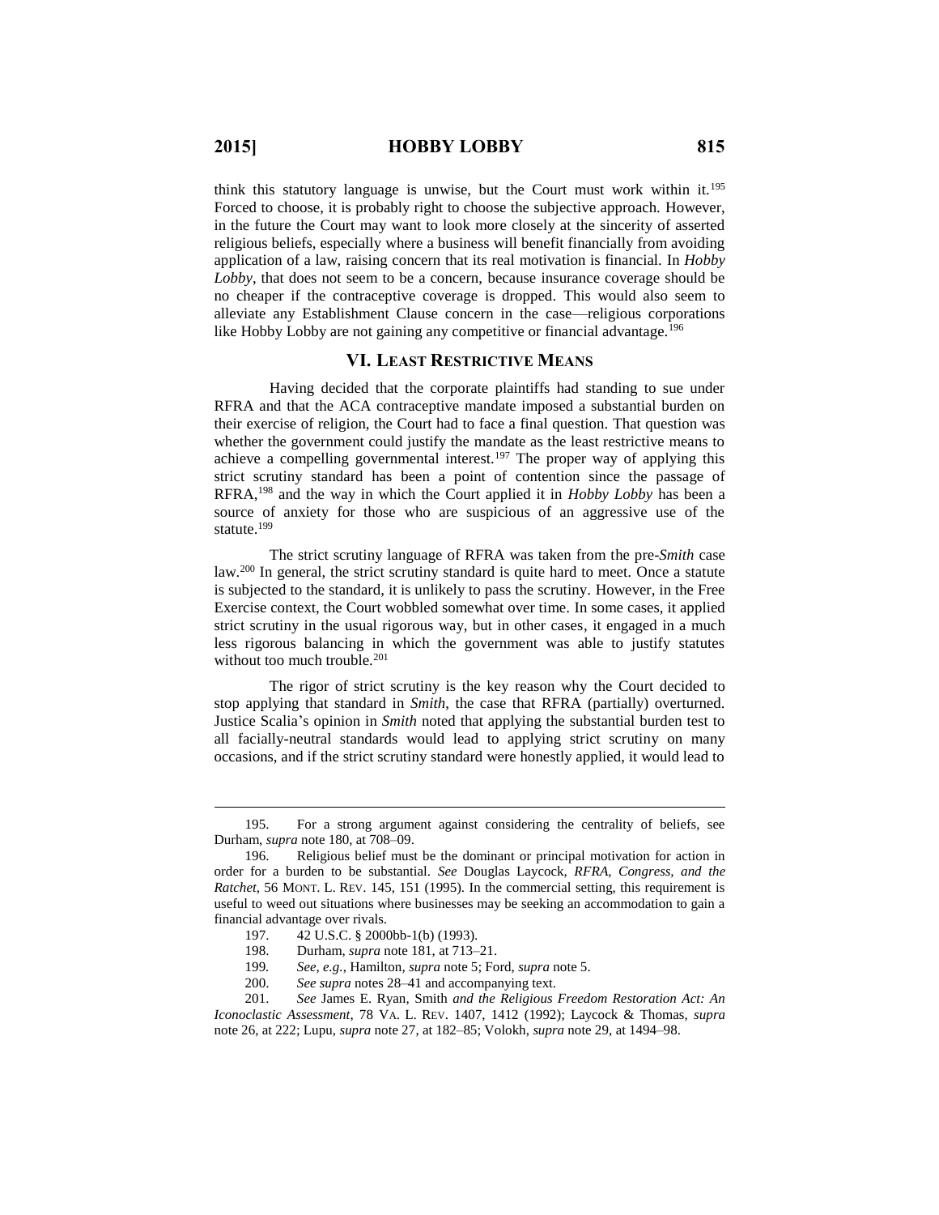think this statutory language is unwise, but the Court must work within it.[195] Forced to choose, it is probably right to choose the subjective approach. However, in the future the Court may want to look more closely at the sincerity of asserted religious beliefs, especially where a business will benefit financially from avoiding application of a law, raising concern that its real motivation is financial. In *Hobby Lobby*, that does not seem to be a concern, because insurance coverage should be no cheaper if the contraceptive coverage is dropped. This would also seem to alleviate any Establishment Clause concern in the case—religious corporations like Hobby Lobby are not gaining any competitive or financial advantage.[196]

## VI. LEAST RESTRICTIVE MEANS

Having decided that the corporate plaintiffs had standing to sue under RFRA and that the ACA contraceptive mandate imposed a substantial burden on their exercise of religion, the Court had to face a final question. That question was whether the government could justify the mandate as the least restrictive means to achieve a compelling governmental interest.[197] The proper way of applying this strict scrutiny standard has been a point of contention since the passage of RFRA,[198] and the way in which the Court applied it in *Hobby Lobby* has been a source of anxiety for those who are suspicious of an aggressive use of the statute.[199]

The strict scrutiny language of RFRA was taken from the pre-*Smith* case law.[200] In general, the strict scrutiny standard is quite hard to meet. Once a statute is subjected to the standard, it is unlikely to pass the scrutiny. However, in the Free Exercise context, the Court wobbled somewhat over time. In some cases, it applied strict scrutiny in the usual rigorous way, but in other cases, it engaged in a much less rigorous balancing in which the government was able to justify statutes without too much trouble.[201]

The rigor of strict scrutiny is the key reason why the Court decided to stop applying that standard in *Smith*, the case that RFRA (partially) overturned. Justice Scalia's opinion in *Smith* noted that applying the substantial burden test to all facially-neutral standards would lead to applying strict scrutiny on many occasions, and if the strict scrutiny standard were honestly applied, it would lead to

---

195. For a strong argument against considering the centrality of beliefs, see Durham, *supra* note 180, at 708–09.

196. Religious belief must be the dominant or principal motivation for action in order for a burden to be substantial. *See* Douglas Laycock, *RFRA, Congress, and the Ratchet*, 56 MONT. L. REV. 145, 151 (1995). In the commercial setting, this requirement is useful to weed out situations where businesses may be seeking an accommodation to gain a financial advantage over rivals.

197. 42 U.S.C. § 2000bb-1(b) (1993).

198. Durham, *supra* note 181, at 713–21.

199. *See, e.g.*, Hamilton, *supra* note 5; Ford, *supra* note 5.

200. *See supra* notes 28–41 and accompanying text.

201. *See* James E. Ryan, Smith *and the Religious Freedom Restoration Act: An Iconoclastic Assessment*, 78 VA. L. REV. 1407, 1412 (1992); Laycock & Thomas, *supra* note 26, at 222; Lupu, *supra* note 27, at 182–85; Volokh, *supra* note 29, at 1494–98.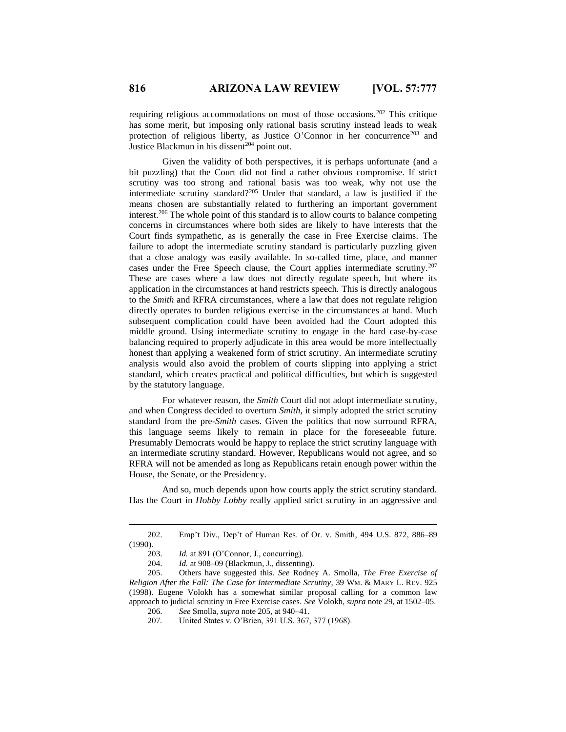requiring religious accommodations on most of those occasions.[202] This critique has some merit, but imposing only rational basis scrutiny instead leads to weak protection of religious liberty, as Justice O'Connor in her concurrence[203] and Justice Blackmun in his dissent[204] point out.

Given the validity of both perspectives, it is perhaps unfortunate (and a bit puzzling) that the Court did not find a rather obvious compromise. If strict scrutiny was too strong and rational basis was too weak, why not use the intermediate scrutiny standard?[205] Under that standard, a law is justified if the means chosen are substantially related to furthering an important government interest.[206] The whole point of this standard is to allow courts to balance competing concerns in circumstances where both sides are likely to have interests that the Court finds sympathetic, as is generally the case in Free Exercise claims. The failure to adopt the intermediate scrutiny standard is particularly puzzling given that a close analogy was easily available. In so-called time, place, and manner cases under the Free Speech clause, the Court applies intermediate scrutiny.[207] These are cases where a law does not directly regulate speech, but where its application in the circumstances at hand restricts speech. This is directly analogous to the *Smith* and RFRA circumstances, where a law that does not regulate religion directly operates to burden religious exercise in the circumstances at hand. Much subsequent complication could have been avoided had the Court adopted this middle ground. Using intermediate scrutiny to engage in the hard case-by-case balancing required to properly adjudicate in this area would be more intellectually honest than applying a weakened form of strict scrutiny. An intermediate scrutiny analysis would also avoid the problem of courts slipping into applying a strict standard, which creates practical and political difficulties, but which is suggested by the statutory language.

For whatever reason, the *Smith* Court did not adopt intermediate scrutiny, and when Congress decided to overturn *Smith*, it simply adopted the strict scrutiny standard from the pre-*Smith* cases. Given the politics that now surround RFRA, this language seems likely to remain in place for the foreseeable future. Presumably Democrats would be happy to replace the strict scrutiny language with an intermediate scrutiny standard. However, Republicans would not agree, and so RFRA will not be amended as long as Republicans retain enough power within the House, the Senate, or the Presidency.

And so, much depends upon how courts apply the strict scrutiny standard. Has the Court in *Hobby Lobby* really applied strict scrutiny in an aggressive and

---

202. Emp't Div., Dep't of Human Res. of Or. v. Smith, 494 U.S. 872, 886–89 (1990).

203. *Id.* at 891 (O'Connor, J., concurring).

204. *Id.* at 908–09 (Blackmun, J., dissenting).

205. Others have suggested this. *See* Rodney A. Smolla, *The Free Exercise of Religion After the Fall: The Case for Intermediate Scrutiny*, 39 WM. & MARY L. REV. 925 (1998). Eugene Volokh has a somewhat similar proposal calling for a common law approach to judicial scrutiny in Free Exercise cases. *See* Volokh, *supra* note 29, at 1502–05.

206. *See* Smolla, *supra* note 205, at 940–41.

207. United States v. O'Brien, 391 U.S. 367, 377 (1968).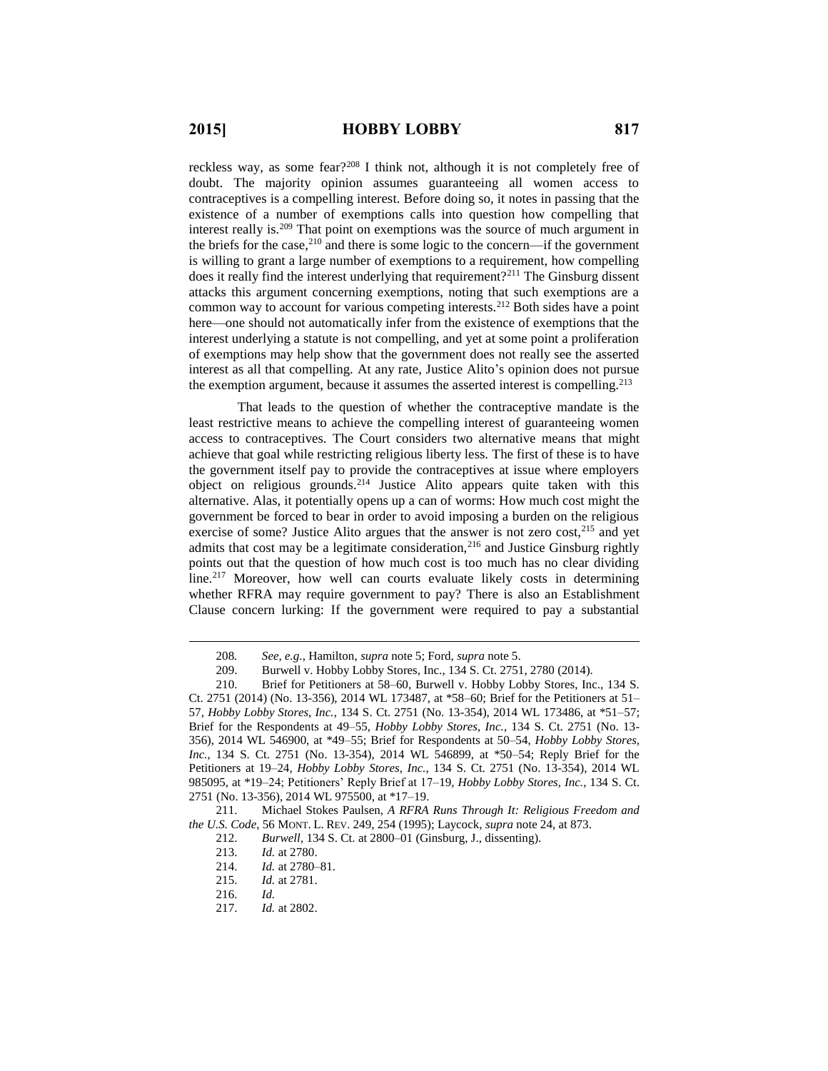reckless way, as some fear?[208] I think not, although it is not completely free of doubt. The majority opinion assumes guaranteeing all women access to contraceptives is a compelling interest. Before doing so, it notes in passing that the existence of a number of exemptions calls into question how compelling that interest really is.[209] That point on exemptions was the source of much argument in the briefs for the case,[210] and there is some logic to the concern—if the government is willing to grant a large number of exemptions to a requirement, how compelling does it really find the interest underlying that requirement?[211] The Ginsburg dissent attacks this argument concerning exemptions, noting that such exemptions are a common way to account for various competing interests.[212] Both sides have a point here—one should not automatically infer from the existence of exemptions that the interest underlying a statute is not compelling, and yet at some point a proliferation of exemptions may help show that the government does not really see the asserted interest as all that compelling. At any rate, Justice Alito's opinion does not pursue the exemption argument, because it assumes the asserted interest is compelling.[213]

That leads to the question of whether the contraceptive mandate is the least restrictive means to achieve the compelling interest of guaranteeing women access to contraceptives. The Court considers two alternative means that might achieve that goal while restricting religious liberty less. The first of these is to have the government itself pay to provide the contraceptives at issue where employers object on religious grounds.[214] Justice Alito appears quite taken with this alternative. Alas, it potentially opens up a can of worms: How much cost might the government be forced to bear in order to avoid imposing a burden on the religious exercise of some? Justice Alito argues that the answer is not zero cost,[215] and yet admits that cost may be a legitimate consideration,[216] and Justice Ginsburg rightly points out that the question of how much cost is too much has no clear dividing line.[217] Moreover, how well can courts evaluate likely costs in determining whether RFRA may require government to pay? There is also an Establishment Clause concern lurking: If the government were required to pay a substantial

---

208. *See, e.g.*, Hamilton, *supra* note 5; Ford, *supra* note 5.

209. Burwell v. Hobby Lobby Stores, Inc., 134 S. Ct. 2751, 2780 (2014).

210. Brief for Petitioners at 58–60, Burwell v. Hobby Lobby Stores, Inc., 134 S. Ct. 2751 (2014) (No. 13-356), 2014 WL 173487, at *58–60; Brief for the Petitioners at 51–57, *Hobby Lobby Stores, Inc.*, 134 S. Ct. 2751 (No. 13-354), 2014 WL 173486, at *51–57; Brief for the Respondents at 49–55, *Hobby Lobby Stores, Inc.*, 134 S. Ct. 2751 (No. 13-356), 2014 WL 546900, at *49–55; Brief for Respondents at 50–54, *Hobby Lobby Stores, Inc.*, 134 S. Ct. 2751 (No. 13-354), 2014 WL 546899, at *50–54; Reply Brief for the Petitioners at 19–24, *Hobby Lobby Stores, Inc.*, 134 S. Ct. 2751 (No. 13-354), 2014 WL 985095, at *19–24; Petitioners' Reply Brief at 17–19, *Hobby Lobby Stores, Inc.*, 134 S. Ct. 2751 (No. 13-356), 2014 WL 975500, at *17–19.

211. Michael Stokes Paulsen, *A RFRA Runs Through It: Religious Freedom and the U.S. Code*, 56 MONT. L. REV. 249, 254 (1995); Laycock, *supra* note 24, at 873.

212. *Burwell*, 134 S. Ct. at 2800–01 (Ginsburg, J., dissenting).

213. *Id.* at 2780.

214. *Id.* at 2780–81.

215. *Id.* at 2781.

216. *Id.*

217. *Id.* at 2802.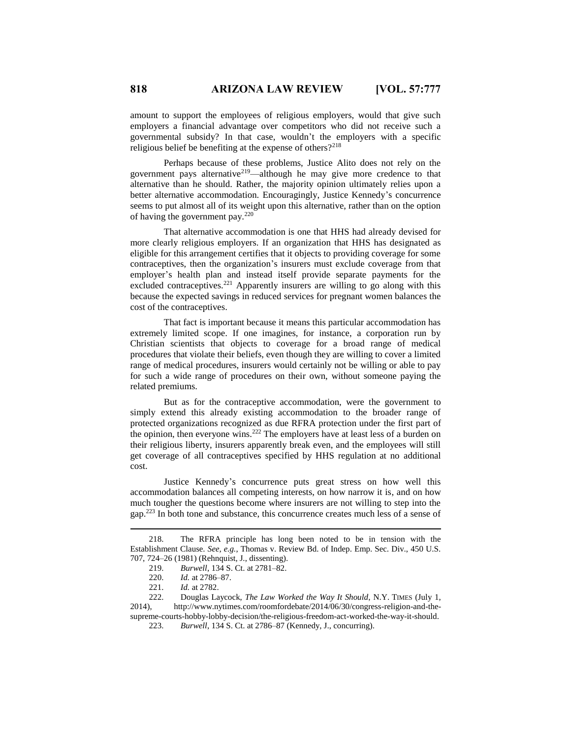amount to support the employees of religious employers, would that give such employers a financial advantage over competitors who did not receive such a governmental subsidy? In that case, wouldn't the employers with a specific religious belief be benefiting at the expense of others?[218]

Perhaps because of these problems, Justice Alito does not rely on the government pays alternative[219]—although he may give more credence to that alternative than he should. Rather, the majority opinion ultimately relies upon a better alternative accommodation. Encouragingly, Justice Kennedy's concurrence seems to put almost all of its weight upon this alternative, rather than on the option of having the government pay.[220]

That alternative accommodation is one that HHS had already devised for more clearly religious employers. If an organization that HHS has designated as eligible for this arrangement certifies that it objects to providing coverage for some contraceptives, then the organization's insurers must exclude coverage from that employer's health plan and instead itself provide separate payments for the excluded contraceptives.[221] Apparently insurers are willing to go along with this because the expected savings in reduced services for pregnant women balances the cost of the contraceptives.

That fact is important because it means this particular accommodation has extremely limited scope. If one imagines, for instance, a corporation run by Christian scientists that objects to coverage for a broad range of medical procedures that violate their beliefs, even though they are willing to cover a limited range of medical procedures, insurers would certainly not be willing or able to pay for such a wide range of procedures on their own, without someone paying the related premiums.

But as for the contraceptive accommodation, were the government to simply extend this already existing accommodation to the broader range of protected organizations recognized as due RFRA protection under the first part of the opinion, then everyone wins.[222] The employers have at least less of a burden on their religious liberty, insurers apparently break even, and the employees will still get coverage of all contraceptives specified by HHS regulation at no additional cost.

Justice Kennedy's concurrence puts great stress on how well this accommodation balances all competing interests, on how narrow it is, and on how much tougher the questions become where insurers are not willing to step into the gap.[223] In both tone and substance, this concurrence creates much less of a sense of

---

218. The RFRA principle has long been noted to be in tension with the Establishment Clause. *See, e.g.*, Thomas v. Review Bd. of Indep. Emp. Sec. Div., 450 U.S. 707, 724–26 (1981) (Rehnquist, J., dissenting).

219. *Burwell*, 134 S. Ct. at 2781–82.

220. *Id.* at 2786–87.

221. *Id.* at 2782.

222. Douglas Laycock, *The Law Worked the Way It Should*, N.Y. TIMES (July 1, 2014), http://www.nytimes.com/roomfordebate/2014/06/30/congress-religion-and-the-supreme-courts-hobby-lobby-decision/the-religious-freedom-act-worked-the-way-it-should.

223. *Burwell*, 134 S. Ct. at 2786–87 (Kennedy, J., concurring).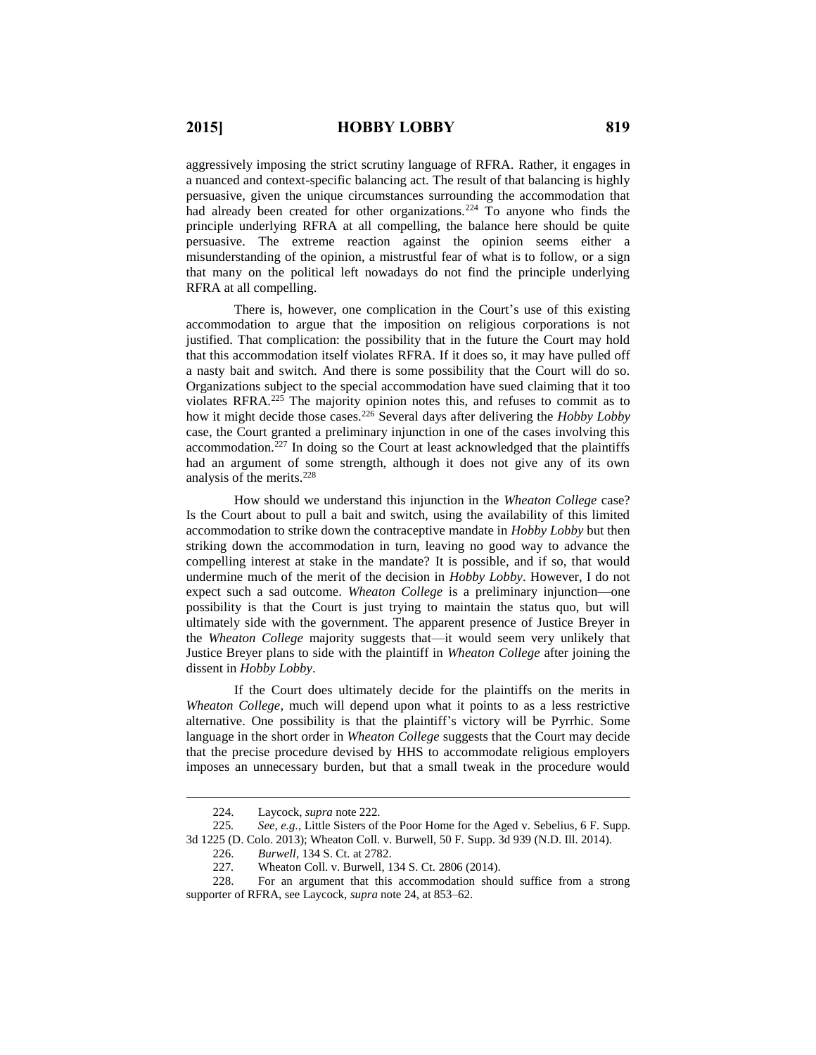aggressively imposing the strict scrutiny language of RFRA. Rather, it engages in a nuanced and context-specific balancing act. The result of that balancing is highly persuasive, given the unique circumstances surrounding the accommodation that had already been created for other organizations.[224] To anyone who finds the principle underlying RFRA at all compelling, the balance here should be quite persuasive. The extreme reaction against the opinion seems either a misunderstanding of the opinion, a mistrustful fear of what is to follow, or a sign that many on the political left nowadays do not find the principle underlying RFRA at all compelling.

There is, however, one complication in the Court's use of this existing accommodation to argue that the imposition on religious corporations is not justified. That complication: the possibility that in the future the Court may hold that this accommodation itself violates RFRA. If it does so, it may have pulled off a nasty bait and switch. And there is some possibility that the Court will do so. Organizations subject to the special accommodation have sued claiming that it too violates RFRA.[225] The majority opinion notes this, and refuses to commit as to how it might decide those cases.[226] Several days after delivering the *Hobby Lobby* case, the Court granted a preliminary injunction in one of the cases involving this accommodation.[227] In doing so the Court at least acknowledged that the plaintiffs had an argument of some strength, although it does not give any of its own analysis of the merits.[228]

How should we understand this injunction in the *Wheaton College* case? Is the Court about to pull a bait and switch, using the availability of this limited accommodation to strike down the contraceptive mandate in *Hobby Lobby* but then striking down the accommodation in turn, leaving no good way to advance the compelling interest at stake in the mandate? It is possible, and if so, that would undermine much of the merit of the decision in *Hobby Lobby*. However, I do not expect such a sad outcome. *Wheaton College* is a preliminary injunction—one possibility is that the Court is just trying to maintain the status quo, but will ultimately side with the government. The apparent presence of Justice Breyer in the *Wheaton College* majority suggests that—it would seem very unlikely that Justice Breyer plans to side with the plaintiff in *Wheaton College* after joining the dissent in *Hobby Lobby*.

If the Court does ultimately decide for the plaintiffs on the merits in *Wheaton College*, much will depend upon what it points to as a less restrictive alternative. One possibility is that the plaintiff's victory will be Pyrrhic. Some language in the short order in *Wheaton College* suggests that the Court may decide that the precise procedure devised by HHS to accommodate religious employers imposes an unnecessary burden, but that a small tweak in the procedure would

---

224. Laycock, *supra* note 222.

225. *See, e.g.*, Little Sisters of the Poor Home for the Aged v. Sebelius, 6 F. Supp. 3d 1225 (D. Colo. 2013); Wheaton Coll. v. Burwell, 50 F. Supp. 3d 939 (N.D. Ill. 2014).

226. *Burwell*, 134 S. Ct. at 2782.

227. Wheaton Coll. v. Burwell, 134 S. Ct. 2806 (2014).

228. For an argument that this accommodation should suffice from a strong supporter of RFRA, see Laycock, *supra* note 24, at 853–62.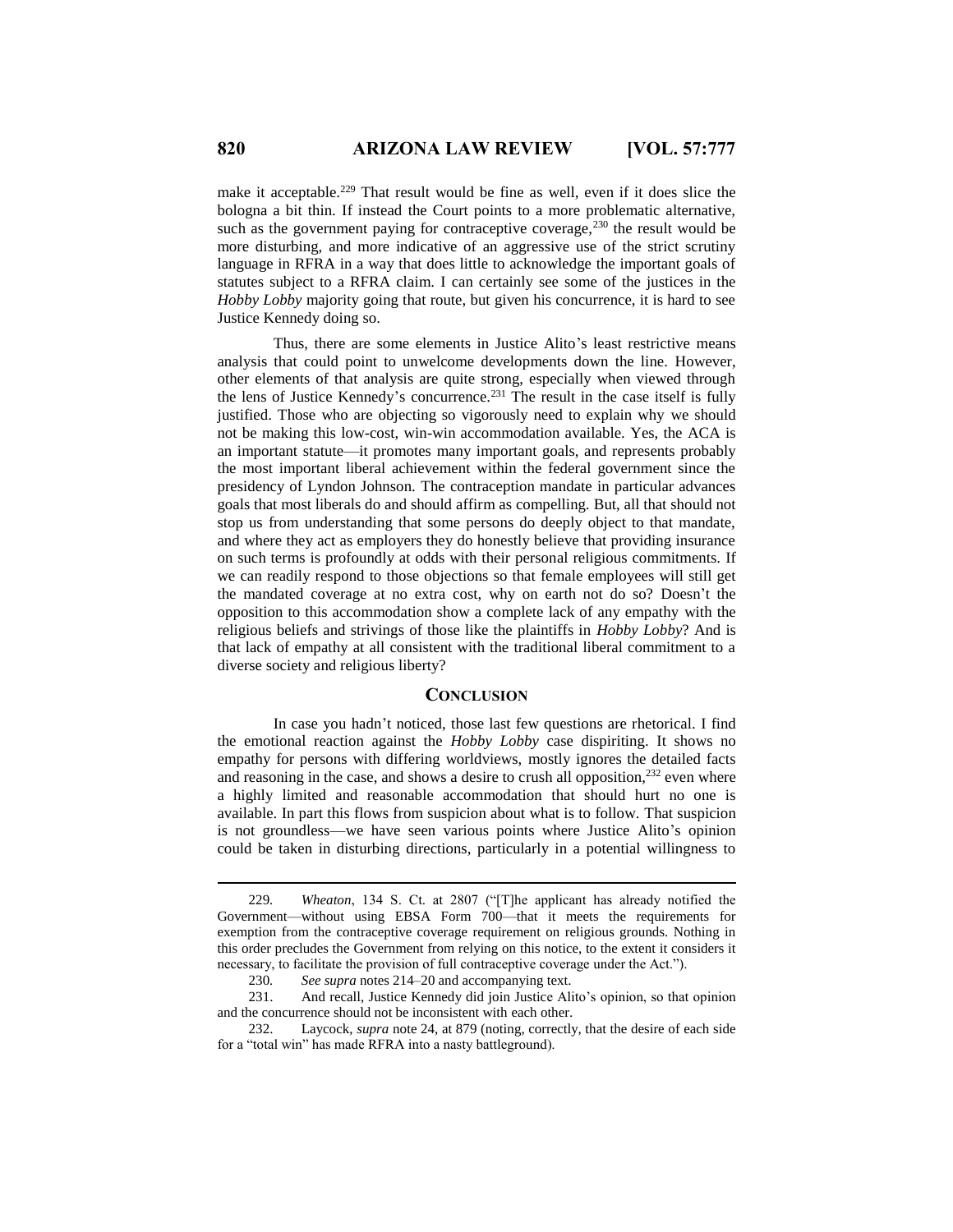make it acceptable.[229] That result would be fine as well, even if it does slice the bologna a bit thin. If instead the Court points to a more problematic alternative, such as the government paying for contraceptive coverage,[230] the result would be more disturbing, and more indicative of an aggressive use of the strict scrutiny language in RFRA in a way that does little to acknowledge the important goals of statutes subject to a RFRA claim. I can certainly see some of the justices in the *Hobby Lobby* majority going that route, but given his concurrence, it is hard to see Justice Kennedy doing so.

Thus, there are some elements in Justice Alito's least restrictive means analysis that could point to unwelcome developments down the line. However, other elements of that analysis are quite strong, especially when viewed through the lens of Justice Kennedy's concurrence.[231] The result in the case itself is fully justified. Those who are objecting so vigorously need to explain why we should not be making this low-cost, win-win accommodation available. Yes, the ACA is an important statute—it promotes many important goals, and represents probably the most important liberal achievement within the federal government since the presidency of Lyndon Johnson. The contraception mandate in particular advances goals that most liberals do and should affirm as compelling. But, all that should not stop us from understanding that some persons do deeply object to that mandate, and where they act as employers they do honestly believe that providing insurance on such terms is profoundly at odds with their personal religious commitments. If we can readily respond to those objections so that female employees will still get the mandated coverage at no extra cost, why on earth not do so? Doesn't the opposition to this accommodation show a complete lack of any empathy with the religious beliefs and strivings of those like the plaintiffs in *Hobby Lobby*? And is that lack of empathy at all consistent with the traditional liberal commitment to a diverse society and religious liberty?

## CONCLUSION

In case you hadn't noticed, those last few questions are rhetorical. I find the emotional reaction against the *Hobby Lobby* case dispiriting. It shows no empathy for persons with differing worldviews, mostly ignores the detailed facts and reasoning in the case, and shows a desire to crush all opposition,[232] even where a highly limited and reasonable accommodation that should hurt no one is available. In part this flows from suspicion about what is to follow. That suspicion is not groundless—we have seen various points where Justice Alito's opinion could be taken in disturbing directions, particularly in a potential willingness to

---

229. *Wheaton*, 134 S. Ct. at 2807 ("[T]he applicant has already notified the Government—without using EBSA Form 700—that it meets the requirements for exemption from the contraceptive coverage requirement on religious grounds. Nothing in this order precludes the Government from relying on this notice, to the extent it considers it necessary, to facilitate the provision of full contraceptive coverage under the Act.").

230. *See supra* notes 214–20 and accompanying text.

231. And recall, Justice Kennedy did join Justice Alito's opinion, so that opinion and the concurrence should not be inconsistent with each other.

232. Laycock, *supra* note 24, at 879 (noting, correctly, that the desire of each side for a "total win" has made RFRA into a nasty battleground).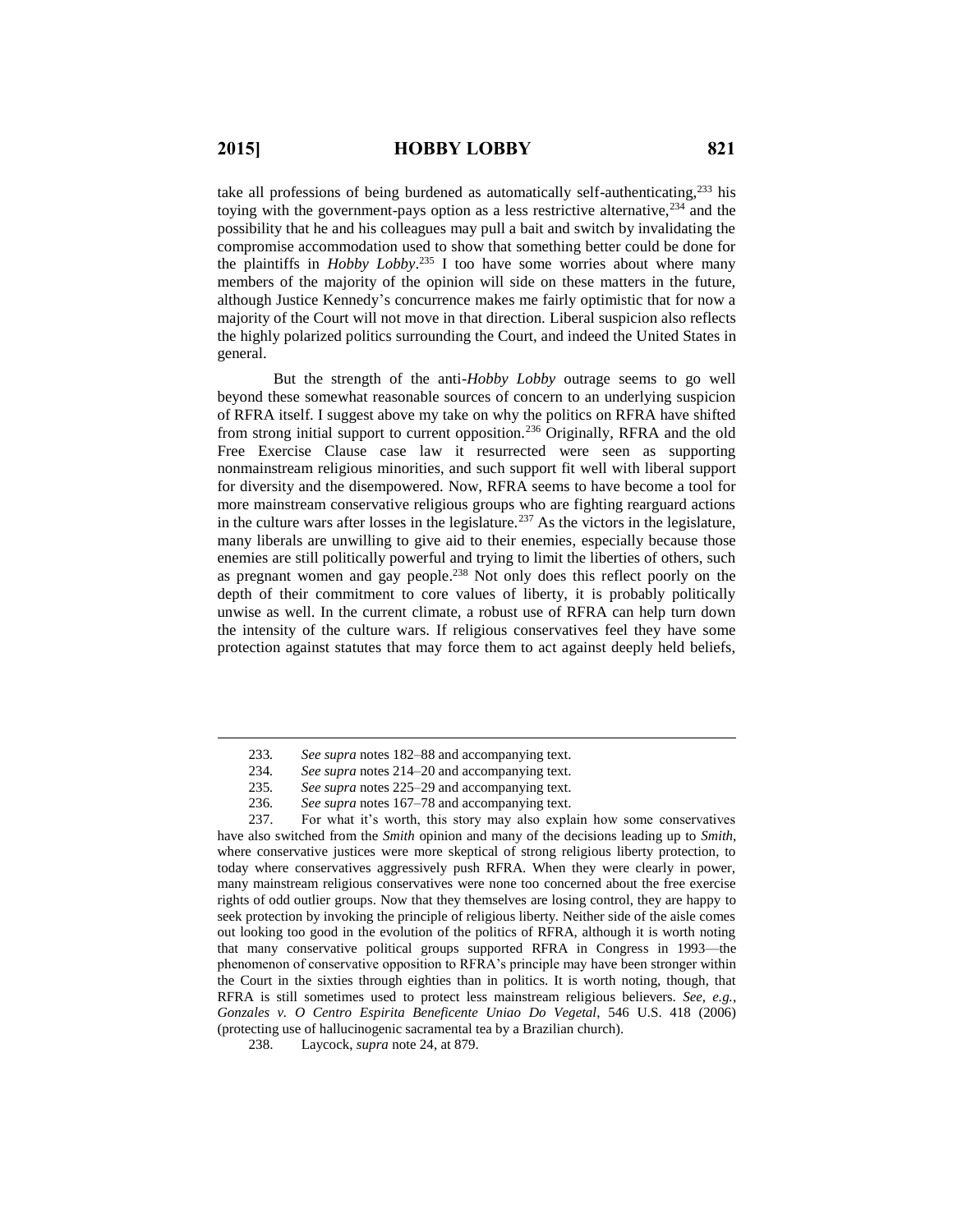take all professions of being burdened as automatically self-authenticating,[233] his toying with the government-pays option as a less restrictive alternative,[234] and the possibility that he and his colleagues may pull a bait and switch by invalidating the compromise accommodation used to show that something better could be done for the plaintiffs in *Hobby Lobby*.[235] I too have some worries about where many members of the majority of the opinion will side on these matters in the future, although Justice Kennedy's concurrence makes me fairly optimistic that for now a majority of the Court will not move in that direction. Liberal suspicion also reflects the highly polarized politics surrounding the Court, and indeed the United States in general.

But the strength of the anti-*Hobby Lobby* outrage seems to go well beyond these somewhat reasonable sources of concern to an underlying suspicion of RFRA itself. I suggest above my take on why the politics on RFRA have shifted from strong initial support to current opposition.[236] Originally, RFRA and the old Free Exercise Clause case law it resurrected were seen as supporting nonmainstream religious minorities, and such support fit well with liberal support for diversity and the disempowered. Now, RFRA seems to have become a tool for more mainstream conservative religious groups who are fighting rearguard actions in the culture wars after losses in the legislature.[237] As the victors in the legislature, many liberals are unwilling to give aid to their enemies, especially because those enemies are still politically powerful and trying to limit the liberties of others, such as pregnant women and gay people.[238] Not only does this reflect poorly on the depth of their commitment to core values of liberty, it is probably politically unwise as well. In the current climate, a robust use of RFRA can help turn down the intensity of the culture wars. If religious conservatives feel they have some protection against statutes that may force them to act against deeply held beliefs,

---

233. *See supra* notes 182–88 and accompanying text.

234. *See supra* notes 214–20 and accompanying text.

235. *See supra* notes 225–29 and accompanying text.

236. *See supra* notes 167–78 and accompanying text.

237. For what it's worth, this story may also explain how some conservatives have also switched from the *Smith* opinion and many of the decisions leading up to *Smith*, where conservative justices were more skeptical of strong religious liberty protection, to today where conservatives aggressively push RFRA. When they were clearly in power, many mainstream religious conservatives were none too concerned about the free exercise rights of odd outlier groups. Now that they themselves are losing control, they are happy to seek protection by invoking the principle of religious liberty. Neither side of the aisle comes out looking too good in the evolution of the politics of RFRA, although it is worth noting that many conservative political groups supported RFRA in Congress in 1993—the phenomenon of conservative opposition to RFRA's principle may have been stronger within the Court in the sixties through eighties than in politics. It is worth noting, though, that RFRA is still sometimes used to protect less mainstream religious believers. *See, e.g.*, *Gonzales v. O Centro Espirita Beneficente Uniao Do Vegetal*, 546 U.S. 418 (2006) (protecting use of hallucinogenic sacramental tea by a Brazilian church).

238. Laycock, *supra* note 24, at 879.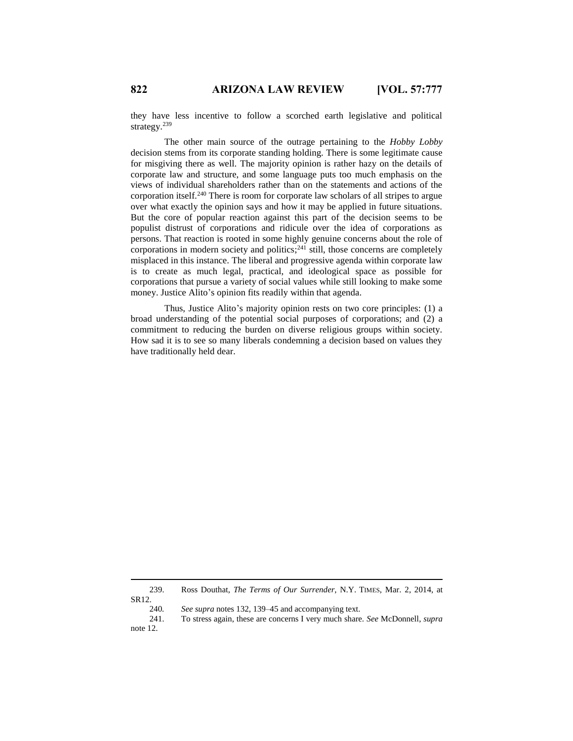they have less incentive to follow a scorched earth legislative and political strategy.[239]

The other main source of the outrage pertaining to the *Hobby Lobby* decision stems from its corporate standing holding. There is some legitimate cause for misgiving there as well. The majority opinion is rather hazy on the details of corporate law and structure, and some language puts too much emphasis on the views of individual shareholders rather than on the statements and actions of the corporation itself.[240] There is room for corporate law scholars of all stripes to argue over what exactly the opinion says and how it may be applied in future situations. But the core of popular reaction against this part of the decision seems to be populist distrust of corporations and ridicule over the idea of corporations as persons. That reaction is rooted in some highly genuine concerns about the role of corporations in modern society and politics;[241] still, those concerns are completely misplaced in this instance. The liberal and progressive agenda within corporate law is to create as much legal, practical, and ideological space as possible for corporations that pursue a variety of social values while still looking to make some money. Justice Alito's opinion fits readily within that agenda.

Thus, Justice Alito's majority opinion rests on two core principles: (1) a broad understanding of the potential social purposes of corporations; and (2) a commitment to reducing the burden on diverse religious groups within society. How sad it is to see so many liberals condemning a decision based on values they have traditionally held dear.

---

239. Ross Douthat, *The Terms of Our Surrender*, N.Y. TIMES, Mar. 2, 2014, at SR12.

240. *See supra* notes 132, 139–45 and accompanying text.

241. To stress again, these are concerns I very much share. *See* McDonnell, *supra* note 12.